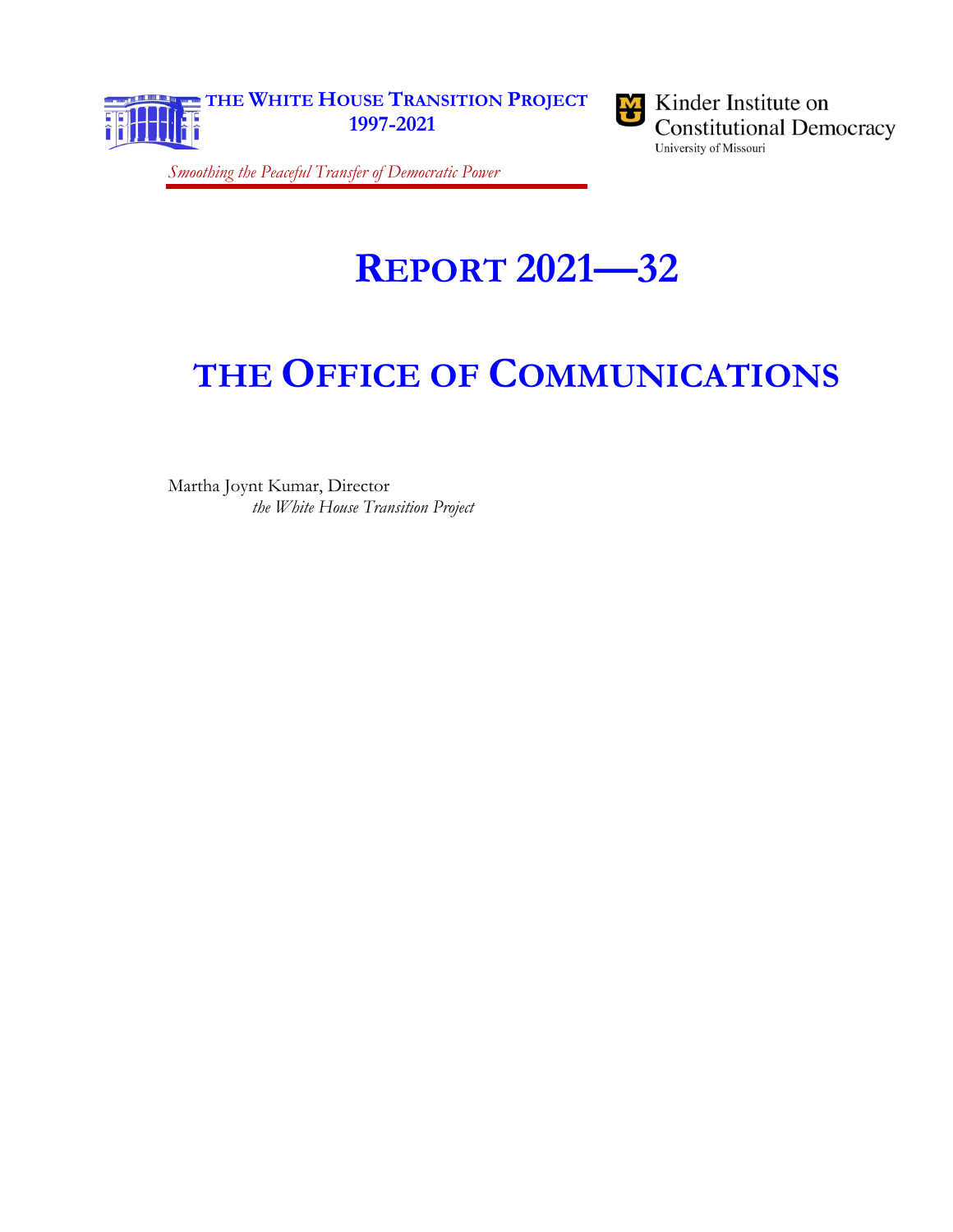THE WHITE HOUSE TRANSITION PROJECT
1997-2021

Kinder Institute on Constitutional Democracy
University of Missouri

*Smoothing the Peaceful Transfer of Democratic Power*

# REPORT 2021—32

# THE OFFICE OF COMMUNICATIONS

Martha Joynt Kumar, Director
*the White House Transition Project*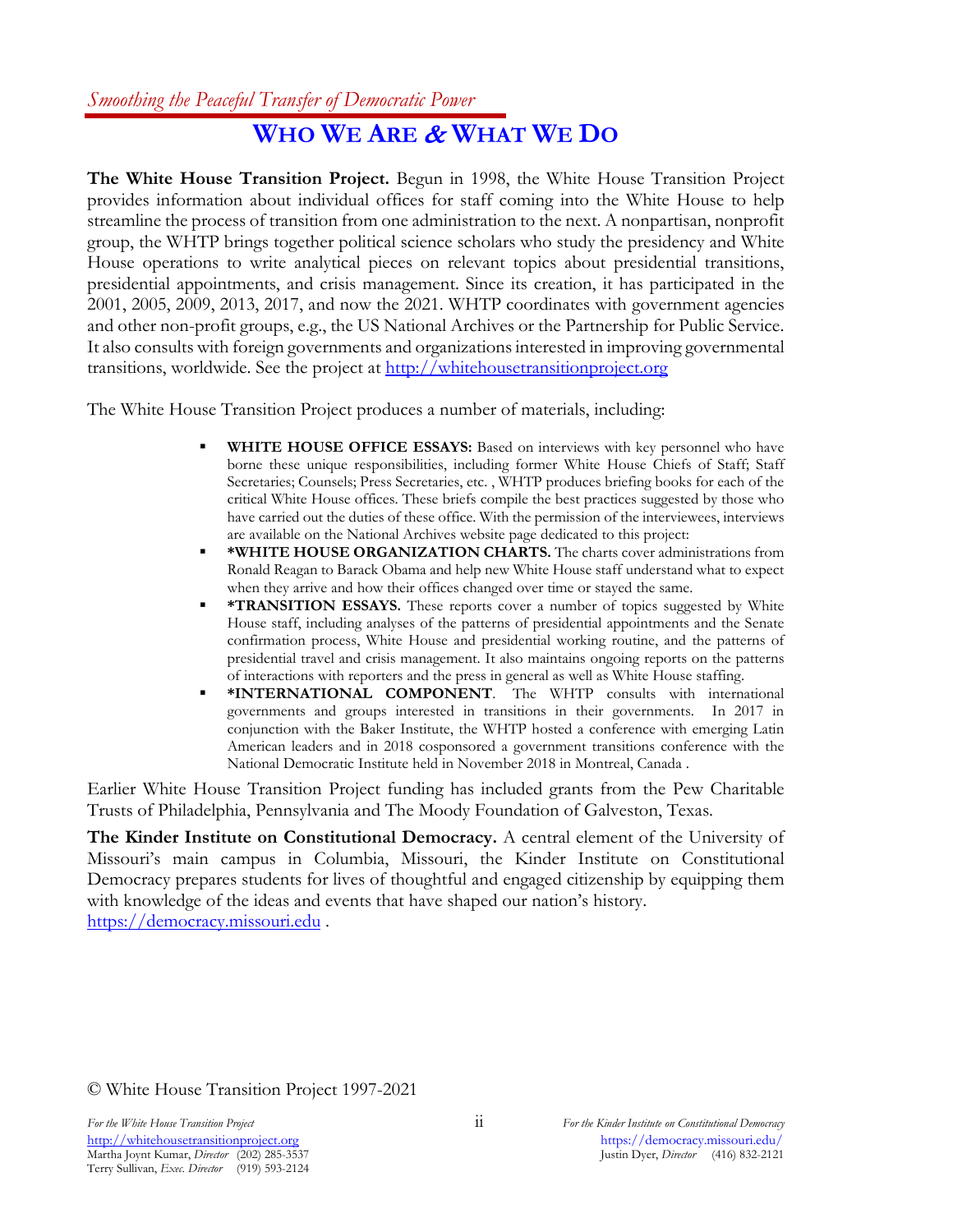*Smoothing the Peaceful Transfer of Democratic Power*

# WHO WE ARE & WHAT WE DO

**The White House Transition Project.** Begun in 1998, the White House Transition Project provides information about individual offices for staff coming into the White House to help streamline the process of transition from one administration to the next. A nonpartisan, nonprofit group, the WHTP brings together political science scholars who study the presidency and White House operations to write analytical pieces on relevant topics about presidential transitions, presidential appointments, and crisis management. Since its creation, it has participated in the 2001, 2005, 2009, 2013, 2017, and now the 2021. WHTP coordinates with government agencies and other non-profit groups, e.g., the US National Archives or the Partnership for Public Service. It also consults with foreign governments and organizations interested in improving governmental transitions, worldwide. See the project at http://whitehousetransitionproject.org

The White House Transition Project produces a number of materials, including:

- **WHITE HOUSE OFFICE ESSAYS:** Based on interviews with key personnel who have borne these unique responsibilities, including former White House Chiefs of Staff; Staff Secretaries; Counsels; Press Secretaries, etc. , WHTP produces briefing books for each of the critical White House offices. These briefs compile the best practices suggested by those who have carried out the duties of these office. With the permission of the interviewees, interviews are available on the National Archives website page dedicated to this project:
- **\*WHITE HOUSE ORGANIZATION CHARTS.** The charts cover administrations from Ronald Reagan to Barack Obama and help new White House staff understand what to expect when they arrive and how their offices changed over time or stayed the same.
- **\*TRANSITION ESSAYS.** These reports cover a number of topics suggested by White House staff, including analyses of the patterns of presidential appointments and the Senate confirmation process, White House and presidential working routine, and the patterns of presidential travel and crisis management. It also maintains ongoing reports on the patterns of interactions with reporters and the press in general as well as White House staffing.
- **\*INTERNATIONAL COMPONENT**. The WHTP consults with international governments and groups interested in transitions in their governments. In 2017 in conjunction with the Baker Institute, the WHTP hosted a conference with emerging Latin American leaders and in 2018 cosponsored a government transitions conference with the National Democratic Institute held in November 2018 in Montreal, Canada .

Earlier White House Transition Project funding has included grants from the Pew Charitable Trusts of Philadelphia, Pennsylvania and The Moody Foundation of Galveston, Texas.

**The Kinder Institute on Constitutional Democracy.** A central element of the University of Missouri's main campus in Columbia, Missouri, the Kinder Institute on Constitutional Democracy prepares students for lives of thoughtful and engaged citizenship by equipping them with knowledge of the ideas and events that have shaped our nation's history. https://democracy.missouri.edu .

© White House Transition Project 1997-2021

*For the White House Transition Project*
http://whitehousetransitionproject.org
Martha Joynt Kumar, *Director* (202) 285-3537
Terry Sullivan, *Exec. Director* (919) 593-2124

*For the Kinder Institute on Constitutional Democracy*
https://democracy.missouri.edu/
Justin Dyer, *Director* (416) 832-2121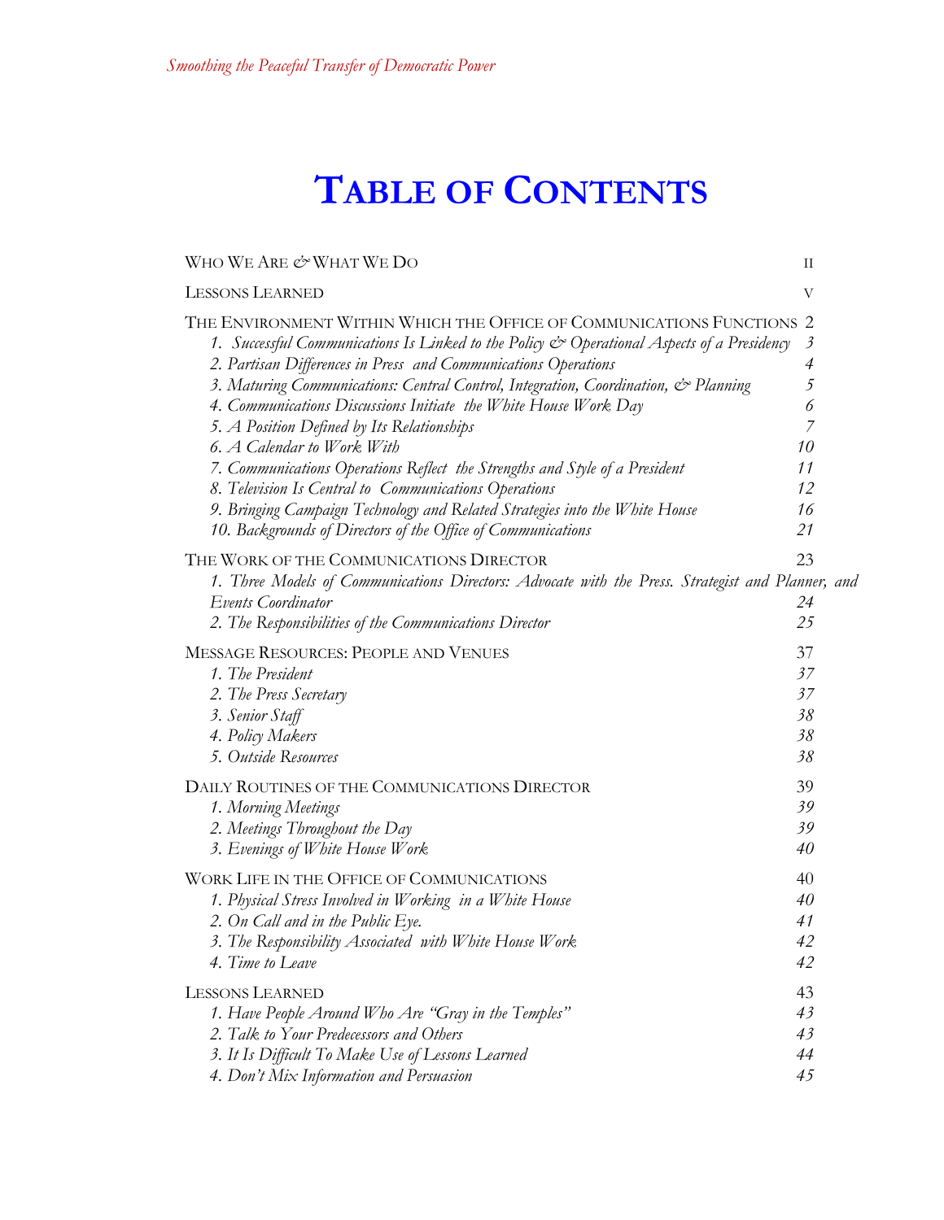# TABLE OF CONTENTS

| | |
|---|---|
| WHO WE ARE & WHAT WE DO | II |
| LESSONS LEARNED | V |
| THE ENVIRONMENT WITHIN WHICH THE OFFICE OF COMMUNICATIONS FUNCTIONS | 2 |
| *1. Successful Communications Is Linked to the Policy & Operational Aspects of a Presidency* | *3* |
| *2. Partisan Differences in Press and Communications Operations* | *4* |
| *3. Maturing Communications: Central Control, Integration, Coordination, & Planning* | *5* |
| *4. Communications Discussions Initiate the White House Work Day* | *6* |
| *5. A Position Defined by Its Relationships* | *7* |
| *6. A Calendar to Work With* | *10* |
| *7. Communications Operations Reflect the Strengths and Style of a President* | *11* |
| *8. Television Is Central to Communications Operations* | *12* |
| *9. Bringing Campaign Technology and Related Strategies into the White House* | *16* |
| *10. Backgrounds of Directors of the Office of Communications* | *21* |
| THE WORK OF THE COMMUNICATIONS DIRECTOR | 23 |
| *1. Three Models of Communications Directors: Advocate with the Press. Strategist and Planner, and Events Coordinator* | *24* |
| *2. The Responsibilities of the Communications Director* | *25* |
| MESSAGE RESOURCES: PEOPLE AND VENUES | 37 |
| *1. The President* | *37* |
| *2. The Press Secretary* | *37* |
| *3. Senior Staff* | *38* |
| *4. Policy Makers* | *38* |
| *5. Outside Resources* | *38* |
| DAILY ROUTINES OF THE COMMUNICATIONS DIRECTOR | 39 |
| *1. Morning Meetings* | *39* |
| *2. Meetings Throughout the Day* | *39* |
| *3. Evenings of White House Work* | *40* |
| WORK LIFE IN THE OFFICE OF COMMUNICATIONS | 40 |
| *1. Physical Stress Involved in Working in a White House* | *40* |
| *2. On Call and in the Public Eye.* | *41* |
| *3. The Responsibility Associated with White House Work* | *42* |
| *4. Time to Leave* | *42* |
| LESSONS LEARNED | 43 |
| *1. Have People Around Who Are "Gray in the Temples"* | *43* |
| *2. Talk to Your Predecessors and Others* | *43* |
| *3. It Is Difficult To Make Use of Lessons Learned* | *44* |
| *4. Don't Mix Information and Persuasion* | *45* |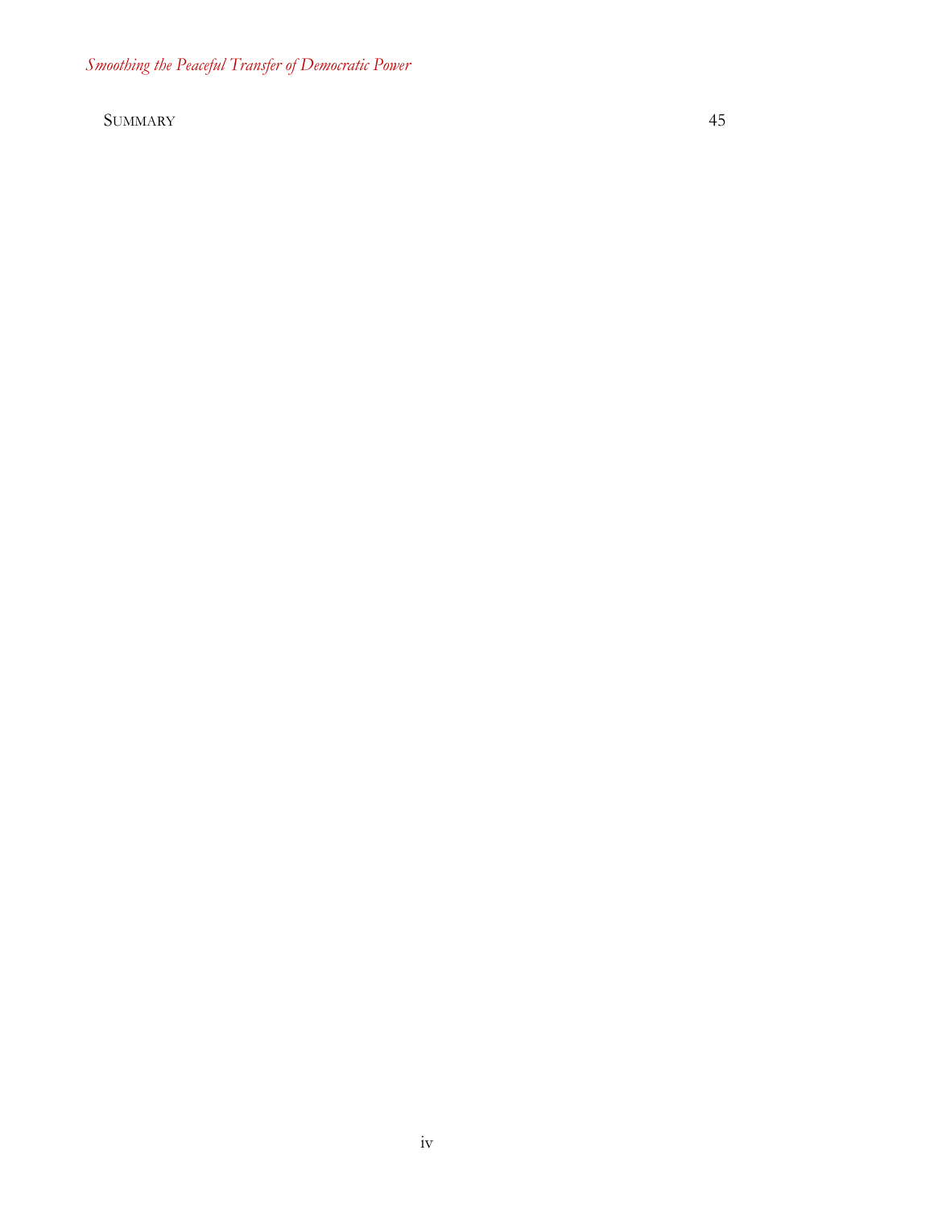SUMMARY 45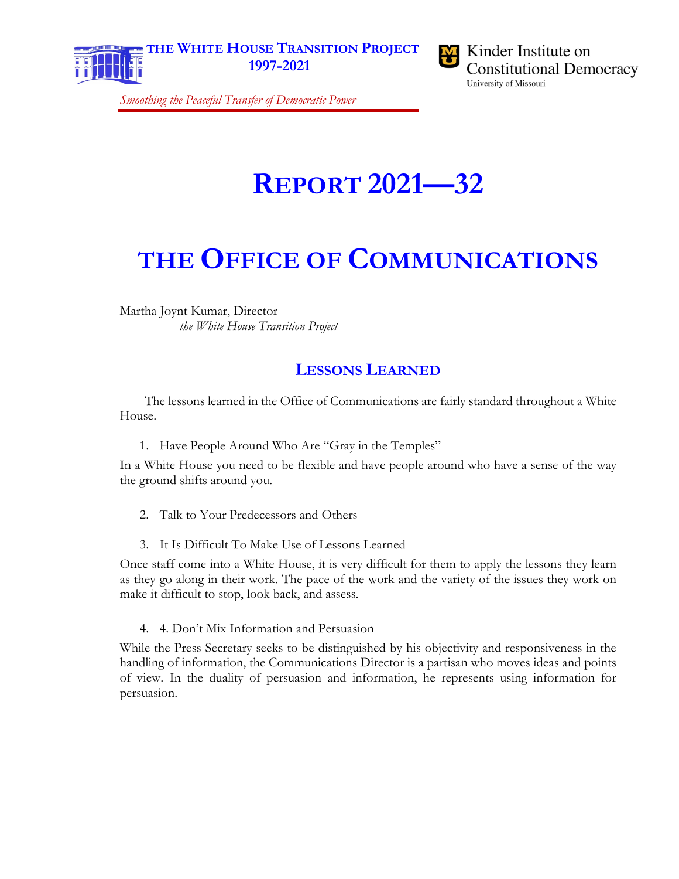THE WHITE HOUSE TRANSITION PROJECT 1997-2021

*Smoothing the Peaceful Transfer of Democratic Power*

Kinder Institute on Constitutional Democracy
University of Missouri

# REPORT 2021—32

# THE OFFICE OF COMMUNICATIONS

Martha Joynt Kumar, Director
*the White House Transition Project*

## LESSONS LEARNED

The lessons learned in the Office of Communications are fairly standard throughout a White House.

1. Have People Around Who Are "Gray in the Temples"

In a White House you need to be flexible and have people around who have a sense of the way the ground shifts around you.

2. Talk to Your Predecessors and Others

3. It Is Difficult To Make Use of Lessons Learned

Once staff come into a White House, it is very difficult for them to apply the lessons they learn as they go along in their work. The pace of the work and the variety of the issues they work on make it difficult to stop, look back, and assess.

4. 4. Don't Mix Information and Persuasion

While the Press Secretary seeks to be distinguished by his objectivity and responsiveness in the handling of information, the Communications Director is a partisan who moves ideas and points of view. In the duality of persuasion and information, he represents using information for persuasion.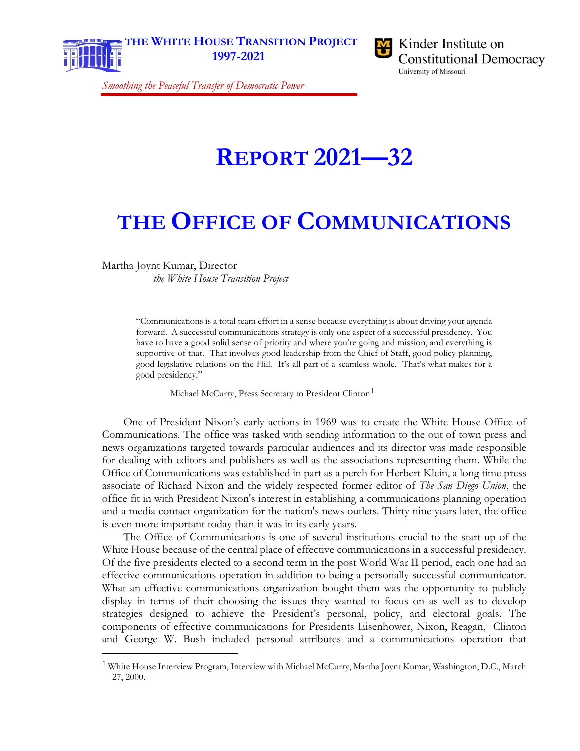THE WHITE HOUSE TRANSITION PROJECT
1997-2021

*Smoothing the Peaceful Transfer of Democratic Power*

Kinder Institute on Constitutional Democracy
University of Missouri

# REPORT 2021—32

# THE OFFICE OF COMMUNICATIONS

Martha Joynt Kumar, Director
*the White House Transition Project*

> "Communications is a total team effort in a sense because everything is about driving your agenda forward. A successful communications strategy is only one aspect of a successful presidency. You have to have a good solid sense of priority and where you're going and mission, and everything is supportive of that. That involves good leadership from the Chief of Staff, good policy planning, good legislative relations on the Hill. It's all part of a seamless whole. That's what makes for a good presidency."
>
> Michael McCurry, Press Secretary to President Clinton[1]

One of President Nixon's early actions in 1969 was to create the White House Office of Communications. The office was tasked with sending information to the out of town press and news organizations targeted towards particular audiences and its director was made responsible for dealing with editors and publishers as well as the associations representing them. While the Office of Communications was established in part as a perch for Herbert Klein, a long time press associate of Richard Nixon and the widely respected former editor of *The San Diego Union*, the office fit in with President Nixon's interest in establishing a communications planning operation and a media contact organization for the nation's news outlets. Thirty nine years later, the office is even more important today than it was in its early years.

The Office of Communications is one of several institutions crucial to the start up of the White House because of the central place of effective communications in a successful presidency. Of the five presidents elected to a second term in the post World War II period, each one had an effective communications operation in addition to being a personally successful communicator. What an effective communications organization bought them was the opportunity to publicly display in terms of their choosing the issues they wanted to focus on as well as to develop strategies designed to achieve the President's personal, policy, and electoral goals. The components of effective communications for Presidents Eisenhower, Nixon, Reagan, Clinton and George W. Bush included personal attributes and a communications operation that

[1] White House Interview Program, Interview with Michael McCurry, Martha Joynt Kumar, Washington, D.C., March 27, 2000.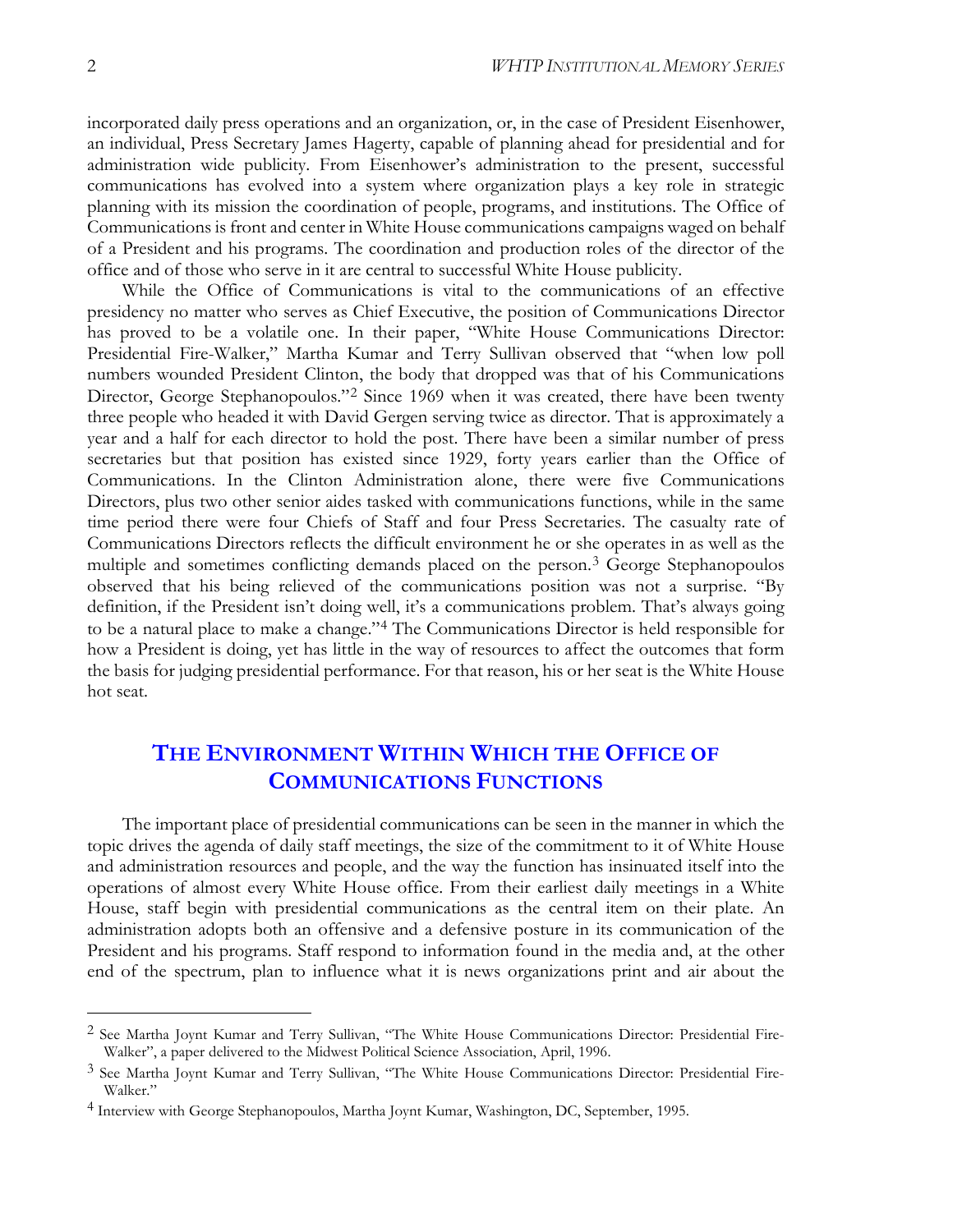incorporated daily press operations and an organization, or, in the case of President Eisenhower, an individual, Press Secretary James Hagerty, capable of planning ahead for presidential and for administration wide publicity. From Eisenhower's administration to the present, successful communications has evolved into a system where organization plays a key role in strategic planning with its mission the coordination of people, programs, and institutions. The Office of Communications is front and center in White House communications campaigns waged on behalf of a President and his programs. The coordination and production roles of the director of the office and of those who serve in it are central to successful White House publicity.

While the Office of Communications is vital to the communications of an effective presidency no matter who serves as Chief Executive, the position of Communications Director has proved to be a volatile one. In their paper, "White House Communications Director: Presidential Fire-Walker," Martha Kumar and Terry Sullivan observed that "when low poll numbers wounded President Clinton, the body that dropped was that of his Communications Director, George Stephanopoulos."[2] Since 1969 when it was created, there have been twenty three people who headed it with David Gergen serving twice as director. That is approximately a year and a half for each director to hold the post. There have been a similar number of press secretaries but that position has existed since 1929, forty years earlier than the Office of Communications. In the Clinton Administration alone, there were five Communications Directors, plus two other senior aides tasked with communications functions, while in the same time period there were four Chiefs of Staff and four Press Secretaries. The casualty rate of Communications Directors reflects the difficult environment he or she operates in as well as the multiple and sometimes conflicting demands placed on the person.[3] George Stephanopoulos observed that his being relieved of the communications position was not a surprise. "By definition, if the President isn't doing well, it's a communications problem. That's always going to be a natural place to make a change."[4] The Communications Director is held responsible for how a President is doing, yet has little in the way of resources to affect the outcomes that form the basis for judging presidential performance. For that reason, his or her seat is the White House hot seat.

## The Environment Within Which the Office of Communications Functions

The important place of presidential communications can be seen in the manner in which the topic drives the agenda of daily staff meetings, the size of the commitment to it of White House and administration resources and people, and the way the function has insinuated itself into the operations of almost every White House office. From their earliest daily meetings in a White House, staff begin with presidential communications as the central item on their plate. An administration adopts both an offensive and a defensive posture in its communication of the President and his programs. Staff respond to information found in the media and, at the other end of the spectrum, plan to influence what it is news organizations print and air about the

---

[2] See Martha Joynt Kumar and Terry Sullivan, "The White House Communications Director: Presidential Fire-Walker", a paper delivered to the Midwest Political Science Association, April, 1996.

[3] See Martha Joynt Kumar and Terry Sullivan, "The White House Communications Director: Presidential Fire-Walker."

[4] Interview with George Stephanopoulos, Martha Joynt Kumar, Washington, DC, September, 1995.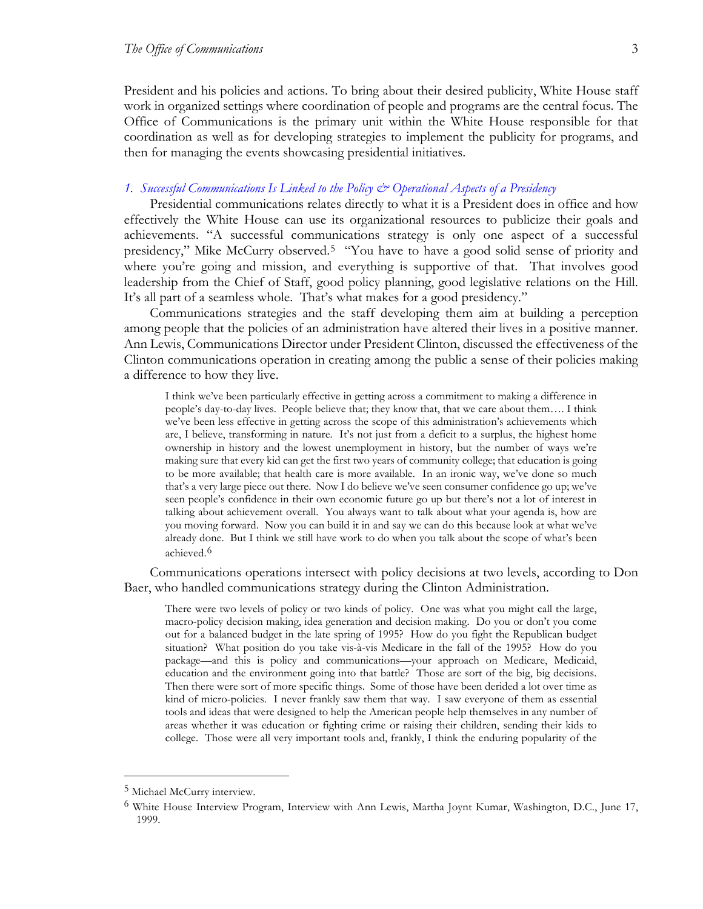President and his policies and actions. To bring about their desired publicity, White House staff work in organized settings where coordination of people and programs are the central focus. The Office of Communications is the primary unit within the White House responsible for that coordination as well as for developing strategies to implement the publicity for programs, and then for managing the events showcasing presidential initiatives.

### *1. Successful Communications Is Linked to the Policy & Operational Aspects of a Presidency*

Presidential communications relates directly to what it is a President does in office and how effectively the White House can use its organizational resources to publicize their goals and achievements. "A successful communications strategy is only one aspect of a successful presidency," Mike McCurry observed.[5] "You have to have a good solid sense of priority and where you're going and mission, and everything is supportive of that. That involves good leadership from the Chief of Staff, good policy planning, good legislative relations on the Hill. It's all part of a seamless whole. That's what makes for a good presidency."

Communications strategies and the staff developing them aim at building a perception among people that the policies of an administration have altered their lives in a positive manner. Ann Lewis, Communications Director under President Clinton, discussed the effectiveness of the Clinton communications operation in creating among the public a sense of their policies making a difference to how they live.

> I think we've been particularly effective in getting across a commitment to making a difference in people's day-to-day lives. People believe that; they know that, that we care about them…. I think we've been less effective in getting across the scope of this administration's achievements which are, I believe, transforming in nature. It's not just from a deficit to a surplus, the highest home ownership in history and the lowest unemployment in history, but the number of ways we're making sure that every kid can get the first two years of community college; that education is going to be more available; that health care is more available. In an ironic way, we've done so much that's a very large piece out there. Now I do believe we've seen consumer confidence go up; we've seen people's confidence in their own economic future go up but there's not a lot of interest in talking about achievement overall. You always want to talk about what your agenda is, how are you moving forward. Now you can build it in and say we can do this because look at what we've already done. But I think we still have work to do when you talk about the scope of what's been achieved.[6]

Communications operations intersect with policy decisions at two levels, according to Don Baer, who handled communications strategy during the Clinton Administration.

> There were two levels of policy or two kinds of policy. One was what you might call the large, macro-policy decision making, idea generation and decision making. Do you or don't you come out for a balanced budget in the late spring of 1995? How do you fight the Republican budget situation? What position do you take vis-à-vis Medicare in the fall of the 1995? How do you package—and this is policy and communications—your approach on Medicare, Medicaid, education and the environment going into that battle? Those are sort of the big, big decisions. Then there were sort of more specific things. Some of those have been derided a lot over time as kind of micro-policies. I never frankly saw them that way. I saw everyone of them as essential tools and ideas that were designed to help the American people help themselves in any number of areas whether it was education or fighting crime or raising their children, sending their kids to college. Those were all very important tools and, frankly, I think the enduring popularity of the

---

[5] Michael McCurry interview.

[6] White House Interview Program, Interview with Ann Lewis, Martha Joynt Kumar, Washington, D.C., June 17, 1999.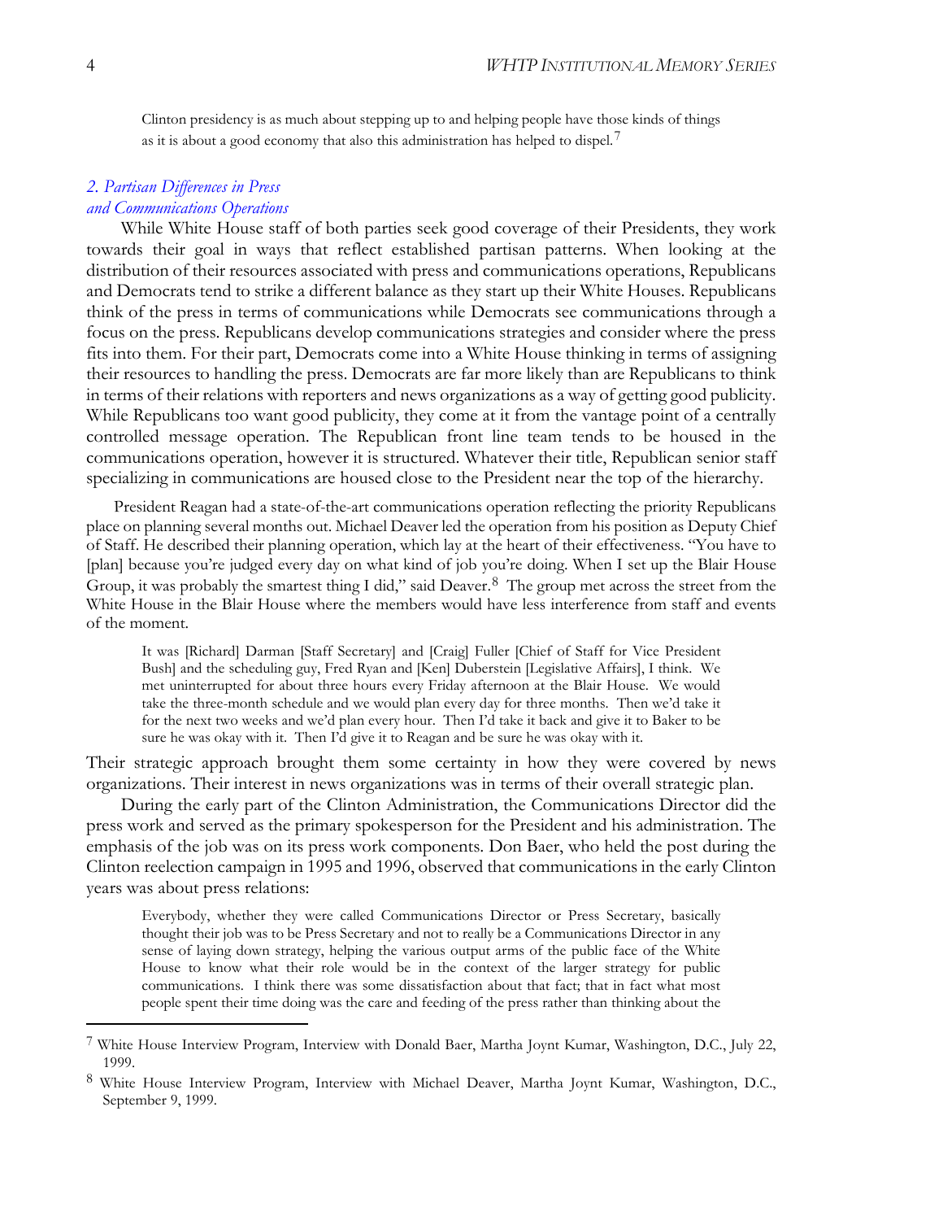Clinton presidency is as much about stepping up to and helping people have those kinds of things as it is about a good economy that also this administration has helped to dispel.[7]

## *2. Partisan Differences in Press and Communications Operations*

While White House staff of both parties seek good coverage of their Presidents, they work towards their goal in ways that reflect established partisan patterns. When looking at the distribution of their resources associated with press and communications operations, Republicans and Democrats tend to strike a different balance as they start up their White Houses. Republicans think of the press in terms of communications while Democrats see communications through a focus on the press. Republicans develop communications strategies and consider where the press fits into them. For their part, Democrats come into a White House thinking in terms of assigning their resources to handling the press. Democrats are far more likely than are Republicans to think in terms of their relations with reporters and news organizations as a way of getting good publicity. While Republicans too want good publicity, they come at it from the vantage point of a centrally controlled message operation. The Republican front line team tends to be housed in the communications operation, however it is structured. Whatever their title, Republican senior staff specializing in communications are housed close to the President near the top of the hierarchy.

President Reagan had a state-of-the-art communications operation reflecting the priority Republicans place on planning several months out. Michael Deaver led the operation from his position as Deputy Chief of Staff. He described their planning operation, which lay at the heart of their effectiveness. "You have to [plan] because you're judged every day on what kind of job you're doing. When I set up the Blair House Group, it was probably the smartest thing I did," said Deaver.[8] The group met across the street from the White House in the Blair House where the members would have less interference from staff and events of the moment.

> It was [Richard] Darman [Staff Secretary] and [Craig] Fuller [Chief of Staff for Vice President Bush] and the scheduling guy, Fred Ryan and [Ken] Duberstein [Legislative Affairs], I think. We met uninterrupted for about three hours every Friday afternoon at the Blair House. We would take the three-month schedule and we would plan every day for three months. Then we'd take it for the next two weeks and we'd plan every hour. Then I'd take it back and give it to Baker to be sure he was okay with it. Then I'd give it to Reagan and be sure he was okay with it.

Their strategic approach brought them some certainty in how they were covered by news organizations. Their interest in news organizations was in terms of their overall strategic plan.

During the early part of the Clinton Administration, the Communications Director did the press work and served as the primary spokesperson for the President and his administration. The emphasis of the job was on its press work components. Don Baer, who held the post during the Clinton reelection campaign in 1995 and 1996, observed that communications in the early Clinton years was about press relations:

> Everybody, whether they were called Communications Director or Press Secretary, basically thought their job was to be Press Secretary and not to really be a Communications Director in any sense of laying down strategy, helping the various output arms of the public face of the White House to know what their role would be in the context of the larger strategy for public communications. I think there was some dissatisfaction about that fact; that in fact what most people spent their time doing was the care and feeding of the press rather than thinking about the

---

[7] White House Interview Program, Interview with Donald Baer, Martha Joynt Kumar, Washington, D.C., July 22, 1999.

[8] White House Interview Program, Interview with Michael Deaver, Martha Joynt Kumar, Washington, D.C., September 9, 1999.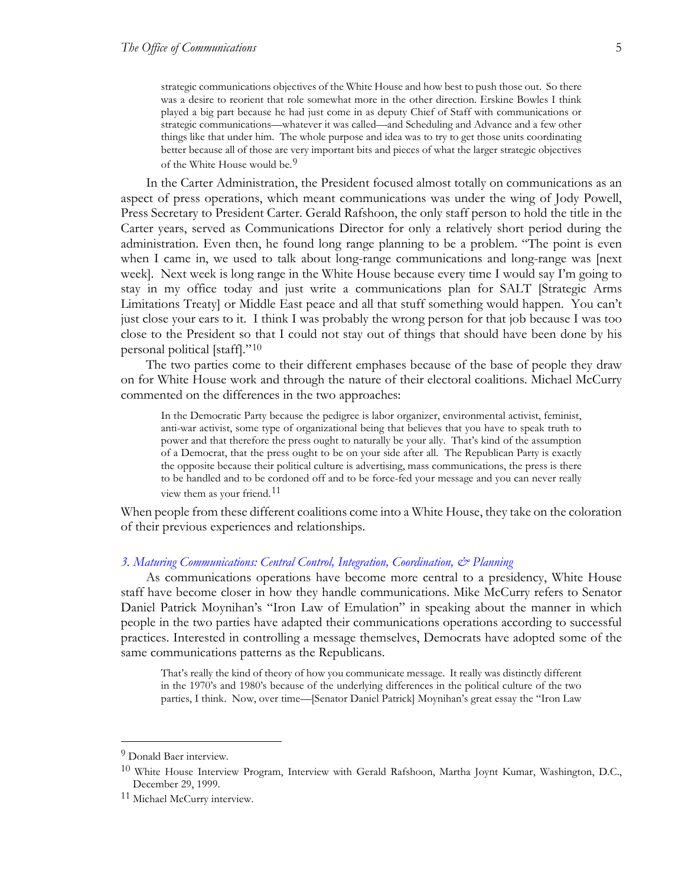> strategic communications objectives of the White House and how best to push those out. So there was a desire to reorient that role somewhat more in the other direction. Erskine Bowles I think played a big part because he had just come in as deputy Chief of Staff with communications or strategic communications—whatever it was called—and Scheduling and Advance and a few other things like that under him. The whole purpose and idea was to try to get those units coordinating better because all of those are very important bits and pieces of what the larger strategic objectives of the White House would be.[9]

In the Carter Administration, the President focused almost totally on communications as an aspect of press operations, which meant communications was under the wing of Jody Powell, Press Secretary to President Carter. Gerald Rafshoon, the only staff person to hold the title in the Carter years, served as Communications Director for only a relatively short period during the administration. Even then, he found long range planning to be a problem. "The point is even when I came in, we used to talk about long-range communications and long-range was [next week]. Next week is long range in the White House because every time I would say I'm going to stay in my office today and just write a communications plan for SALT [Strategic Arms Limitations Treaty] or Middle East peace and all that stuff something would happen. You can't just close your ears to it. I think I was probably the wrong person for that job because I was too close to the President so that I could not stay out of things that should have been done by his personal political [staff]."[10]

The two parties come to their different emphases because of the base of people they draw on for White House work and through the nature of their electoral coalitions. Michael McCurry commented on the differences in the two approaches:

> In the Democratic Party because the pedigree is labor organizer, environmental activist, feminist, anti-war activist, some type of organizational being that believes that you have to speak truth to power and that therefore the press ought to naturally be your ally. That's kind of the assumption of a Democrat, that the press ought to be on your side after all. The Republican Party is exactly the opposite because their political culture is advertising, mass communications, the press is there to be handled and to be cordoned off and to be force-fed your message and you can never really view them as your friend.[11]

When people from these different coalitions come into a White House, they take on the coloration of their previous experiences and relationships.

### *3. Maturing Communications: Central Control, Integration, Coordination, & Planning*

As communications operations have become more central to a presidency, White House staff have become closer in how they handle communications. Mike McCurry refers to Senator Daniel Patrick Moynihan's "Iron Law of Emulation" in speaking about the manner in which people in the two parties have adapted their communications operations according to successful practices. Interested in controlling a message themselves, Democrats have adopted some of the same communications patterns as the Republicans.

> That's really the kind of theory of how you communicate message. It really was distinctly different in the 1970's and 1980's because of the underlying differences in the political culture of the two parties, I think. Now, over time—[Senator Daniel Patrick] Moynihan's great essay the "Iron Law

---

[9] Donald Baer interview.

[10] White House Interview Program, Interview with Gerald Rafshoon, Martha Joynt Kumar, Washington, D.C., December 29, 1999.

[11] Michael McCurry interview.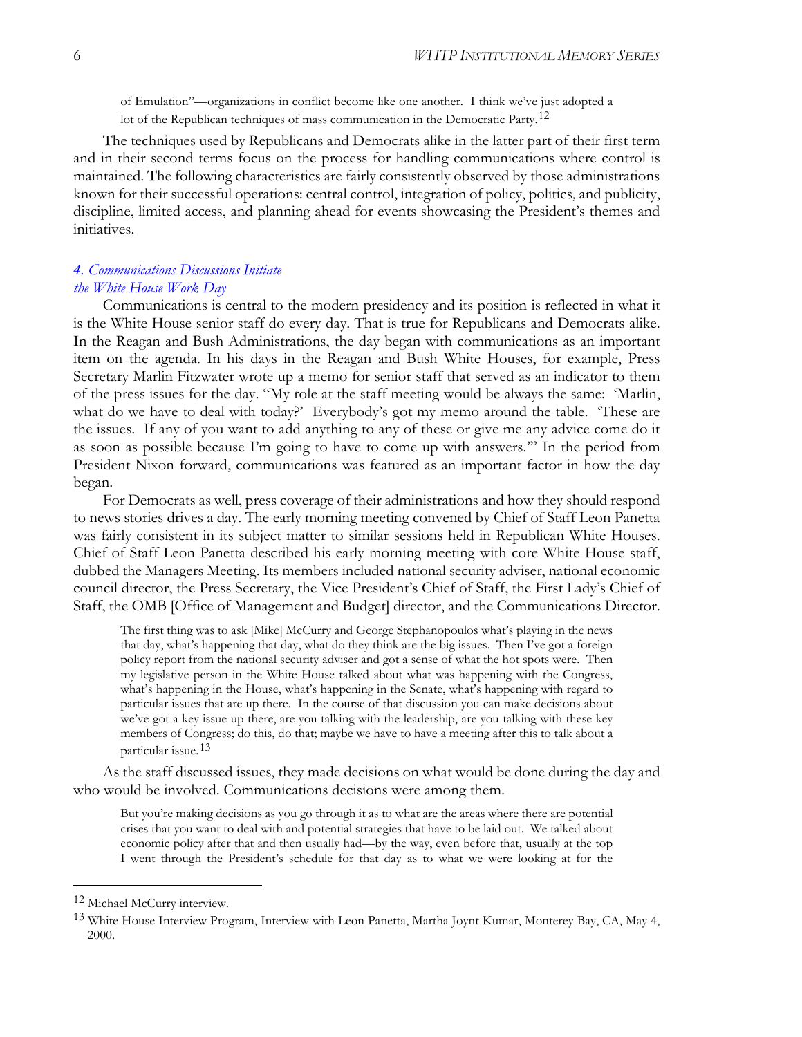> of Emulation"—organizations in conflict become like one another. I think we've just adopted a lot of the Republican techniques of mass communication in the Democratic Party.[12]

The techniques used by Republicans and Democrats alike in the latter part of their first term and in their second terms focus on the process for handling communications where control is maintained. The following characteristics are fairly consistently observed by those administrations known for their successful operations: central control, integration of policy, politics, and publicity, discipline, limited access, and planning ahead for events showcasing the President's themes and initiatives.

### *4. Communications Discussions Initiate the White House Work Day*

Communications is central to the modern presidency and its position is reflected in what it is the White House senior staff do every day. That is true for Republicans and Democrats alike. In the Reagan and Bush Administrations, the day began with communications as an important item on the agenda. In his days in the Reagan and Bush White Houses, for example, Press Secretary Marlin Fitzwater wrote up a memo for senior staff that served as an indicator to them of the press issues for the day. "My role at the staff meeting would be always the same: 'Marlin, what do we have to deal with today?' Everybody's got my memo around the table. 'These are the issues. If any of you want to add anything to any of these or give me any advice come do it as soon as possible because I'm going to have to come up with answers.'" In the period from President Nixon forward, communications was featured as an important factor in how the day began.

For Democrats as well, press coverage of their administrations and how they should respond to news stories drives a day. The early morning meeting convened by Chief of Staff Leon Panetta was fairly consistent in its subject matter to similar sessions held in Republican White Houses. Chief of Staff Leon Panetta described his early morning meeting with core White House staff, dubbed the Managers Meeting. Its members included national security adviser, national economic council director, the Press Secretary, the Vice President's Chief of Staff, the First Lady's Chief of Staff, the OMB [Office of Management and Budget] director, and the Communications Director.

> The first thing was to ask [Mike] McCurry and George Stephanopoulos what's playing in the news that day, what's happening that day, what do they think are the big issues. Then I've got a foreign policy report from the national security adviser and got a sense of what the hot spots were. Then my legislative person in the White House talked about what was happening with the Congress, what's happening in the House, what's happening in the Senate, what's happening with regard to particular issues that are up there. In the course of that discussion you can make decisions about we've got a key issue up there, are you talking with the leadership, are you talking with these key members of Congress; do this, do that; maybe we have to have a meeting after this to talk about a particular issue.[13]

As the staff discussed issues, they made decisions on what would be done during the day and who would be involved. Communications decisions were among them.

> But you're making decisions as you go through it as to what are the areas where there are potential crises that you want to deal with and potential strategies that have to be laid out. We talked about economic policy after that and then usually had—by the way, even before that, usually at the top I went through the President's schedule for that day as to what we were looking at for the

---

[12] Michael McCurry interview.

[13] White House Interview Program, Interview with Leon Panetta, Martha Joynt Kumar, Monterey Bay, CA, May 4, 2000.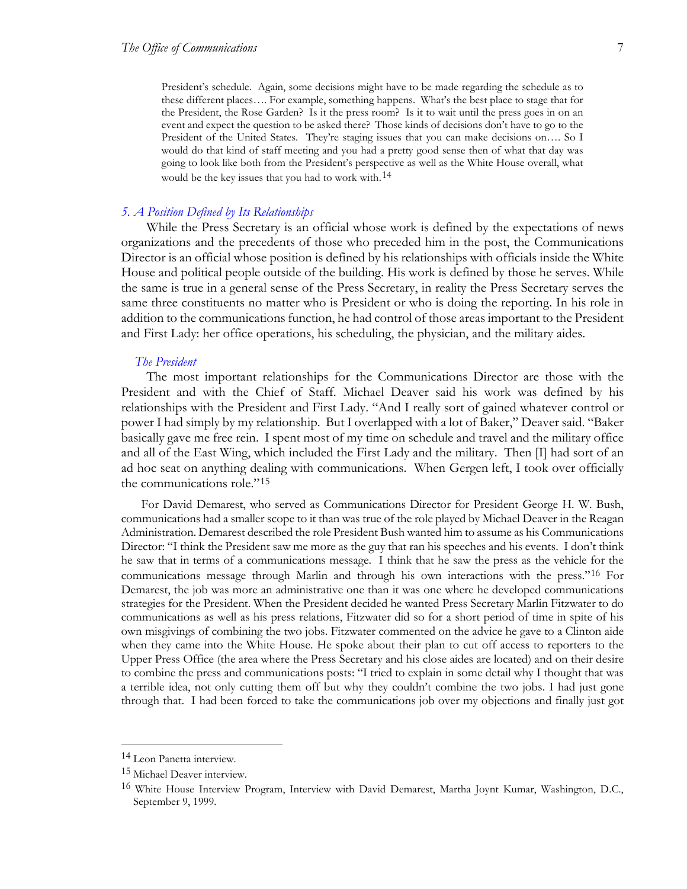> President's schedule. Again, some decisions might have to be made regarding the schedule as to these different places…. For example, something happens. What's the best place to stage that for the President, the Rose Garden? Is it the press room? Is it to wait until the press goes in on an event and expect the question to be asked there? Those kinds of decisions don't have to go to the President of the United States. They're staging issues that you can make decisions on…. So I would do that kind of staff meeting and you had a pretty good sense then of what that day was going to look like both from the President's perspective as well as the White House overall, what would be the key issues that you had to work with.[14]

### *5. A Position Defined by Its Relationships*

While the Press Secretary is an official whose work is defined by the expectations of news organizations and the precedents of those who preceded him in the post, the Communications Director is an official whose position is defined by his relationships with officials inside the White House and political people outside of the building. His work is defined by those he serves. While the same is true in a general sense of the Press Secretary, in reality the Press Secretary serves the same three constituents no matter who is President or who is doing the reporting. In his role in addition to the communications function, he had control of those areas important to the President and First Lady: her office operations, his scheduling, the physician, and the military aides.

#### *The President*

The most important relationships for the Communications Director are those with the President and with the Chief of Staff. Michael Deaver said his work was defined by his relationships with the President and First Lady. "And I really sort of gained whatever control or power I had simply by my relationship. But I overlapped with a lot of Baker," Deaver said. "Baker basically gave me free rein. I spent most of my time on schedule and travel and the military office and all of the East Wing, which included the First Lady and the military. Then [I] had sort of an ad hoc seat on anything dealing with communications. When Gergen left, I took over officially the communications role."[15]

For David Demarest, who served as Communications Director for President George H. W. Bush, communications had a smaller scope to it than was true of the role played by Michael Deaver in the Reagan Administration. Demarest described the role President Bush wanted him to assume as his Communications Director: "I think the President saw me more as the guy that ran his speeches and his events. I don't think he saw that in terms of a communications message. I think that he saw the press as the vehicle for the communications message through Marlin and through his own interactions with the press."[16] For Demarest, the job was more an administrative one than it was one where he developed communications strategies for the President. When the President decided he wanted Press Secretary Marlin Fitzwater to do communications as well as his press relations, Fitzwater did so for a short period of time in spite of his own misgivings of combining the two jobs. Fitzwater commented on the advice he gave to a Clinton aide when they came into the White House. He spoke about their plan to cut off access to reporters to the Upper Press Office (the area where the Press Secretary and his close aides are located) and on their desire to combine the press and communications posts: "I tried to explain in some detail why I thought that was a terrible idea, not only cutting them off but why they couldn't combine the two jobs. I had just gone through that. I had been forced to take the communications job over my objections and finally just got

---

[14] Leon Panetta interview.

[15] Michael Deaver interview.

[16] White House Interview Program, Interview with David Demarest, Martha Joynt Kumar, Washington, D.C., September 9, 1999.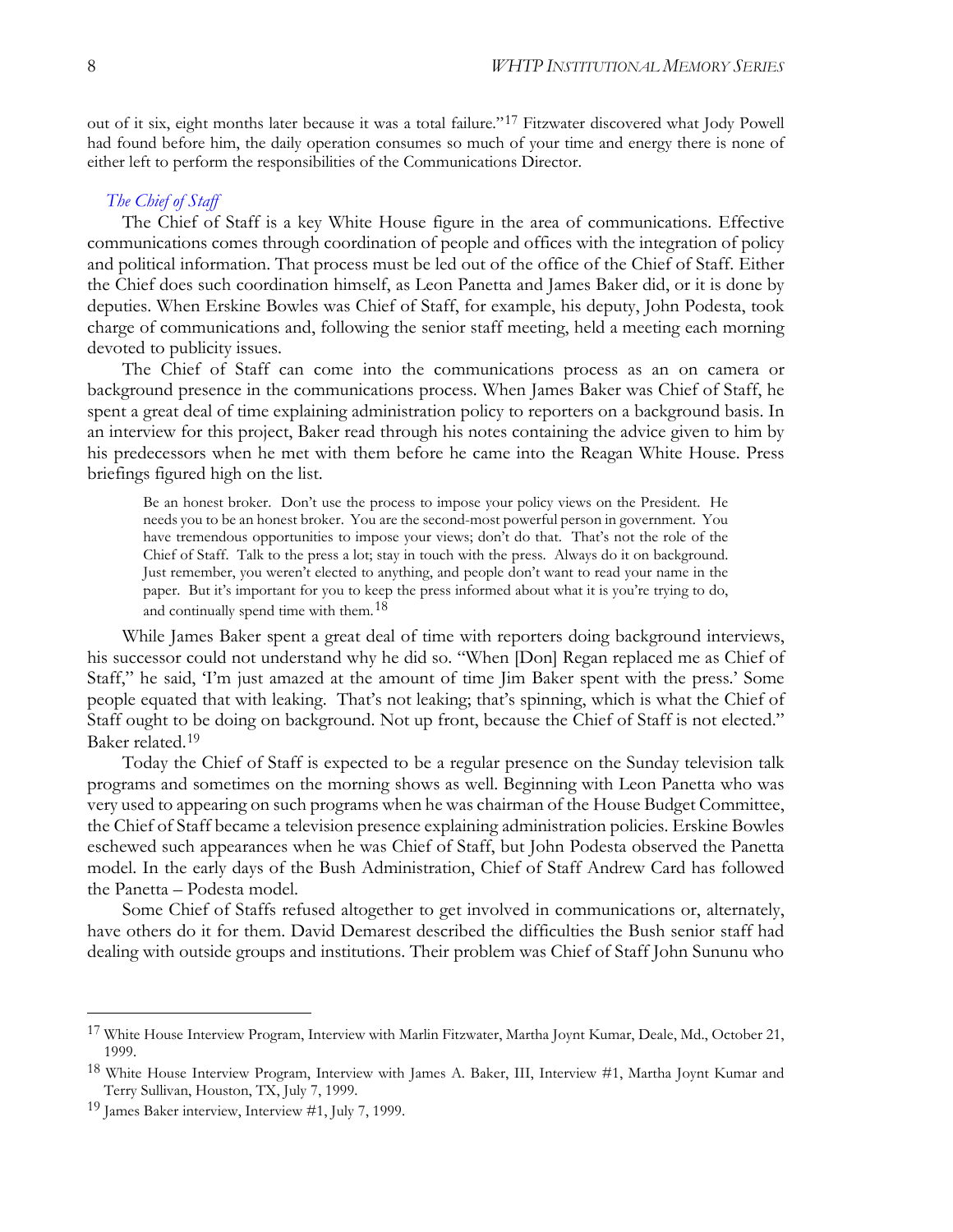out of it six, eight months later because it was a total failure."[17] Fitzwater discovered what Jody Powell had found before him, the daily operation consumes so much of your time and energy there is none of either left to perform the responsibilities of the Communications Director.

### *The Chief of Staff*

The Chief of Staff is a key White House figure in the area of communications. Effective communications comes through coordination of people and offices with the integration of policy and political information. That process must be led out of the office of the Chief of Staff. Either the Chief does such coordination himself, as Leon Panetta and James Baker did, or it is done by deputies. When Erskine Bowles was Chief of Staff, for example, his deputy, John Podesta, took charge of communications and, following the senior staff meeting, held a meeting each morning devoted to publicity issues.

The Chief of Staff can come into the communications process as an on camera or background presence in the communications process. When James Baker was Chief of Staff, he spent a great deal of time explaining administration policy to reporters on a background basis. In an interview for this project, Baker read through his notes containing the advice given to him by his predecessors when he met with them before he came into the Reagan White House. Press briefings figured high on the list.

> Be an honest broker. Don't use the process to impose your policy views on the President. He needs you to be an honest broker. You are the second-most powerful person in government. You have tremendous opportunities to impose your views; don't do that. That's not the role of the Chief of Staff. Talk to the press a lot; stay in touch with the press. Always do it on background. Just remember, you weren't elected to anything, and people don't want to read your name in the paper. But it's important for you to keep the press informed about what it is you're trying to do, and continually spend time with them.[18]

While James Baker spent a great deal of time with reporters doing background interviews, his successor could not understand why he did so. "When [Don] Regan replaced me as Chief of Staff," he said, 'I'm just amazed at the amount of time Jim Baker spent with the press.' Some people equated that with leaking. That's not leaking; that's spinning, which is what the Chief of Staff ought to be doing on background. Not up front, because the Chief of Staff is not elected." Baker related.[19]

Today the Chief of Staff is expected to be a regular presence on the Sunday television talk programs and sometimes on the morning shows as well. Beginning with Leon Panetta who was very used to appearing on such programs when he was chairman of the House Budget Committee, the Chief of Staff became a television presence explaining administration policies. Erskine Bowles eschewed such appearances when he was Chief of Staff, but John Podesta observed the Panetta model. In the early days of the Bush Administration, Chief of Staff Andrew Card has followed the Panetta – Podesta model.

Some Chief of Staffs refused altogether to get involved in communications or, alternately, have others do it for them. David Demarest described the difficulties the Bush senior staff had dealing with outside groups and institutions. Their problem was Chief of Staff John Sununu who

---

[17] White House Interview Program, Interview with Marlin Fitzwater, Martha Joynt Kumar, Deale, Md., October 21, 1999.

[18] White House Interview Program, Interview with James A. Baker, III, Interview #1, Martha Joynt Kumar and Terry Sullivan, Houston, TX, July 7, 1999.

[19] James Baker interview, Interview #1, July 7, 1999.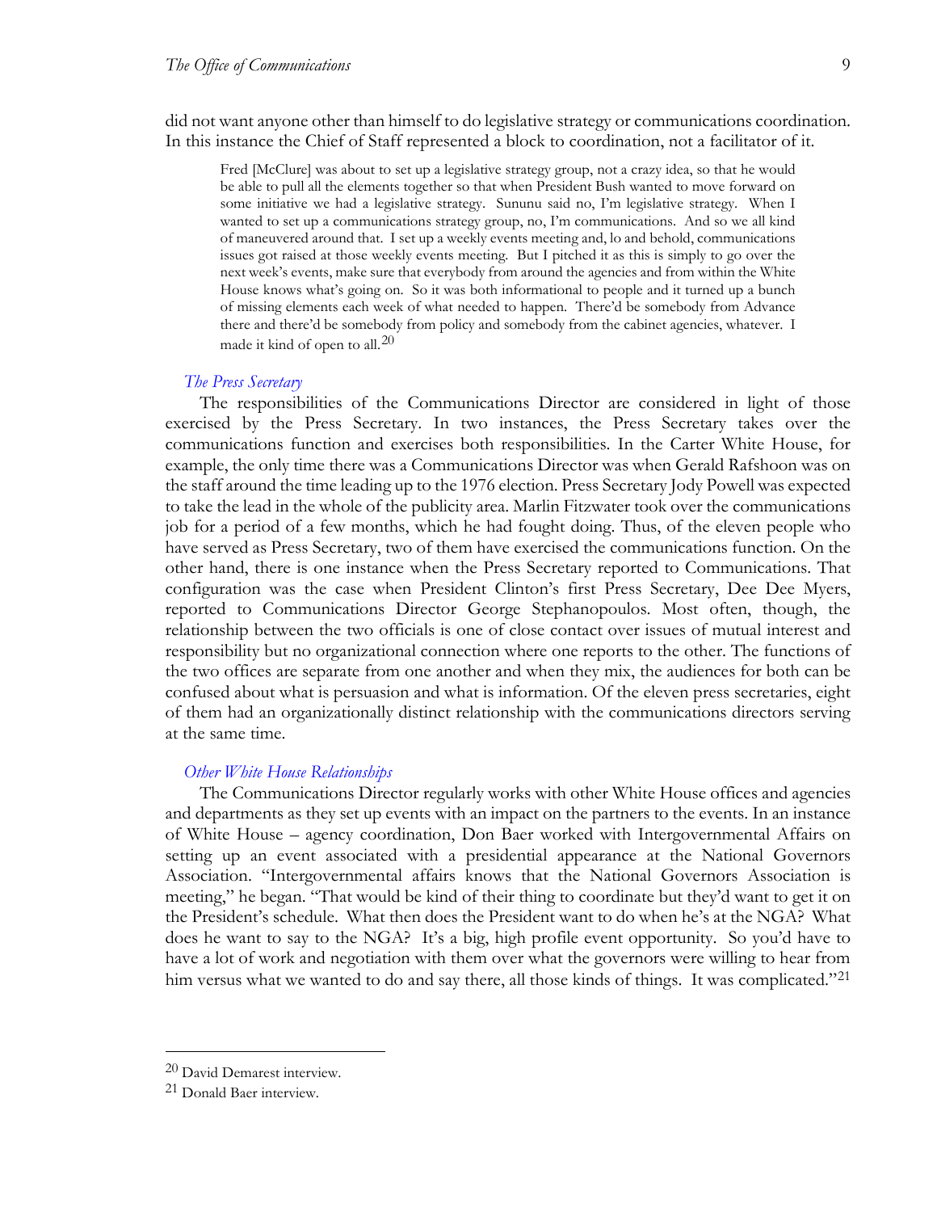did not want anyone other than himself to do legislative strategy or communications coordination. In this instance the Chief of Staff represented a block to coordination, not a facilitator of it.

> Fred [McClure] was about to set up a legislative strategy group, not a crazy idea, so that he would be able to pull all the elements together so that when President Bush wanted to move forward on some initiative we had a legislative strategy. Sununu said no, I'm legislative strategy. When I wanted to set up a communications strategy group, no, I'm communications. And so we all kind of maneuvered around that. I set up a weekly events meeting and, lo and behold, communications issues got raised at those weekly events meeting. But I pitched it as this is simply to go over the next week's events, make sure that everybody from around the agencies and from within the White House knows what's going on. So it was both informational to people and it turned up a bunch of missing elements each week of what needed to happen. There'd be somebody from Advance there and there'd be somebody from policy and somebody from the cabinet agencies, whatever. I made it kind of open to all.[20]

### *The Press Secretary*

The responsibilities of the Communications Director are considered in light of those exercised by the Press Secretary. In two instances, the Press Secretary takes over the communications function and exercises both responsibilities. In the Carter White House, for example, the only time there was a Communications Director was when Gerald Rafshoon was on the staff around the time leading up to the 1976 election. Press Secretary Jody Powell was expected to take the lead in the whole of the publicity area. Marlin Fitzwater took over the communications job for a period of a few months, which he had fought doing. Thus, of the eleven people who have served as Press Secretary, two of them have exercised the communications function. On the other hand, there is one instance when the Press Secretary reported to Communications. That configuration was the case when President Clinton's first Press Secretary, Dee Dee Myers, reported to Communications Director George Stephanopoulos. Most often, though, the relationship between the two officials is one of close contact over issues of mutual interest and responsibility but no organizational connection where one reports to the other. The functions of the two offices are separate from one another and when they mix, the audiences for both can be confused about what is persuasion and what is information. Of the eleven press secretaries, eight of them had an organizationally distinct relationship with the communications directors serving at the same time.

### *Other White House Relationships*

The Communications Director regularly works with other White House offices and agencies and departments as they set up events with an impact on the partners to the events. In an instance of White House – agency coordination, Don Baer worked with Intergovernmental Affairs on setting up an event associated with a presidential appearance at the National Governors Association. "Intergovernmental affairs knows that the National Governors Association is meeting," he began. "That would be kind of their thing to coordinate but they'd want to get it on the President's schedule. What then does the President want to do when he's at the NGA? What does he want to say to the NGA? It's a big, high profile event opportunity. So you'd have to have a lot of work and negotiation with them over what the governors were willing to hear from him versus what we wanted to do and say there, all those kinds of things. It was complicated."[21]

---

[20] David Demarest interview.

[21] Donald Baer interview.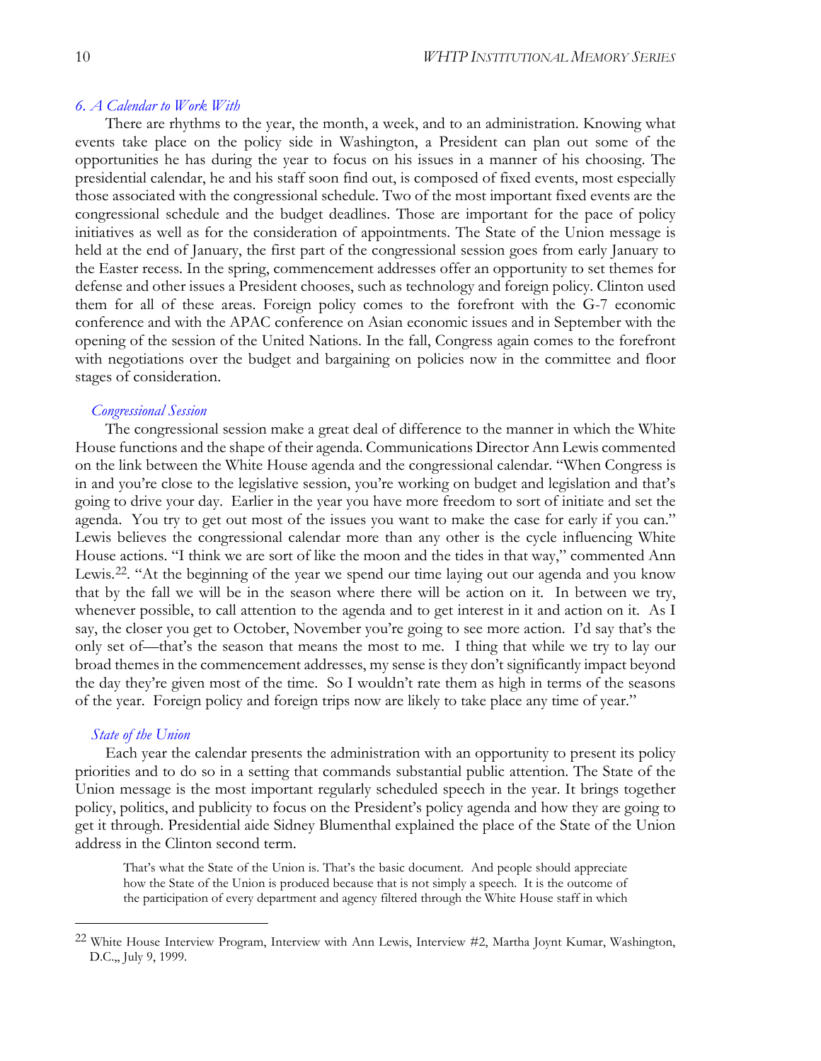### *6. A Calendar to Work With*

There are rhythms to the year, the month, a week, and to an administration. Knowing what events take place on the policy side in Washington, a President can plan out some of the opportunities he has during the year to focus on his issues in a manner of his choosing. The presidential calendar, he and his staff soon find out, is composed of fixed events, most especially those associated with the congressional schedule. Two of the most important fixed events are the congressional schedule and the budget deadlines. Those are important for the pace of policy initiatives as well as for the consideration of appointments. The State of the Union message is held at the end of January, the first part of the congressional session goes from early January to the Easter recess. In the spring, commencement addresses offer an opportunity to set themes for defense and other issues a President chooses, such as technology and foreign policy. Clinton used them for all of these areas. Foreign policy comes to the forefront with the G-7 economic conference and with the APAC conference on Asian economic issues and in September with the opening of the session of the United Nations. In the fall, Congress again comes to the forefront with negotiations over the budget and bargaining on policies now in the committee and floor stages of consideration.

#### *Congressional Session*

The congressional session make a great deal of difference to the manner in which the White House functions and the shape of their agenda. Communications Director Ann Lewis commented on the link between the White House agenda and the congressional calendar. "When Congress is in and you're close to the legislative session, you're working on budget and legislation and that's going to drive your day. Earlier in the year you have more freedom to sort of initiate and set the agenda. You try to get out most of the issues you want to make the case for early if you can." Lewis believes the congressional calendar more than any other is the cycle influencing White House actions. "I think we are sort of like the moon and the tides in that way," commented Ann Lewis.[22]. "At the beginning of the year we spend our time laying out our agenda and you know that by the fall we will be in the season where there will be action on it. In between we try, whenever possible, to call attention to the agenda and to get interest in it and action on it. As I say, the closer you get to October, November you're going to see more action. I'd say that's the only set of—that's the season that means the most to me. I thing that while we try to lay our broad themes in the commencement addresses, my sense is they don't significantly impact beyond the day they're given most of the time. So I wouldn't rate them as high in terms of the seasons of the year. Foreign policy and foreign trips now are likely to take place any time of year."

#### *State of the Union*

Each year the calendar presents the administration with an opportunity to present its policy priorities and to do so in a setting that commands substantial public attention. The State of the Union message is the most important regularly scheduled speech in the year. It brings together policy, politics, and publicity to focus on the President's policy agenda and how they are going to get it through. Presidential aide Sidney Blumenthal explained the place of the State of the Union address in the Clinton second term.

> That's what the State of the Union is. That's the basic document. And people should appreciate how the State of the Union is produced because that is not simply a speech. It is the outcome of the participation of every department and agency filtered through the White House staff in which

---

[22] White House Interview Program, Interview with Ann Lewis, Interview #2, Martha Joynt Kumar, Washington, D.C.,, July 9, 1999.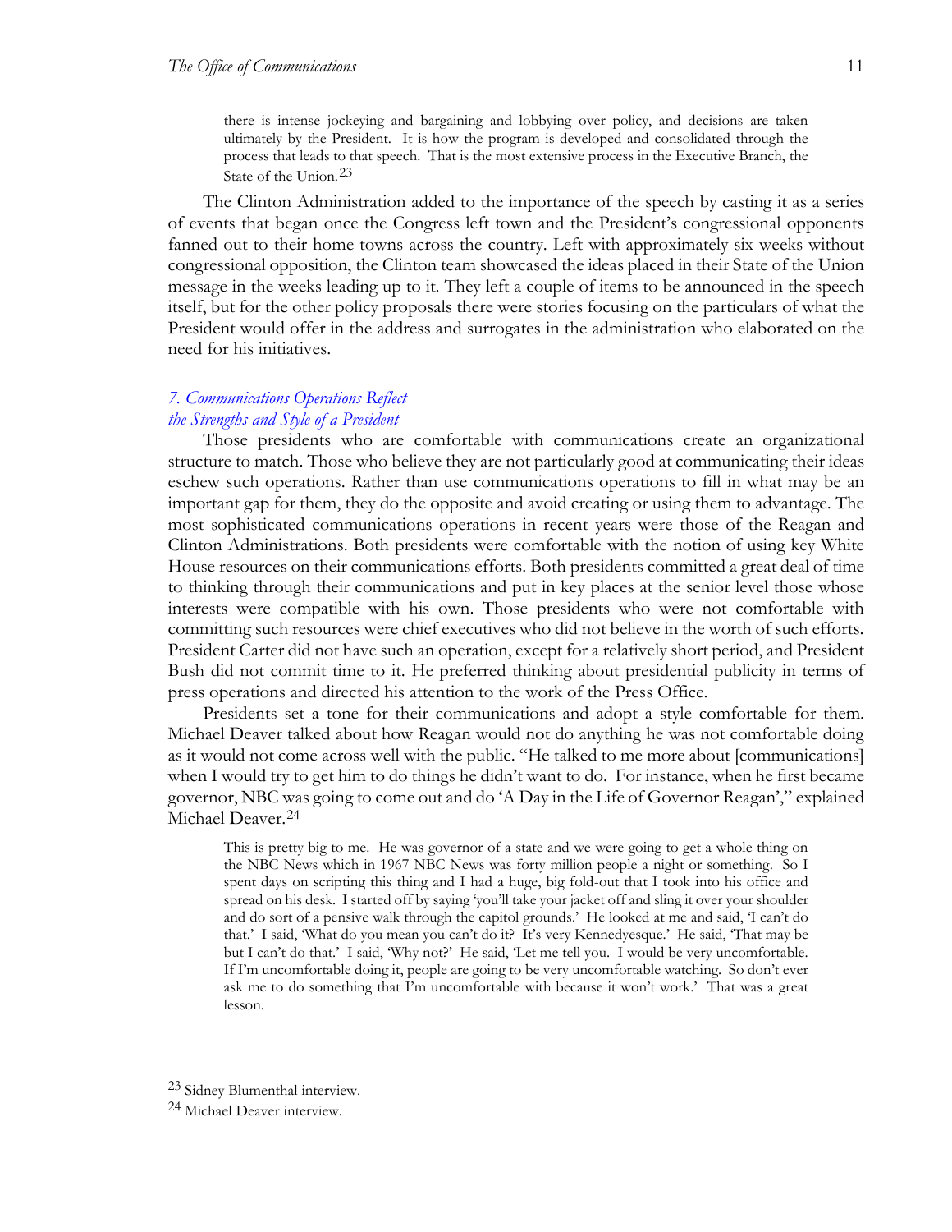> there is intense jockeying and bargaining and lobbying over policy, and decisions are taken ultimately by the President. It is how the program is developed and consolidated through the process that leads to that speech. That is the most extensive process in the Executive Branch, the State of the Union.[23]

The Clinton Administration added to the importance of the speech by casting it as a series of events that began once the Congress left town and the President's congressional opponents fanned out to their home towns across the country. Left with approximately six weeks without congressional opposition, the Clinton team showcased the ideas placed in their State of the Union message in the weeks leading up to it. They left a couple of items to be announced in the speech itself, but for the other policy proposals there were stories focusing on the particulars of what the President would offer in the address and surrogates in the administration who elaborated on the need for his initiatives.

### *7. Communications Operations Reflect the Strengths and Style of a President*

Those presidents who are comfortable with communications create an organizational structure to match. Those who believe they are not particularly good at communicating their ideas eschew such operations. Rather than use communications operations to fill in what may be an important gap for them, they do the opposite and avoid creating or using them to advantage. The most sophisticated communications operations in recent years were those of the Reagan and Clinton Administrations. Both presidents were comfortable with the notion of using key White House resources on their communications efforts. Both presidents committed a great deal of time to thinking through their communications and put in key places at the senior level those whose interests were compatible with his own. Those presidents who were not comfortable with committing such resources were chief executives who did not believe in the worth of such efforts. President Carter did not have such an operation, except for a relatively short period, and President Bush did not commit time to it. He preferred thinking about presidential publicity in terms of press operations and directed his attention to the work of the Press Office.

Presidents set a tone for their communications and adopt a style comfortable for them. Michael Deaver talked about how Reagan would not do anything he was not comfortable doing as it would not come across well with the public. "He talked to me more about [communications] when I would try to get him to do things he didn't want to do. For instance, when he first became governor, NBC was going to come out and do 'A Day in the Life of Governor Reagan'," explained Michael Deaver.[24]

> This is pretty big to me. He was governor of a state and we were going to get a whole thing on the NBC News which in 1967 NBC News was forty million people a night or something. So I spent days on scripting this thing and I had a huge, big fold-out that I took into his office and spread on his desk. I started off by saying 'you'll take your jacket off and sling it over your shoulder and do sort of a pensive walk through the capitol grounds.' He looked at me and said, 'I can't do that.' I said, 'What do you mean you can't do it? It's very Kennedyesque.' He said, 'That may be but I can't do that.' I said, 'Why not?' He said, 'Let me tell you. I would be very uncomfortable. If I'm uncomfortable doing it, people are going to be very uncomfortable watching. So don't ever ask me to do something that I'm uncomfortable with because it won't work.' That was a great lesson.

---

[23] Sidney Blumenthal interview.

[24] Michael Deaver interview.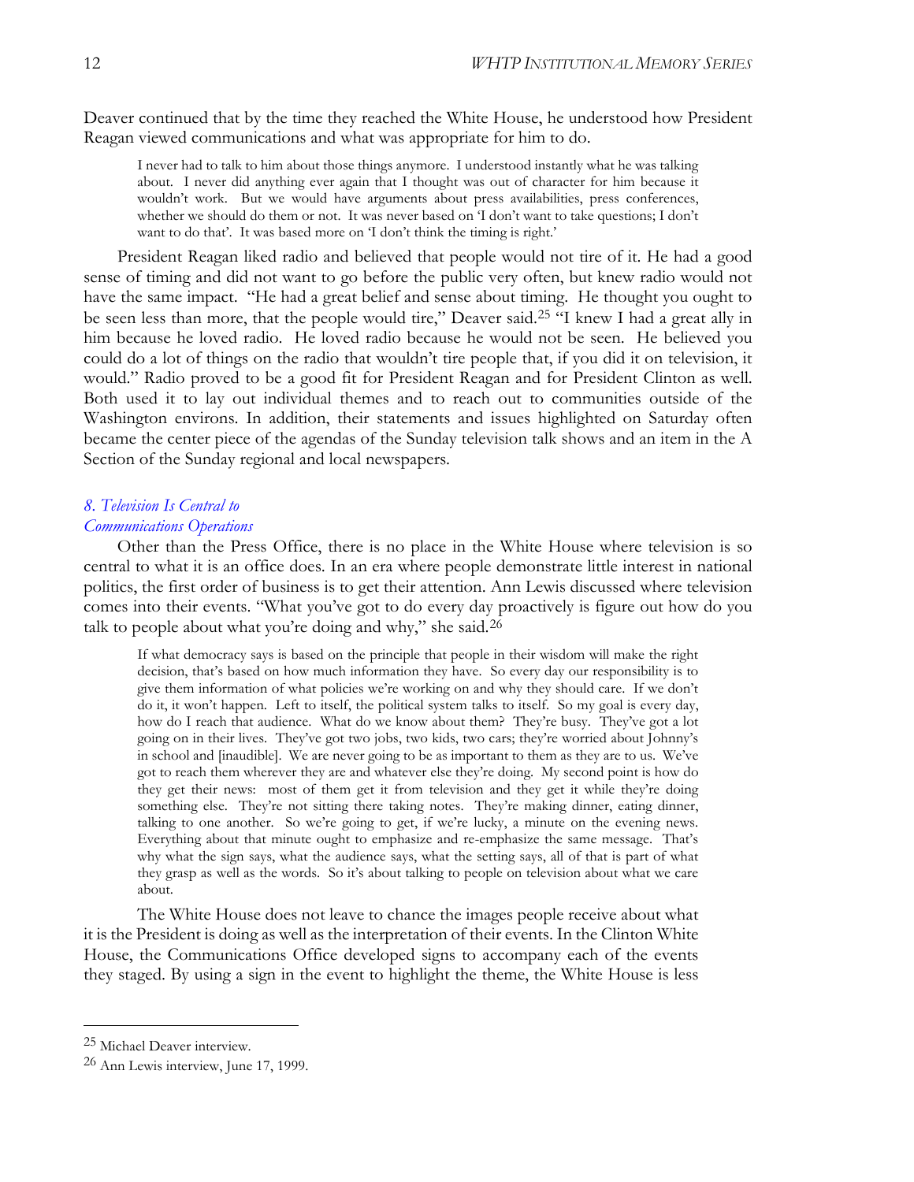Deaver continued that by the time they reached the White House, he understood how President Reagan viewed communications and what was appropriate for him to do.

> I never had to talk to him about those things anymore. I understood instantly what he was talking about. I never did anything ever again that I thought was out of character for him because it wouldn't work. But we would have arguments about press availabilities, press conferences, whether we should do them or not. It was never based on 'I don't want to take questions; I don't want to do that'. It was based more on 'I don't think the timing is right.'

President Reagan liked radio and believed that people would not tire of it. He had a good sense of timing and did not want to go before the public very often, but knew radio would not have the same impact. "He had a great belief and sense about timing. He thought you ought to be seen less than more, that the people would tire," Deaver said.[25] "I knew I had a great ally in him because he loved radio. He loved radio because he would not be seen. He believed you could do a lot of things on the radio that wouldn't tire people that, if you did it on television, it would." Radio proved to be a good fit for President Reagan and for President Clinton as well. Both used it to lay out individual themes and to reach out to communities outside of the Washington environs. In addition, their statements and issues highlighted on Saturday often became the center piece of the agendas of the Sunday television talk shows and an item in the A Section of the Sunday regional and local newspapers.

### *8. Television Is Central to Communications Operations*

Other than the Press Office, there is no place in the White House where television is so central to what it is an office does. In an era where people demonstrate little interest in national politics, the first order of business is to get their attention. Ann Lewis discussed where television comes into their events. "What you've got to do every day proactively is figure out how do you talk to people about what you're doing and why," she said.[26]

> If what democracy says is based on the principle that people in their wisdom will make the right decision, that's based on how much information they have. So every day our responsibility is to give them information of what policies we're working on and why they should care. If we don't do it, it won't happen. Left to itself, the political system talks to itself. So my goal is every day, how do I reach that audience. What do we know about them? They're busy. They've got a lot going on in their lives. They've got two jobs, two kids, two cars; they're worried about Johnny's in school and [inaudible]. We are never going to be as important to them as they are to us. We've got to reach them wherever they are and whatever else they're doing. My second point is how do they get their news: most of them get it from television and they get it while they're doing something else. They're not sitting there taking notes. They're making dinner, eating dinner, talking to one another. So we're going to get, if we're lucky, a minute on the evening news. Everything about that minute ought to emphasize and re-emphasize the same message. That's why what the sign says, what the audience says, what the setting says, all of that is part of what they grasp as well as the words. So it's about talking to people on television about what we care about.

The White House does not leave to chance the images people receive about what it is the President is doing as well as the interpretation of their events. In the Clinton White House, the Communications Office developed signs to accompany each of the events they staged. By using a sign in the event to highlight the theme, the White House is less

---

[25] Michael Deaver interview.

[26] Ann Lewis interview, June 17, 1999.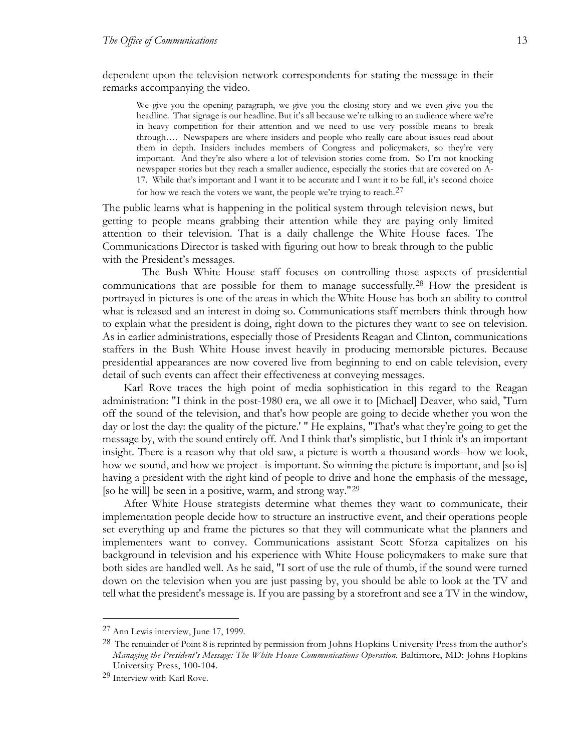dependent upon the television network correspondents for stating the message in their remarks accompanying the video.

> We give you the opening paragraph, we give you the closing story and we even give you the headline. That signage is our headline. But it's all because we're talking to an audience where we're in heavy competition for their attention and we need to use very possible means to break through…. Newspapers are where insiders and people who really care about issues read about them in depth. Insiders includes members of Congress and policymakers, so they're very important. And they're also where a lot of television stories come from. So I'm not knocking newspaper stories but they reach a smaller audience, especially the stories that are covered on A-17. While that's important and I want it to be accurate and I want it to be full, it's second choice for how we reach the voters we want, the people we're trying to reach.[27]

The public learns what is happening in the political system through television news, but getting to people means grabbing their attention while they are paying only limited attention to their television. That is a daily challenge the White House faces. The Communications Director is tasked with figuring out how to break through to the public with the President's messages.

The Bush White House staff focuses on controlling those aspects of presidential communications that are possible for them to manage successfully.[28] How the president is portrayed in pictures is one of the areas in which the White House has both an ability to control what is released and an interest in doing so. Communications staff members think through how to explain what the president is doing, right down to the pictures they want to see on television. As in earlier administrations, especially those of Presidents Reagan and Clinton, communications staffers in the Bush White House invest heavily in producing memorable pictures. Because presidential appearances are now covered live from beginning to end on cable television, every detail of such events can affect their effectiveness at conveying messages.

Karl Rove traces the high point of media sophistication in this regard to the Reagan administration: "I think in the post-1980 era, we all owe it to [Michael] Deaver, who said, 'Turn off the sound of the television, and that's how people are going to decide whether you won the day or lost the day: the quality of the picture.' " He explains, "That's what they're going to get the message by, with the sound entirely off. And I think that's simplistic, but I think it's an important insight. There is a reason why that old saw, a picture is worth a thousand words--how we look, how we sound, and how we project--is important. So winning the picture is important, and [so is] having a president with the right kind of people to drive and hone the emphasis of the message, [so he will] be seen in a positive, warm, and strong way."[29]

After White House strategists determine what themes they want to communicate, their implementation people decide how to structure an instructive event, and their operations people set everything up and frame the pictures so that they will communicate what the planners and implementers want to convey. Communications assistant Scott Sforza capitalizes on his background in television and his experience with White House policymakers to make sure that both sides are handled well. As he said, "I sort of use the rule of thumb, if the sound were turned down on the television when you are just passing by, you should be able to look at the TV and tell what the president's message is. If you are passing by a storefront and see a TV in the window,

---

[27] Ann Lewis interview, June 17, 1999.

[28] The remainder of Point 8 is reprinted by permission from Johns Hopkins University Press from the author's *Managing the President's Message: The White House Communications Operation*. Baltimore, MD: Johns Hopkins University Press, 100-104.

[29] Interview with Karl Rove.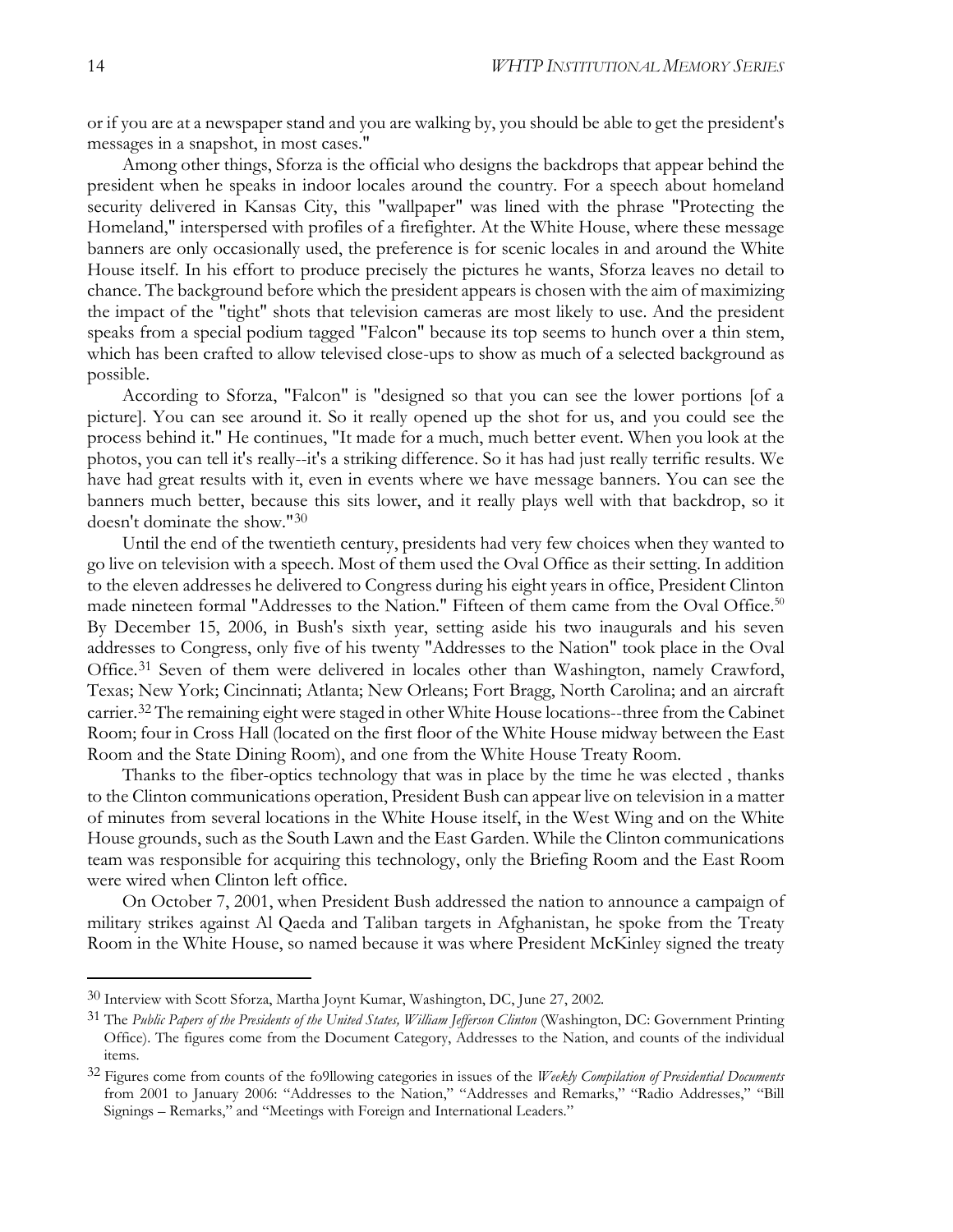or if you are at a newspaper stand and you are walking by, you should be able to get the president's messages in a snapshot, in most cases."

Among other things, Sforza is the official who designs the backdrops that appear behind the president when he speaks in indoor locales around the country. For a speech about homeland security delivered in Kansas City, this "wallpaper" was lined with the phrase "Protecting the Homeland," interspersed with profiles of a firefighter. At the White House, where these message banners are only occasionally used, the preference is for scenic locales in and around the White House itself. In his effort to produce precisely the pictures he wants, Sforza leaves no detail to chance. The background before which the president appears is chosen with the aim of maximizing the impact of the "tight" shots that television cameras are most likely to use. And the president speaks from a special podium tagged "Falcon" because its top seems to hunch over a thin stem, which has been crafted to allow televised close-ups to show as much of a selected background as possible.

According to Sforza, "Falcon" is "designed so that you can see the lower portions [of a picture]. You can see around it. So it really opened up the shot for us, and you could see the process behind it." He continues, "It made for a much, much better event. When you look at the photos, you can tell it's really--it's a striking difference. So it has had just really terrific results. We have had great results with it, even in events where we have message banners. You can see the banners much better, because this sits lower, and it really plays well with that backdrop, so it doesn't dominate the show."[30]

Until the end of the twentieth century, presidents had very few choices when they wanted to go live on television with a speech. Most of them used the Oval Office as their setting. In addition to the eleven addresses he delivered to Congress during his eight years in office, President Clinton made nineteen formal "Addresses to the Nation." Fifteen of them came from the Oval Office.[50] By December 15, 2006, in Bush's sixth year, setting aside his two inaugurals and his seven addresses to Congress, only five of his twenty "Addresses to the Nation" took place in the Oval Office.[31] Seven of them were delivered in locales other than Washington, namely Crawford, Texas; New York; Cincinnati; Atlanta; New Orleans; Fort Bragg, North Carolina; and an aircraft carrier.[32] The remaining eight were staged in other White House locations--three from the Cabinet Room; four in Cross Hall (located on the first floor of the White House midway between the East Room and the State Dining Room), and one from the White House Treaty Room.

Thanks to the fiber-optics technology that was in place by the time he was elected , thanks to the Clinton communications operation, President Bush can appear live on television in a matter of minutes from several locations in the White House itself, in the West Wing and on the White House grounds, such as the South Lawn and the East Garden. While the Clinton communications team was responsible for acquiring this technology, only the Briefing Room and the East Room were wired when Clinton left office.

On October 7, 2001, when President Bush addressed the nation to announce a campaign of military strikes against Al Qaeda and Taliban targets in Afghanistan, he spoke from the Treaty Room in the White House, so named because it was where President McKinley signed the treaty

---

[30] Interview with Scott Sforza, Martha Joynt Kumar, Washington, DC, June 27, 2002.

[31] The *Public Papers of the Presidents of the United States, William Jefferson Clinton* (Washington, DC: Government Printing Office). The figures come from the Document Category, Addresses to the Nation, and counts of the individual items.

[32] Figures come from counts of the fo9llowing categories in issues of the *Weekly Compilation of Presidential Documents* from 2001 to January 2006: "Addresses to the Nation," "Addresses and Remarks," "Radio Addresses," "Bill Signings – Remarks," and "Meetings with Foreign and International Leaders."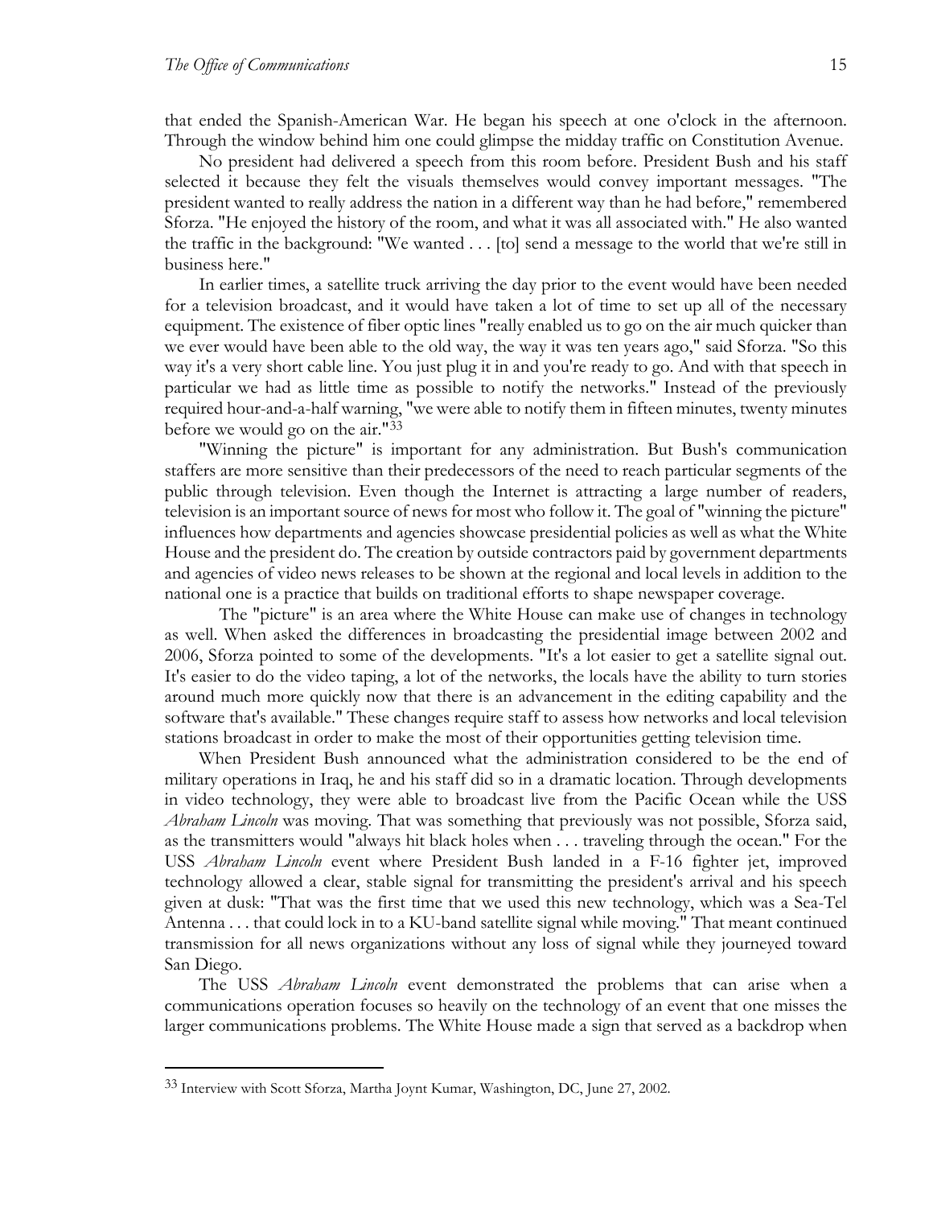that ended the Spanish-American War. He began his speech at one o'clock in the afternoon. Through the window behind him one could glimpse the midday traffic on Constitution Avenue.

No president had delivered a speech from this room before. President Bush and his staff selected it because they felt the visuals themselves would convey important messages. "The president wanted to really address the nation in a different way than he had before," remembered Sforza. "He enjoyed the history of the room, and what it was all associated with." He also wanted the traffic in the background: "We wanted . . . [to] send a message to the world that we're still in business here."

In earlier times, a satellite truck arriving the day prior to the event would have been needed for a television broadcast, and it would have taken a lot of time to set up all of the necessary equipment. The existence of fiber optic lines "really enabled us to go on the air much quicker than we ever would have been able to the old way, the way it was ten years ago," said Sforza. "So this way it's a very short cable line. You just plug it in and you're ready to go. And with that speech in particular we had as little time as possible to notify the networks." Instead of the previously required hour-and-a-half warning, "we were able to notify them in fifteen minutes, twenty minutes before we would go on the air."[33]

"Winning the picture" is important for any administration. But Bush's communication staffers are more sensitive than their predecessors of the need to reach particular segments of the public through television. Even though the Internet is attracting a large number of readers, television is an important source of news for most who follow it. The goal of "winning the picture" influences how departments and agencies showcase presidential policies as well as what the White House and the president do. The creation by outside contractors paid by government departments and agencies of video news releases to be shown at the regional and local levels in addition to the national one is a practice that builds on traditional efforts to shape newspaper coverage.

The "picture" is an area where the White House can make use of changes in technology as well. When asked the differences in broadcasting the presidential image between 2002 and 2006, Sforza pointed to some of the developments. "It's a lot easier to get a satellite signal out. It's easier to do the video taping, a lot of the networks, the locals have the ability to turn stories around much more quickly now that there is an advancement in the editing capability and the software that's available." These changes require staff to assess how networks and local television stations broadcast in order to make the most of their opportunities getting television time.

When President Bush announced what the administration considered to be the end of military operations in Iraq, he and his staff did so in a dramatic location. Through developments in video technology, they were able to broadcast live from the Pacific Ocean while the USS *Abraham Lincoln* was moving. That was something that previously was not possible, Sforza said, as the transmitters would "always hit black holes when . . . traveling through the ocean." For the USS *Abraham Lincoln* event where President Bush landed in a F-16 fighter jet, improved technology allowed a clear, stable signal for transmitting the president's arrival and his speech given at dusk: "That was the first time that we used this new technology, which was a Sea-Tel Antenna . . . that could lock in to a KU-band satellite signal while moving." That meant continued transmission for all news organizations without any loss of signal while they journeyed toward San Diego.

The USS *Abraham Lincoln* event demonstrated the problems that can arise when a communications operation focuses so heavily on the technology of an event that one misses the larger communications problems. The White House made a sign that served as a backdrop when

[33] Interview with Scott Sforza, Martha Joynt Kumar, Washington, DC, June 27, 2002.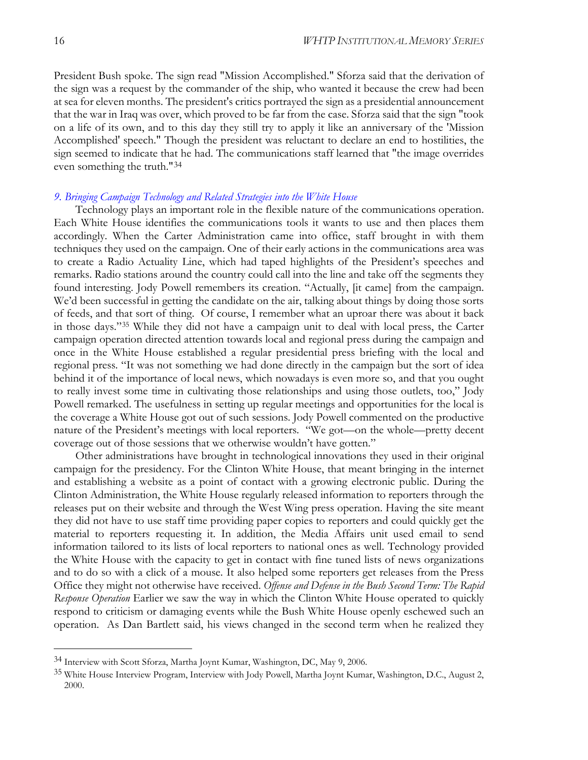President Bush spoke. The sign read "Mission Accomplished." Sforza said that the derivation of the sign was a request by the commander of the ship, who wanted it because the crew had been at sea for eleven months. The president's critics portrayed the sign as a presidential announcement that the war in Iraq was over, which proved to be far from the case. Sforza said that the sign "took on a life of its own, and to this day they still try to apply it like an anniversary of the 'Mission Accomplished' speech." Though the president was reluctant to declare an end to hostilities, the sign seemed to indicate that he had. The communications staff learned that "the image overrides even something the truth."[34]

### *9. Bringing Campaign Technology and Related Strategies into the White House*

Technology plays an important role in the flexible nature of the communications operation. Each White House identifies the communications tools it wants to use and then places them accordingly. When the Carter Administration came into office, staff brought in with them techniques they used on the campaign. One of their early actions in the communications area was to create a Radio Actuality Line, which had taped highlights of the President's speeches and remarks. Radio stations around the country could call into the line and take off the segments they found interesting. Jody Powell remembers its creation. "Actually, [it came] from the campaign. We'd been successful in getting the candidate on the air, talking about things by doing those sorts of feeds, and that sort of thing. Of course, I remember what an uproar there was about it back in those days."[35] While they did not have a campaign unit to deal with local press, the Carter campaign operation directed attention towards local and regional press during the campaign and once in the White House established a regular presidential press briefing with the local and regional press. "It was not something we had done directly in the campaign but the sort of idea behind it of the importance of local news, which nowadays is even more so, and that you ought to really invest some time in cultivating those relationships and using those outlets, too," Jody Powell remarked. The usefulness in setting up regular meetings and opportunities for the local is the coverage a White House got out of such sessions. Jody Powell commented on the productive nature of the President's meetings with local reporters. "We got—on the whole—pretty decent coverage out of those sessions that we otherwise wouldn't have gotten."

Other administrations have brought in technological innovations they used in their original campaign for the presidency. For the Clinton White House, that meant bringing in the internet and establishing a website as a point of contact with a growing electronic public. During the Clinton Administration, the White House regularly released information to reporters through the releases put on their website and through the West Wing press operation. Having the site meant they did not have to use staff time providing paper copies to reporters and could quickly get the material to reporters requesting it. In addition, the Media Affairs unit used email to send information tailored to its lists of local reporters to national ones as well. Technology provided the White House with the capacity to get in contact with fine tuned lists of news organizations and to do so with a click of a mouse. It also helped some reporters get releases from the Press Office they might not otherwise have received. *Offense and Defense in the Bush Second Term: The Rapid Response Operation* Earlier we saw the way in which the Clinton White House operated to quickly respond to criticism or damaging events while the Bush White House openly eschewed such an operation. As Dan Bartlett said, his views changed in the second term when he realized they

---

[34] Interview with Scott Sforza, Martha Joynt Kumar, Washington, DC, May 9, 2006.

[35] White House Interview Program, Interview with Jody Powell, Martha Joynt Kumar, Washington, D.C., August 2, 2000.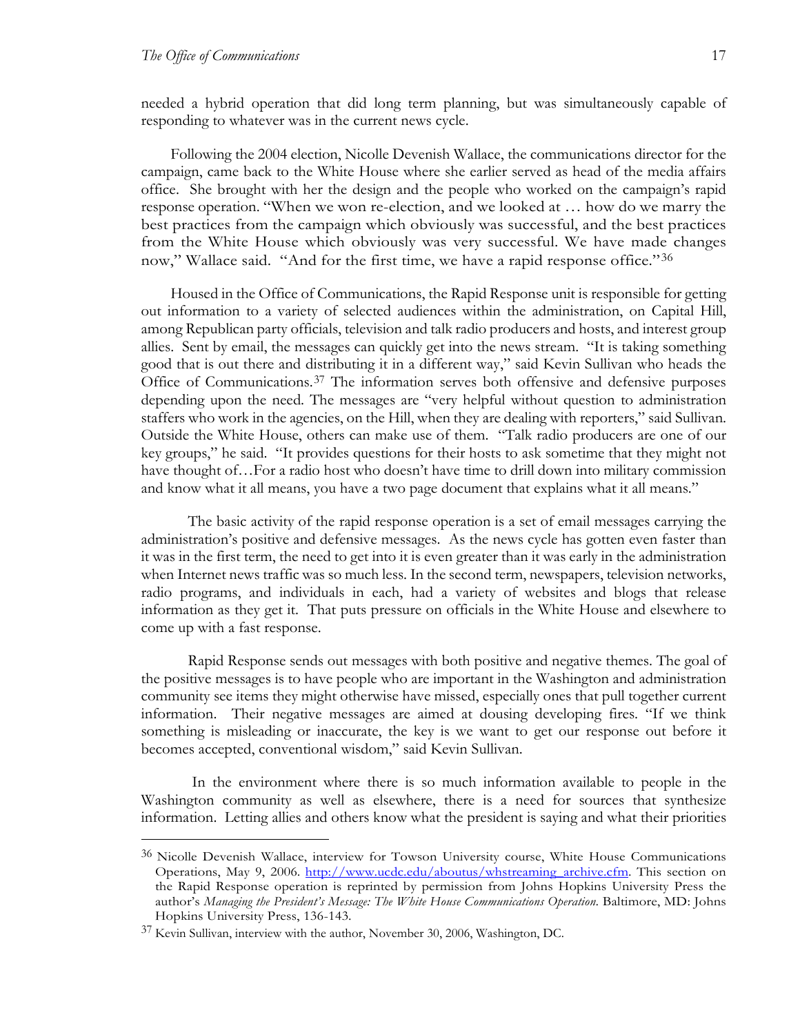needed a hybrid operation that did long term planning, but was simultaneously capable of responding to whatever was in the current news cycle.

Following the 2004 election, Nicolle Devenish Wallace, the communications director for the campaign, came back to the White House where she earlier served as head of the media affairs office. She brought with her the design and the people who worked on the campaign's rapid response operation. "When we won re-election, and we looked at … how do we marry the best practices from the campaign which obviously was successful, and the best practices from the White House which obviously was very successful. We have made changes now," Wallace said. "And for the first time, we have a rapid response office."[36]

Housed in the Office of Communications, the Rapid Response unit is responsible for getting out information to a variety of selected audiences within the administration, on Capital Hill, among Republican party officials, television and talk radio producers and hosts, and interest group allies. Sent by email, the messages can quickly get into the news stream. "It is taking something good that is out there and distributing it in a different way," said Kevin Sullivan who heads the Office of Communications.[37] The information serves both offensive and defensive purposes depending upon the need. The messages are "very helpful without question to administration staffers who work in the agencies, on the Hill, when they are dealing with reporters," said Sullivan. Outside the White House, others can make use of them. "Talk radio producers are one of our key groups," he said. "It provides questions for their hosts to ask sometime that they might not have thought of…For a radio host who doesn't have time to drill down into military commission and know what it all means, you have a two page document that explains what it all means."

The basic activity of the rapid response operation is a set of email messages carrying the administration's positive and defensive messages. As the news cycle has gotten even faster than it was in the first term, the need to get into it is even greater than it was early in the administration when Internet news traffic was so much less. In the second term, newspapers, television networks, radio programs, and individuals in each, had a variety of websites and blogs that release information as they get it. That puts pressure on officials in the White House and elsewhere to come up with a fast response.

Rapid Response sends out messages with both positive and negative themes. The goal of the positive messages is to have people who are important in the Washington and administration community see items they might otherwise have missed, especially ones that pull together current information. Their negative messages are aimed at dousing developing fires. "If we think something is misleading or inaccurate, the key is we want to get our response out before it becomes accepted, conventional wisdom," said Kevin Sullivan.

In the environment where there is so much information available to people in the Washington community as well as elsewhere, there is a need for sources that synthesize information. Letting allies and others know what the president is saying and what their priorities

---

[36] Nicolle Devenish Wallace, interview for Towson University course, White House Communications Operations, May 9, 2006. http://www.ucdc.edu/aboutus/whstreaming_archive.cfm. This section on the Rapid Response operation is reprinted by permission from Johns Hopkins University Press the author's *Managing the President's Message: The White House Communications Operation.* Baltimore, MD: Johns Hopkins University Press, 136-143.

[37] Kevin Sullivan, interview with the author, November 30, 2006, Washington, DC.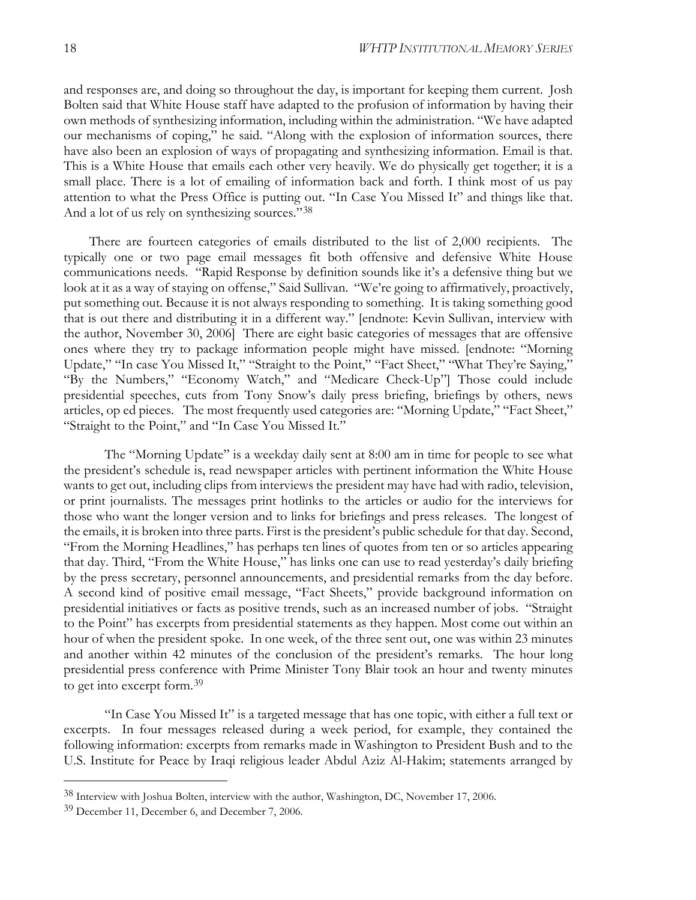and responses are, and doing so throughout the day, is important for keeping them current. Josh Bolten said that White House staff have adapted to the profusion of information by having their own methods of synthesizing information, including within the administration. "We have adapted our mechanisms of coping," he said. "Along with the explosion of information sources, there have also been an explosion of ways of propagating and synthesizing information. Email is that. This is a White House that emails each other very heavily. We do physically get together; it is a small place. There is a lot of emailing of information back and forth. I think most of us pay attention to what the Press Office is putting out. "In Case You Missed It" and things like that. And a lot of us rely on synthesizing sources."[38]

There are fourteen categories of emails distributed to the list of 2,000 recipients. The typically one or two page email messages fit both offensive and defensive White House communications needs. "Rapid Response by definition sounds like it's a defensive thing but we look at it as a way of staying on offense," Said Sullivan. "We're going to affirmatively, proactively, put something out. Because it is not always responding to something. It is taking something good that is out there and distributing it in a different way." [endnote: Kevin Sullivan, interview with the author, November 30, 2006] There are eight basic categories of messages that are offensive ones where they try to package information people might have missed. [endnote: "Morning Update," "In case You Missed It," "Straight to the Point," "Fact Sheet," "What They're Saying," "By the Numbers," "Economy Watch," and "Medicare Check-Up"] Those could include presidential speeches, cuts from Tony Snow's daily press briefing, briefings by others, news articles, op ed pieces. The most frequently used categories are: "Morning Update," "Fact Sheet," "Straight to the Point," and "In Case You Missed It."

The "Morning Update" is a weekday daily sent at 8:00 am in time for people to see what the president's schedule is, read newspaper articles with pertinent information the White House wants to get out, including clips from interviews the president may have had with radio, television, or print journalists. The messages print hotlinks to the articles or audio for the interviews for those who want the longer version and to links for briefings and press releases. The longest of the emails, it is broken into three parts. First is the president's public schedule for that day. Second, "From the Morning Headlines," has perhaps ten lines of quotes from ten or so articles appearing that day. Third, "From the White House," has links one can use to read yesterday's daily briefing by the press secretary, personnel announcements, and presidential remarks from the day before. A second kind of positive email message, "Fact Sheets," provide background information on presidential initiatives or facts as positive trends, such as an increased number of jobs. "Straight to the Point" has excerpts from presidential statements as they happen. Most come out within an hour of when the president spoke. In one week, of the three sent out, one was within 23 minutes and another within 42 minutes of the conclusion of the president's remarks. The hour long presidential press conference with Prime Minister Tony Blair took an hour and twenty minutes to get into excerpt form.[39]

"In Case You Missed It" is a targeted message that has one topic, with either a full text or excerpts. In four messages released during a week period, for example, they contained the following information: excerpts from remarks made in Washington to President Bush and to the U.S. Institute for Peace by Iraqi religious leader Abdul Aziz Al-Hakim; statements arranged by

---

[38] Interview with Joshua Bolten, interview with the author, Washington, DC, November 17, 2006.

[39] December 11, December 6, and December 7, 2006.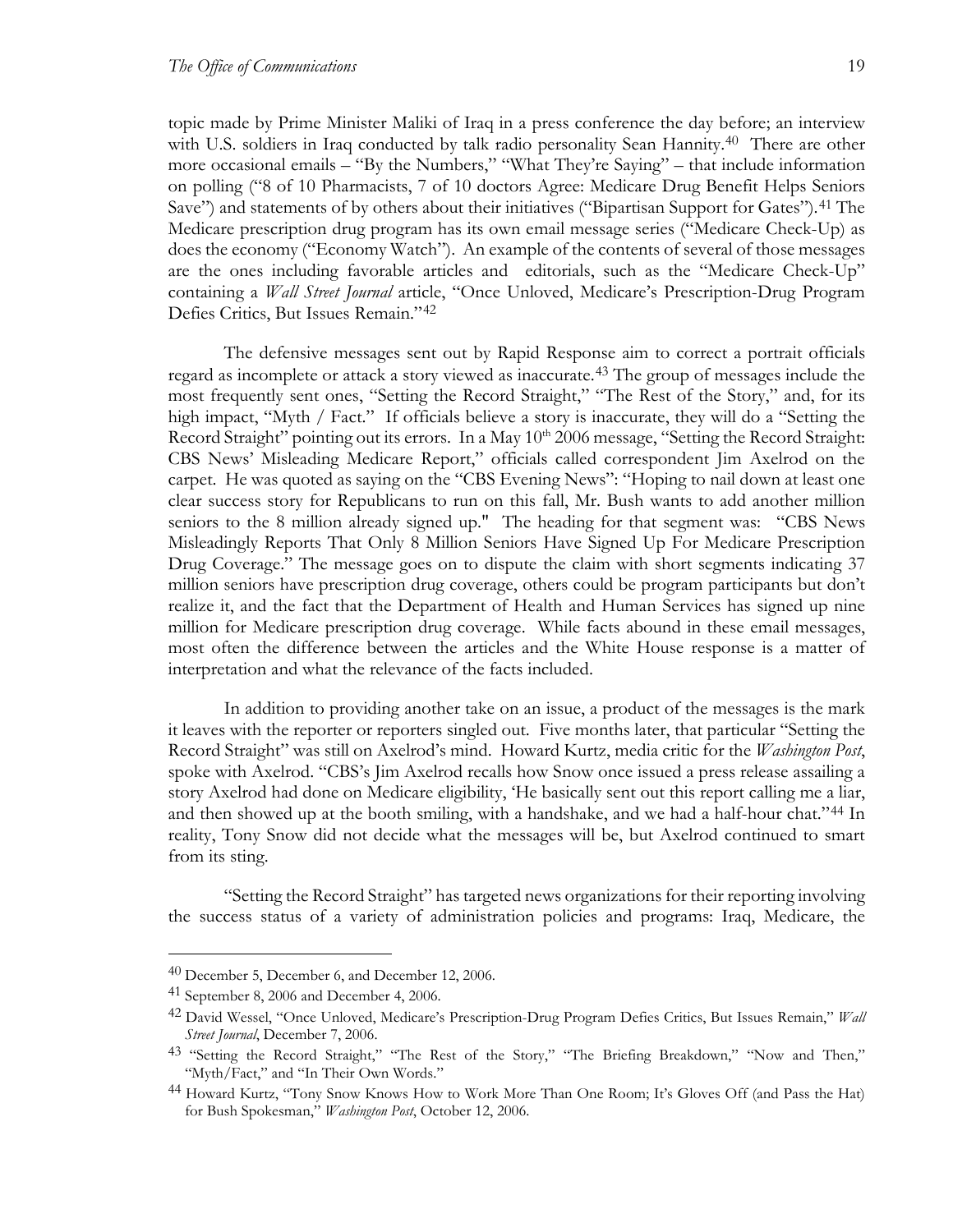topic made by Prime Minister Maliki of Iraq in a press conference the day before; an interview with U.S. soldiers in Iraq conducted by talk radio personality Sean Hannity.[40] There are other more occasional emails – "By the Numbers," "What They're Saying" – that include information on polling ("8 of 10 Pharmacists, 7 of 10 doctors Agree: Medicare Drug Benefit Helps Seniors Save") and statements of by others about their initiatives ("Bipartisan Support for Gates").[41] The Medicare prescription drug program has its own email message series ("Medicare Check-Up) as does the economy ("Economy Watch"). An example of the contents of several of those messages are the ones including favorable articles and editorials, such as the "Medicare Check-Up" containing a *Wall Street Journal* article, "Once Unloved, Medicare's Prescription-Drug Program Defies Critics, But Issues Remain."[42]

The defensive messages sent out by Rapid Response aim to correct a portrait officials regard as incomplete or attack a story viewed as inaccurate.[43] The group of messages include the most frequently sent ones, "Setting the Record Straight," "The Rest of the Story," and, for its high impact, "Myth / Fact." If officials believe a story is inaccurate, they will do a "Setting the Record Straight" pointing out its errors. In a May 10th 2006 message, "Setting the Record Straight: CBS News' Misleading Medicare Report," officials called correspondent Jim Axelrod on the carpet. He was quoted as saying on the "CBS Evening News": "Hoping to nail down at least one clear success story for Republicans to run on this fall, Mr. Bush wants to add another million seniors to the 8 million already signed up." The heading for that segment was: "CBS News Misleadingly Reports That Only 8 Million Seniors Have Signed Up For Medicare Prescription Drug Coverage." The message goes on to dispute the claim with short segments indicating 37 million seniors have prescription drug coverage, others could be program participants but don't realize it, and the fact that the Department of Health and Human Services has signed up nine million for Medicare prescription drug coverage. While facts abound in these email messages, most often the difference between the articles and the White House response is a matter of interpretation and what the relevance of the facts included.

In addition to providing another take on an issue, a product of the messages is the mark it leaves with the reporter or reporters singled out. Five months later, that particular "Setting the Record Straight" was still on Axelrod's mind. Howard Kurtz, media critic for the *Washington Post*, spoke with Axelrod. "CBS's Jim Axelrod recalls how Snow once issued a press release assailing a story Axelrod had done on Medicare eligibility, 'He basically sent out this report calling me a liar, and then showed up at the booth smiling, with a handshake, and we had a half-hour chat."[44] In reality, Tony Snow did not decide what the messages will be, but Axelrod continued to smart from its sting.

"Setting the Record Straight" has targeted news organizations for their reporting involving the success status of a variety of administration policies and programs: Iraq, Medicare, the

---

[40] December 5, December 6, and December 12, 2006.

[41] September 8, 2006 and December 4, 2006.

[42] David Wessel, "Once Unloved, Medicare's Prescription-Drug Program Defies Critics, But Issues Remain," *Wall Street Journal*, December 7, 2006.

[43] "Setting the Record Straight," "The Rest of the Story," "The Briefing Breakdown," "Now and Then," "Myth/Fact," and "In Their Own Words."

[44] Howard Kurtz, "Tony Snow Knows How to Work More Than One Room; It's Gloves Off (and Pass the Hat) for Bush Spokesman," *Washington Post*, October 12, 2006.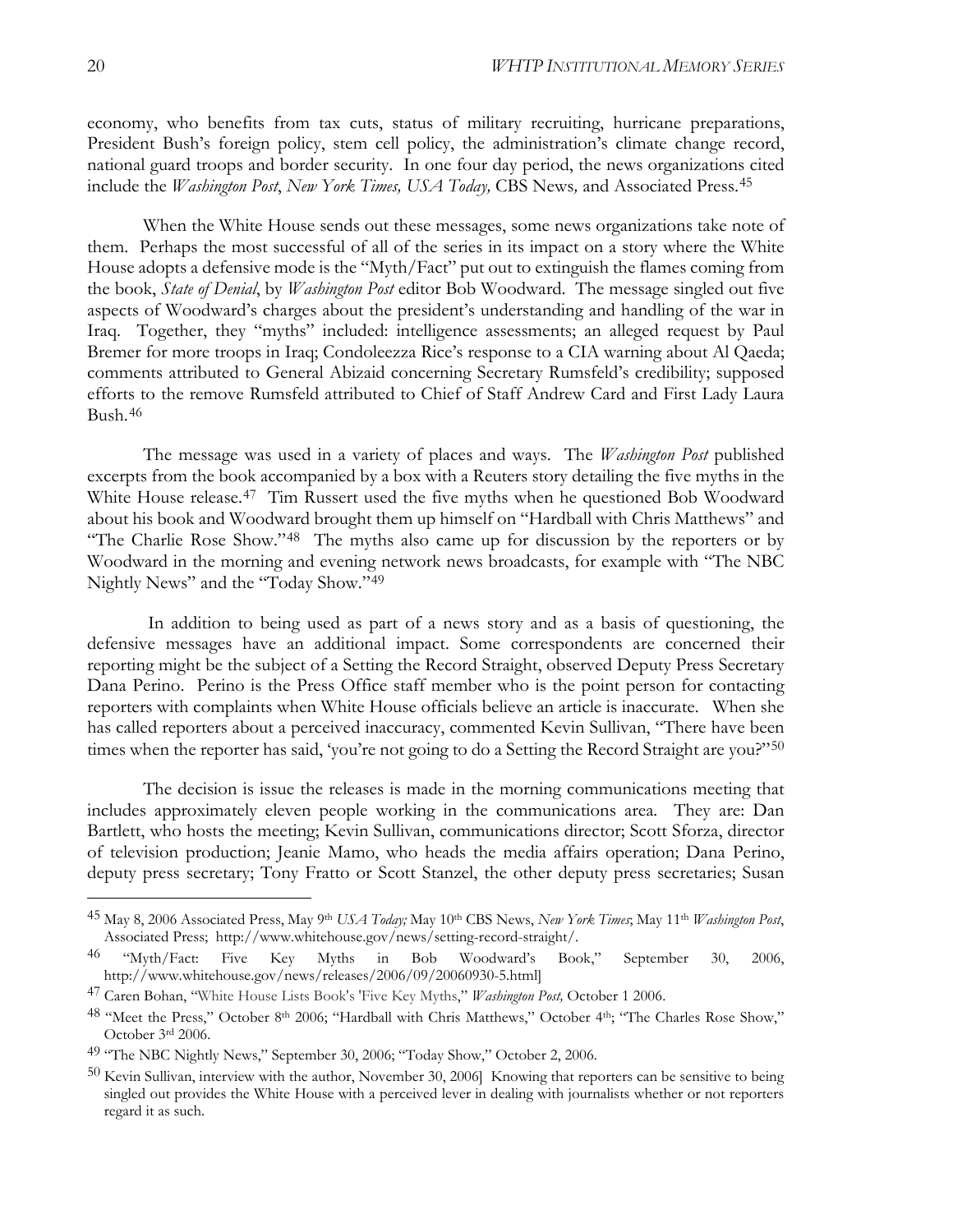economy, who benefits from tax cuts, status of military recruiting, hurricane preparations, President Bush's foreign policy, stem cell policy, the administration's climate change record, national guard troops and border security. In one four day period, the news organizations cited include the *Washington Post*, *New York Times, USA Today,* CBS News*,* and Associated Press.[45]

When the White House sends out these messages, some news organizations take note of them. Perhaps the most successful of all of the series in its impact on a story where the White House adopts a defensive mode is the "Myth/Fact" put out to extinguish the flames coming from the book, *State of Denial*, by *Washington Post* editor Bob Woodward. The message singled out five aspects of Woodward's charges about the president's understanding and handling of the war in Iraq. Together, they "myths" included: intelligence assessments; an alleged request by Paul Bremer for more troops in Iraq; Condoleezza Rice's response to a CIA warning about Al Qaeda; comments attributed to General Abizaid concerning Secretary Rumsfeld's credibility; supposed efforts to the remove Rumsfeld attributed to Chief of Staff Andrew Card and First Lady Laura Bush.[46]

The message was used in a variety of places and ways. The *Washington Post* published excerpts from the book accompanied by a box with a Reuters story detailing the five myths in the White House release.[47] Tim Russert used the five myths when he questioned Bob Woodward about his book and Woodward brought them up himself on "Hardball with Chris Matthews" and "The Charlie Rose Show."[48] The myths also came up for discussion by the reporters or by Woodward in the morning and evening network news broadcasts, for example with "The NBC Nightly News" and the "Today Show."[49]

In addition to being used as part of a news story and as a basis of questioning, the defensive messages have an additional impact. Some correspondents are concerned their reporting might be the subject of a Setting the Record Straight, observed Deputy Press Secretary Dana Perino. Perino is the Press Office staff member who is the point person for contacting reporters with complaints when White House officials believe an article is inaccurate. When she has called reporters about a perceived inaccuracy, commented Kevin Sullivan, "There have been times when the reporter has said, 'you're not going to do a Setting the Record Straight are you?"[50]

The decision is issue the releases is made in the morning communications meeting that includes approximately eleven people working in the communications area. They are: Dan Bartlett, who hosts the meeting; Kevin Sullivan, communications director; Scott Sforza, director of television production; Jeanie Mamo, who heads the media affairs operation; Dana Perino, deputy press secretary; Tony Fratto or Scott Stanzel, the other deputy press secretaries; Susan

---

[45] May 8, 2006 Associated Press, May 9th *USA Today;* May 10th CBS News, *New York Times*; May 11th *Washington Post*, Associated Press; http://www.whitehouse.gov/news/setting-record-straight/.

[46] "Myth/Fact: Five Key Myths in Bob Woodward's Book," September 30, 2006, http://www.whitehouse.gov/news/releases/2006/09/20060930-5.html]

[47] Caren Bohan, "White House Lists Book's 'Five Key Myths," *Washington Post,* October 1 2006.

[48] "Meet the Press," October 8th 2006; "Hardball with Chris Matthews," October 4th; "The Charles Rose Show," October 3rd 2006.

[49] "The NBC Nightly News," September 30, 2006; "Today Show," October 2, 2006.

[50] Kevin Sullivan, interview with the author, November 30, 2006] Knowing that reporters can be sensitive to being singled out provides the White House with a perceived lever in dealing with journalists whether or not reporters regard it as such.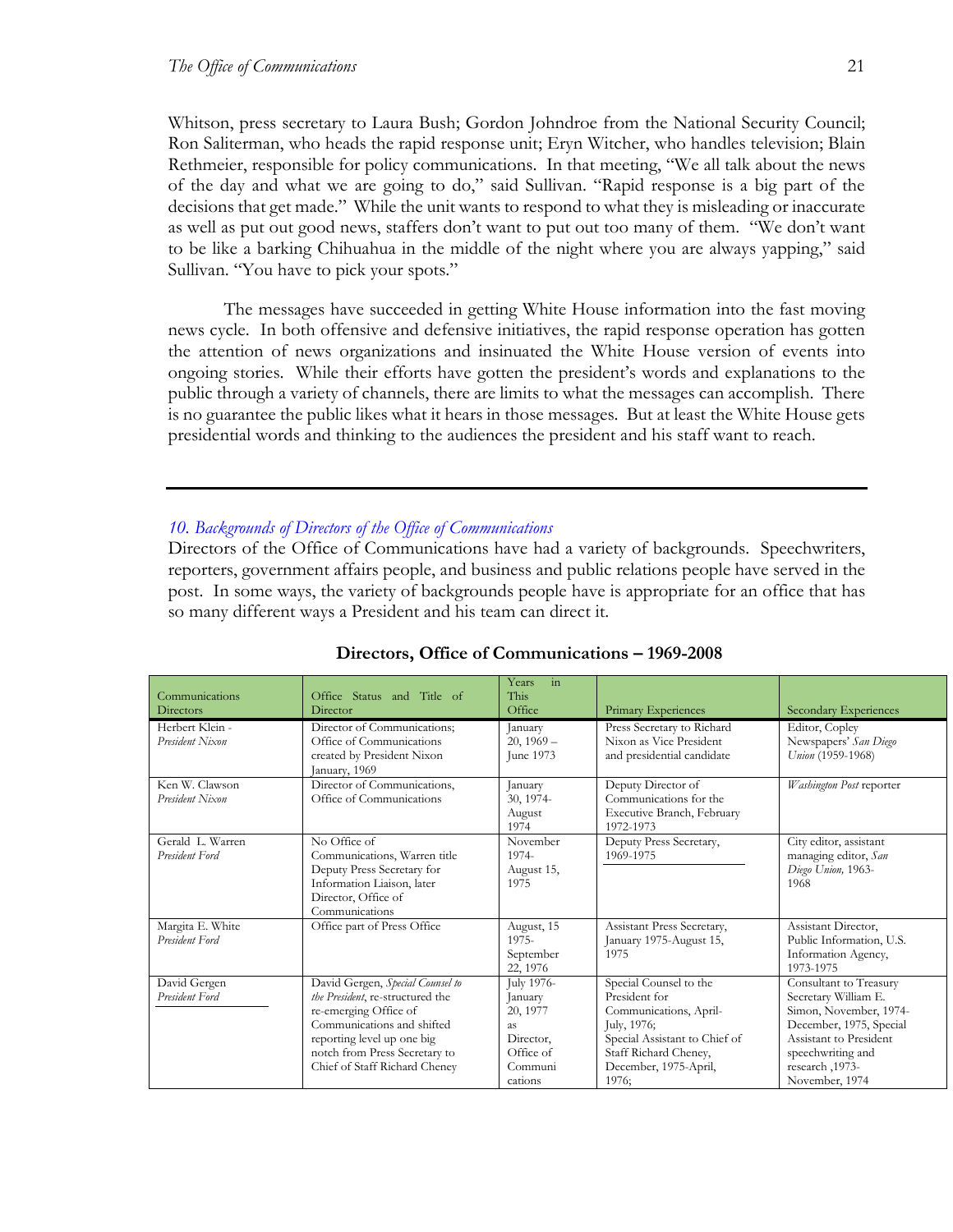Whitson, press secretary to Laura Bush; Gordon Johndroe from the National Security Council; Ron Saliterman, who heads the rapid response unit; Eryn Witcher, who handles television; Blain Rethmeier, responsible for policy communications. In that meeting, "We all talk about the news of the day and what we are going to do," said Sullivan. "Rapid response is a big part of the decisions that get made." While the unit wants to respond to what they is misleading or inaccurate as well as put out good news, staffers don't want to put out too many of them. "We don't want to be like a barking Chihuahua in the middle of the night where you are always yapping," said Sullivan. "You have to pick your spots."

The messages have succeeded in getting White House information into the fast moving news cycle. In both offensive and defensive initiatives, the rapid response operation has gotten the attention of news organizations and insinuated the White House version of events into ongoing stories. While their efforts have gotten the president's words and explanations to the public through a variety of channels, there are limits to what the messages can accomplish. There is no guarantee the public likes what it hears in those messages. But at least the White House gets presidential words and thinking to the audiences the president and his staff want to reach.

---

## *10. Backgrounds of Directors of the Office of Communications*

Directors of the Office of Communications have had a variety of backgrounds. Speechwriters, reporters, government affairs people, and business and public relations people have served in the post. In some ways, the variety of backgrounds people have is appropriate for an office that has so many different ways a President and his team can direct it.

**Directors, Office of Communications – 1969-2008**

| Communications Directors | Office Status and Title of Director | Years in This Office | Primary Experiences | Secondary Experiences |
|---|---|---|---|---|
| Herbert Klein - *President Nixon* | Director of Communications; Office of Communications created by President Nixon January, 1969 | January 20, 1969 – June 1973 | Press Secretary to Richard Nixon as Vice President and presidential candidate | Editor, Copley Newspapers' *San Diego Union* (1959-1968) |
| Ken W. Clawson *President Nixon* | Director of Communications, Office of Communications | January 30, 1974- August 1974 | Deputy Director of Communications for the Executive Branch, February 1972-1973 | *Washington Post* reporter |
| Gerald L. Warren *President Ford* | No Office of Communications, Warren title Deputy Press Secretary for Information Liaison, later Director, Office of Communications | November 1974- August 15, 1975 | Deputy Press Secretary, 1969-1975 | City editor, assistant managing editor, *San Diego Union,* 1963-1968 |
| Margita E. White *President Ford* | Office part of Press Office | August, 15 1975- September 22, 1976 | Assistant Press Secretary, January 1975-August 15, 1975 | Assistant Director, Public Information, U.S. Information Agency, 1973-1975 |
| David Gergen *President Ford* | David Gergen, *Special Counsel to the President*, re-structured the re-emerging Office of Communications and shifted reporting level up one big notch from Press Secretary to Chief of Staff Richard Cheney | July 1976- January 20, 1977 as Director, Office of Communications | Special Counsel to the President for Communications, April-July, 1976; Special Assistant to Chief of Staff Richard Cheney, December, 1975-April, 1976; | Consultant to Treasury Secretary William E. Simon, November, 1974-December, 1975, Special Assistant to President speechwriting and research ,1973-November, 1974 |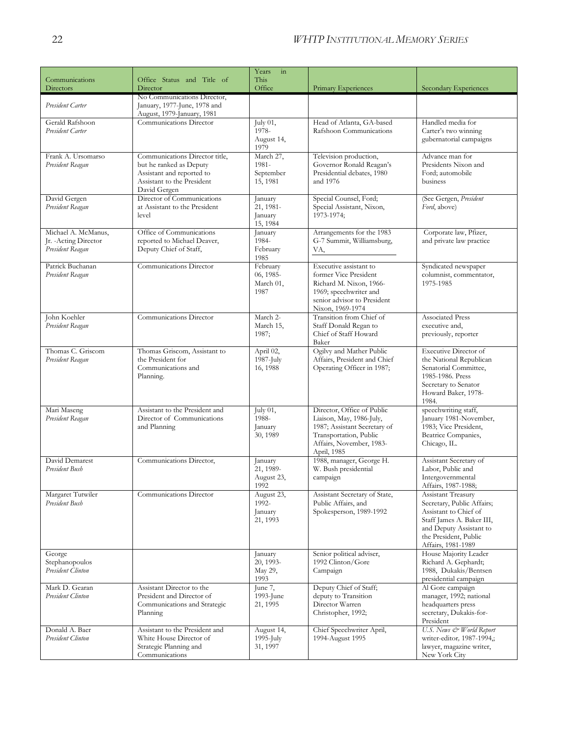| Communications Directors | Office Status and Title of Director | Years in This Office | Primary Experiences | Secondary Experiences |
|---|---|---|---|---|
| *President Carter* | No Communications Director, January, 1977-June, 1978 and August, 1979-January, 1981 | | | |
| Gerald Rafshoon *President Carter* | Communications Director | July 01, 1978- August 14, 1979 | Head of Atlanta, GA-based Rafshoon Communications | Handled media for Carter's two winning gubernatorial campaigns |
| Frank A. Ursomarso *President Reagan* | Communications Director title, but he ranked as Deputy Assistant and reported to Assistant to the President David Gergen | March 27, 1981- September 15, 1981 | Television production, Governor Ronald Reagan's Presidential debates, 1980 and 1976 | Advance man for Presidents Nixon and Ford; automobile business |
| David Gergen *President Reagan* | Director of Communications at Assistant to the President level | January 21, 1981- January 15, 1984 | Special Counsel, Ford; Special Assistant, Nixon, 1973-1974; | (See Gergen, *President Ford*, above) |
| Michael A. McManus, Jr. -Acting Director *President Reagan* | Office of Communications reported to Michael Deaver, Deputy Chief of Staff, | January 1984- February 1985 | Arrangements for the 1983 G-7 Summit, Williamsburg, VA, | Corporate law, Pfizer, and private law practice |
| Patrick Buchanan *President Reagan* | Communications Director | February 06, 1985- March 01, 1987 | Executive assistant to former Vice President Richard M. Nixon, 1966-1969; speechwriter and senior advisor to President Nixon, 1969-1974 | Syndicated newspaper columnist, commentator, 1975-1985 |
| John Koehler *President Reagan* | Communications Director | March 2- March 15, 1987; | Transition from Chief of Staff Donald Regan to Chief of Staff Howard Baker | Associated Press executive and, previously, reporter |
| Thomas C. Griscom *President Reagan* | Thomas Griscom, Assistant to the President for Communications and Planning. | April 02, 1987-July 16, 1988 | Ogilvy and Mather Public Affairs, President and Chief Operating Officer in 1987; | Executive Director of the National Republican Senatorial Committee, 1985-1986. Press Secretary to Senator Howard Baker, 1978-1984. |
| Mari Maseng *President Reagan* | Assistant to the President and Director of Communications and Planning | July 01, 1988- January 30, 1989 | Director, Office of Public Liaison, May, 1986-July, 1987; Assistant Secretary of Transportation, Public Affairs, November, 1983-April, 1985 | speechwriting staff, January 1981-November, 1983; Vice President, Beatrice Companies, Chicago, IL. |
| David Demarest *President Bush* | Communications Director, | January 21, 1989- August 23, 1992 | 1988, manager, George H. W. Bush presidential campaign | Assistant Secretary of Labor, Public and Intergovernmental Affairs, 1987-1988; |
| Margaret Tutwiler *President Bush* | Communications Director | August 23, 1992- January 21, 1993 | Assistant Secretary of State, Public Affairs, and Spokesperson, 1989-1992 | Assistant Treasury Secretary, Public Affairs; Assistant to Chief of Staff James A. Baker III, and Deputy Assistant to the President, Public Affairs, 1981-1989 |
| George Stephanopoulos *President Clinton* | | January 20, 1993- May 29, 1993 | Senior political adviser, 1992 Clinton/Gore Campaign | House Majority Leader Richard A. Gephardt; 1988, Dukakis/Bentsen presidential campaign |
| Mark D. Gearan *President Clinton* | Assistant Director to the President and Director of Communications and Strategic Planning | June 7, 1993-June 21, 1995 | Deputy Chief of Staff; deputy to Transition Director Warren Christopher, 1992; | Al Gore campaign manager, 1992; national headquarters press secretary, Dukakis-for-President |
| Donald A. Baer *President Clinton* | Assistant to the President and White House Director of Strategic Planning and Communications | August 14, 1995-July 31, 1997 | Chief Speechwriter April, 1994-August 1995 | *U.S. News & World Report* writer-editor, 1987-1994,; lawyer, magazine writer, New York City |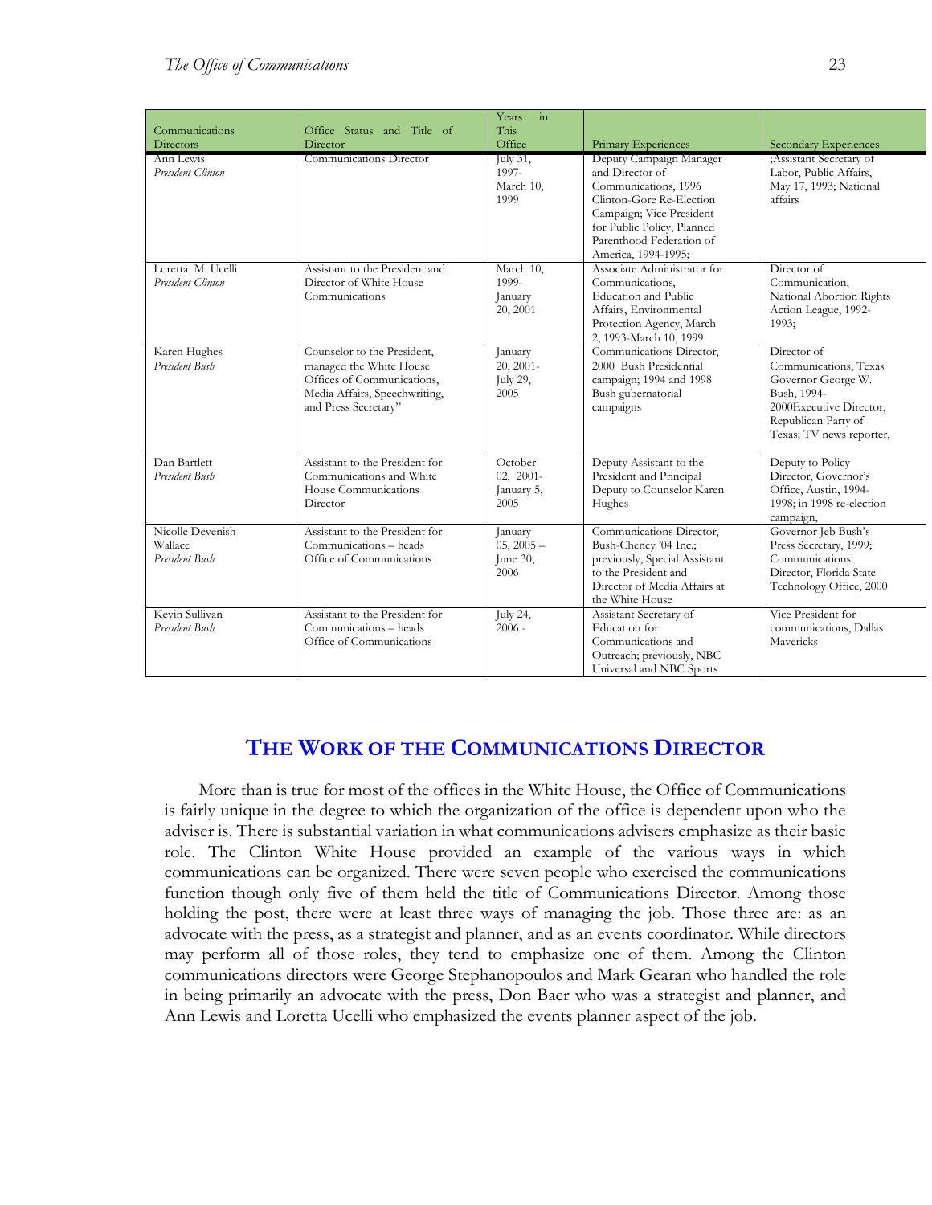| Communications Directors | Office Status and Title of Director | Years in This Office | Primary Experiences | Secondary Experiences |
|---|---|---|---|---|
| Ann Lewis *President Clinton* | Communications Director | July 31, 1997- March 10, 1999 | Deputy Campaign Manager and Director of Communications, 1996 Clinton-Gore Re-Election Campaign; Vice President for Public Policy, Planned Parenthood Federation of America, 1994-1995; | ;Assistant Secretary of Labor, Public Affairs, May 17, 1993; National affairs |
| Loretta M. Ucelli *President Clinton* | Assistant to the President and Director of White House Communications | March 10, 1999- January 20, 2001 | Associate Administrator for Communications, Education and Public Affairs, Environmental Protection Agency, March 2, 1993-March 10, 1999 | Director of Communication, National Abortion Rights Action League, 1992-1993; |
| Karen Hughes *President Bush* | Counselor to the President, managed the White House Offices of Communications, Media Affairs, Speechwriting, and Press Secretary" | January 20, 2001- July 29, 2005 | Communications Director, 2000 Bush Presidential campaign; 1994 and 1998 Bush gubernatorial campaigns | Director of Communications, Texas Governor George W. Bush, 1994-2000Executive Director, Republican Party of Texas; TV news reporter, |
| Dan Bartlett *President Bush* | Assistant to the President for Communications and White House Communications Director | October 02, 2001- January 5, 2005 | Deputy Assistant to the President and Principal Deputy to Counselor Karen Hughes | Deputy to Policy Director, Governor's Office, Austin, 1994-1998; in 1998 re-election campaign, |
| Nicolle Devenish Wallace *President Bush* | Assistant to the President for Communications – heads Office of Communications | January 05, 2005 – June 30, 2006 | Communications Director, Bush-Cheney '04 Inc.; previously, Special Assistant to the President and Director of Media Affairs at the White House | Governor Jeb Bush's Press Secretary, 1999; Communications Director, Florida State Technology Office, 2000 |
| Kevin Sullivan *President Bush* | Assistant to the President for Communications – heads Office of Communications | July 24, 2006 - | Assistant Secretary of Education for Communications and Outreach; previously, NBC Universal and NBC Sports | Vice President for communications, Dallas Mavericks |

## The Work of the Communications Director

More than is true for most of the offices in the White House, the Office of Communications is fairly unique in the degree to which the organization of the office is dependent upon who the adviser is. There is substantial variation in what communications advisers emphasize as their basic role. The Clinton White House provided an example of the various ways in which communications can be organized. There were seven people who exercised the communications function though only five of them held the title of Communications Director. Among those holding the post, there were at least three ways of managing the job. Those three are: as an advocate with the press, as a strategist and planner, and as an events coordinator. While directors may perform all of those roles, they tend to emphasize one of them. Among the Clinton communications directors were George Stephanopoulos and Mark Gearan who handled the role in being primarily an advocate with the press, Don Baer who was a strategist and planner, and Ann Lewis and Loretta Ucelli who emphasized the events planner aspect of the job.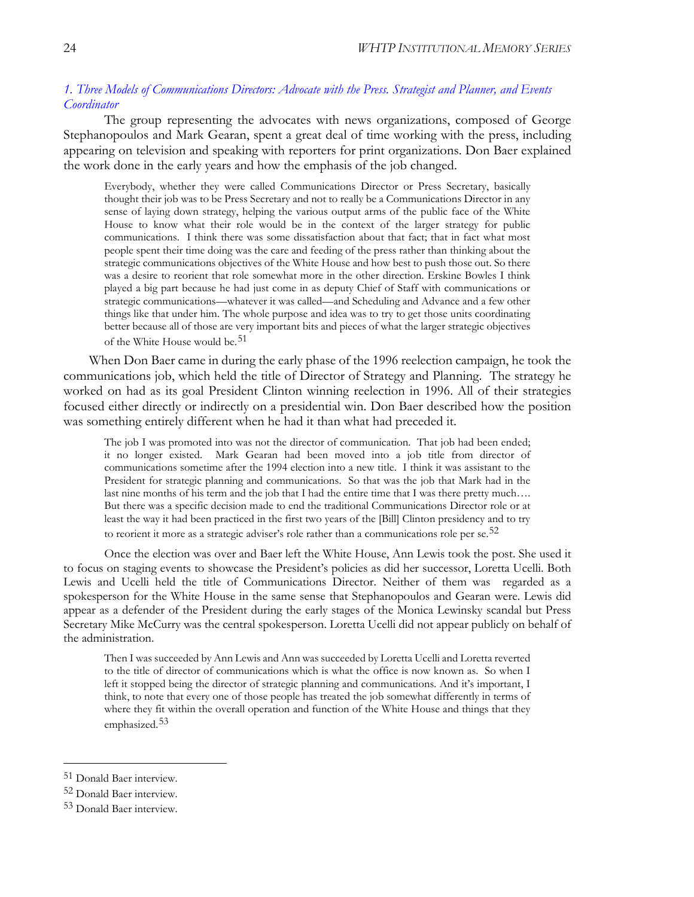### *1. Three Models of Communications Directors: Advocate with the Press. Strategist and Planner, and Events Coordinator*

The group representing the advocates with news organizations, composed of George Stephanopoulos and Mark Gearan, spent a great deal of time working with the press, including appearing on television and speaking with reporters for print organizations. Don Baer explained the work done in the early years and how the emphasis of the job changed.

> Everybody, whether they were called Communications Director or Press Secretary, basically thought their job was to be Press Secretary and not to really be a Communications Director in any sense of laying down strategy, helping the various output arms of the public face of the White House to know what their role would be in the context of the larger strategy for public communications. I think there was some dissatisfaction about that fact; that in fact what most people spent their time doing was the care and feeding of the press rather than thinking about the strategic communications objectives of the White House and how best to push those out. So there was a desire to reorient that role somewhat more in the other direction. Erskine Bowles I think played a big part because he had just come in as deputy Chief of Staff with communications or strategic communications—whatever it was called—and Scheduling and Advance and a few other things like that under him. The whole purpose and idea was to try to get those units coordinating better because all of those are very important bits and pieces of what the larger strategic objectives of the White House would be.[51]

When Don Baer came in during the early phase of the 1996 reelection campaign, he took the communications job, which held the title of Director of Strategy and Planning. The strategy he worked on had as its goal President Clinton winning reelection in 1996. All of their strategies focused either directly or indirectly on a presidential win. Don Baer described how the position was something entirely different when he had it than what had preceded it.

> The job I was promoted into was not the director of communication. That job had been ended; it no longer existed. Mark Gearan had been moved into a job title from director of communications sometime after the 1994 election into a new title. I think it was assistant to the President for strategic planning and communications. So that was the job that Mark had in the last nine months of his term and the job that I had the entire time that I was there pretty much…. But there was a specific decision made to end the traditional Communications Director role or at least the way it had been practiced in the first two years of the [Bill] Clinton presidency and to try to reorient it more as a strategic adviser's role rather than a communications role per se.[52]

Once the election was over and Baer left the White House, Ann Lewis took the post. She used it to focus on staging events to showcase the President's policies as did her successor, Loretta Ucelli. Both Lewis and Ucelli held the title of Communications Director. Neither of them was regarded as a spokesperson for the White House in the same sense that Stephanopoulos and Gearan were. Lewis did appear as a defender of the President during the early stages of the Monica Lewinsky scandal but Press Secretary Mike McCurry was the central spokesperson. Loretta Ucelli did not appear publicly on behalf of the administration.

> Then I was succeeded by Ann Lewis and Ann was succeeded by Loretta Ucelli and Loretta reverted to the title of director of communications which is what the office is now known as. So when I left it stopped being the director of strategic planning and communications. And it's important, I think, to note that every one of those people has treated the job somewhat differently in terms of where they fit within the overall operation and function of the White House and things that they emphasized.[53]

---

[51] Donald Baer interview.

[52] Donald Baer interview.

[53] Donald Baer interview.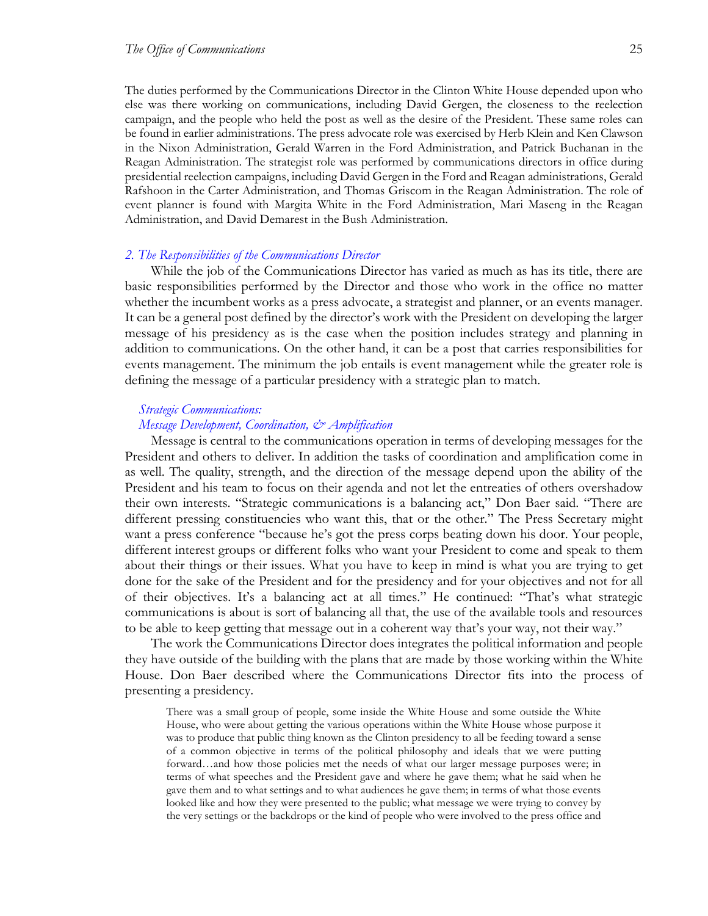The duties performed by the Communications Director in the Clinton White House depended upon who else was there working on communications, including David Gergen, the closeness to the reelection campaign, and the people who held the post as well as the desire of the President. These same roles can be found in earlier administrations. The press advocate role was exercised by Herb Klein and Ken Clawson in the Nixon Administration, Gerald Warren in the Ford Administration, and Patrick Buchanan in the Reagan Administration. The strategist role was performed by communications directors in office during presidential reelection campaigns, including David Gergen in the Ford and Reagan administrations, Gerald Rafshoon in the Carter Administration, and Thomas Griscom in the Reagan Administration. The role of event planner is found with Margita White in the Ford Administration, Mari Maseng in the Reagan Administration, and David Demarest in the Bush Administration.

## *2. The Responsibilities of the Communications Director*

While the job of the Communications Director has varied as much as has its title, there are basic responsibilities performed by the Director and those who work in the office no matter whether the incumbent works as a press advocate, a strategist and planner, or an events manager. It can be a general post defined by the director's work with the President on developing the larger message of his presidency as is the case when the position includes strategy and planning in addition to communications. On the other hand, it can be a post that carries responsibilities for events management. The minimum the job entails is event management while the greater role is defining the message of a particular presidency with a strategic plan to match.

### *Strategic Communications: Message Development, Coordination, & Amplification*

Message is central to the communications operation in terms of developing messages for the President and others to deliver. In addition the tasks of coordination and amplification come in as well. The quality, strength, and the direction of the message depend upon the ability of the President and his team to focus on their agenda and not let the entreaties of others overshadow their own interests. "Strategic communications is a balancing act," Don Baer said. "There are different pressing constituencies who want this, that or the other." The Press Secretary might want a press conference "because he's got the press corps beating down his door. Your people, different interest groups or different folks who want your President to come and speak to them about their things or their issues. What you have to keep in mind is what you are trying to get done for the sake of the President and for the presidency and for your objectives and not for all of their objectives. It's a balancing act at all times." He continued: "That's what strategic communications is about is sort of balancing all that, the use of the available tools and resources to be able to keep getting that message out in a coherent way that's your way, not their way."

The work the Communications Director does integrates the political information and people they have outside of the building with the plans that are made by those working within the White House. Don Baer described where the Communications Director fits into the process of presenting a presidency.

> There was a small group of people, some inside the White House and some outside the White House, who were about getting the various operations within the White House whose purpose it was to produce that public thing known as the Clinton presidency to all be feeding toward a sense of a common objective in terms of the political philosophy and ideals that we were putting forward…and how those policies met the needs of what our larger message purposes were; in terms of what speeches and the President gave and where he gave them; what he said when he gave them and to what settings and to what audiences he gave them; in terms of what those events looked like and how they were presented to the public; what message we were trying to convey by the very settings or the backdrops or the kind of people who were involved to the press office and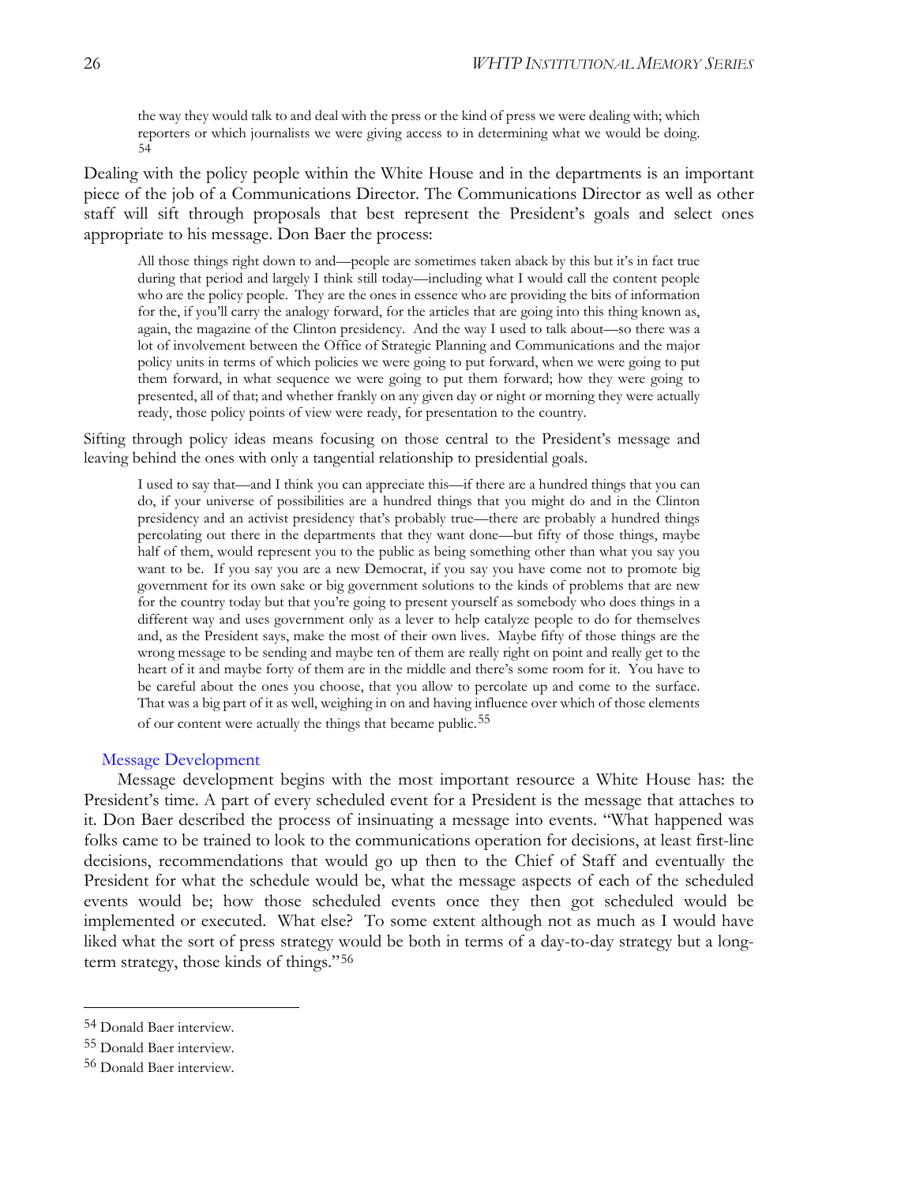> the way they would talk to and deal with the press or the kind of press we were dealing with; which reporters or which journalists we were giving access to in determining what we would be doing. [54]

Dealing with the policy people within the White House and in the departments is an important piece of the job of a Communications Director. The Communications Director as well as other staff will sift through proposals that best represent the President's goals and select ones appropriate to his message. Don Baer the process:

> All those things right down to and—people are sometimes taken aback by this but it's in fact true during that period and largely I think still today—including what I would call the content people who are the policy people. They are the ones in essence who are providing the bits of information for the, if you'll carry the analogy forward, for the articles that are going into this thing known as, again, the magazine of the Clinton presidency. And the way I used to talk about—so there was a lot of involvement between the Office of Strategic Planning and Communications and the major policy units in terms of which policies we were going to put forward, when we were going to put them forward, in what sequence we were going to put them forward; how they were going to presented, all of that; and whether frankly on any given day or night or morning they were actually ready, those policy points of view were ready, for presentation to the country.

Sifting through policy ideas means focusing on those central to the President's message and leaving behind the ones with only a tangential relationship to presidential goals.

> I used to say that—and I think you can appreciate this—if there are a hundred things that you can do, if your universe of possibilities are a hundred things that you might do and in the Clinton presidency and an activist presidency that's probably true—there are probably a hundred things percolating out there in the departments that they want done—but fifty of those things, maybe half of them, would represent you to the public as being something other than what you say you want to be. If you say you are a new Democrat, if you say you have come not to promote big government for its own sake or big government solutions to the kinds of problems that are new for the country today but that you're going to present yourself as somebody who does things in a different way and uses government only as a lever to help catalyze people to do for themselves and, as the President says, make the most of their own lives. Maybe fifty of those things are the wrong message to be sending and maybe ten of them are really right on point and really get to the heart of it and maybe forty of them are in the middle and there's some room for it. You have to be careful about the ones you choose, that you allow to percolate up and come to the surface. That was a big part of it as well, weighing in on and having influence over which of those elements of our content were actually the things that became public. [55]

### Message Development

Message development begins with the most important resource a White House has: the President's time. A part of every scheduled event for a President is the message that attaches to it. Don Baer described the process of insinuating a message into events. "What happened was folks came to be trained to look to the communications operation for decisions, at least first-line decisions, recommendations that would go up then to the Chief of Staff and eventually the President for what the schedule would be, what the message aspects of each of the scheduled events would be; how those scheduled events once they then got scheduled would be implemented or executed. What else? To some extent although not as much as I would have liked what the sort of press strategy would be both in terms of a day-to-day strategy but a long-term strategy, those kinds of things." [56]

---

[54] Donald Baer interview.

[55] Donald Baer interview.

[56] Donald Baer interview.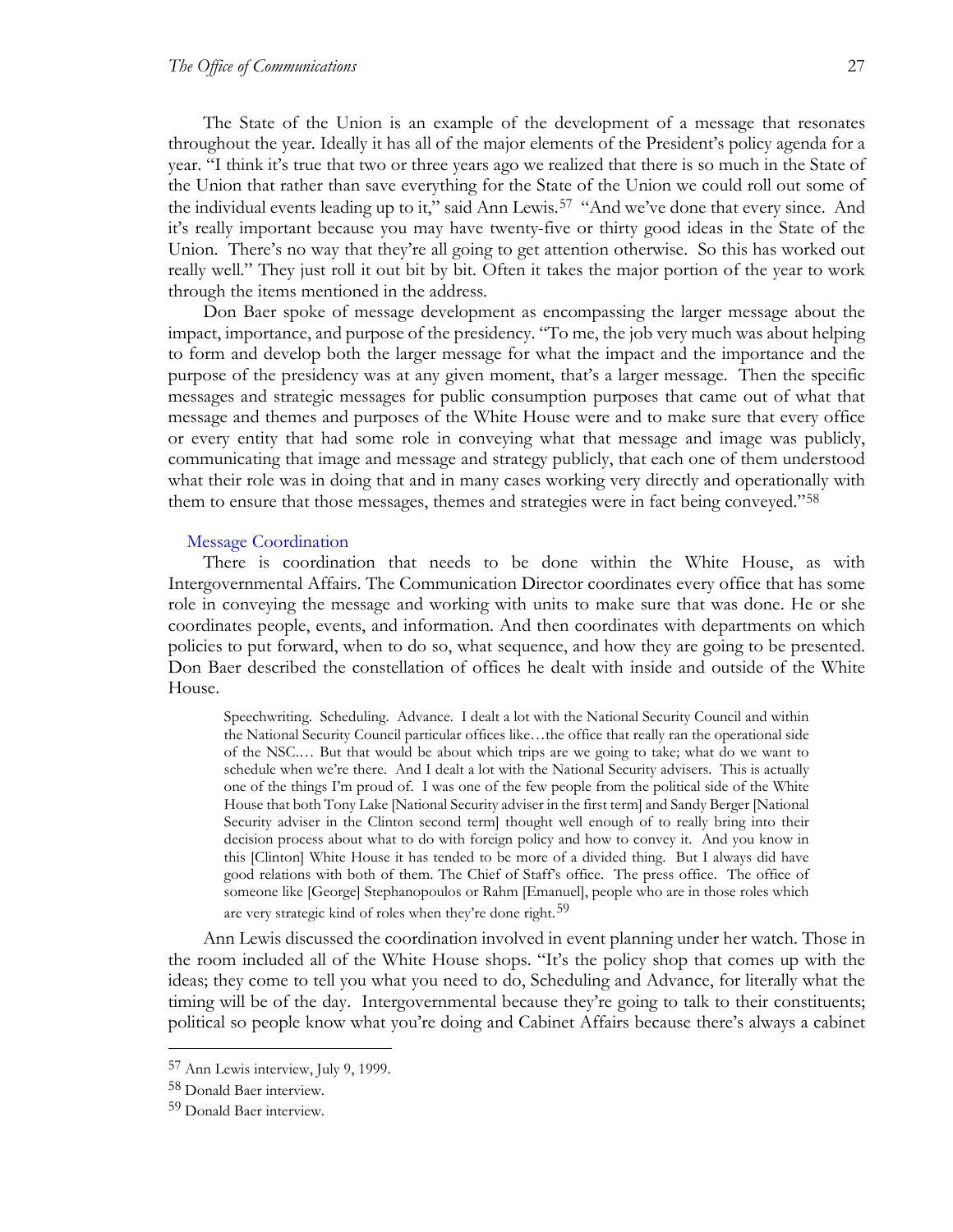The State of the Union is an example of the development of a message that resonates throughout the year. Ideally it has all of the major elements of the President's policy agenda for a year. "I think it's true that two or three years ago we realized that there is so much in the State of the Union that rather than save everything for the State of the Union we could roll out some of the individual events leading up to it," said Ann Lewis.[57] "And we've done that every since. And it's really important because you may have twenty-five or thirty good ideas in the State of the Union. There's no way that they're all going to get attention otherwise. So this has worked out really well." They just roll it out bit by bit. Often it takes the major portion of the year to work through the items mentioned in the address.

Don Baer spoke of message development as encompassing the larger message about the impact, importance, and purpose of the presidency. "To me, the job very much was about helping to form and develop both the larger message for what the impact and the importance and the purpose of the presidency was at any given moment, that's a larger message. Then the specific messages and strategic messages for public consumption purposes that came out of what that message and themes and purposes of the White House were and to make sure that every office or every entity that had some role in conveying what that message and image was publicly, communicating that image and message and strategy publicly, that each one of them understood what their role was in doing that and in many cases working very directly and operationally with them to ensure that those messages, themes and strategies were in fact being conveyed."[58]

### Message Coordination

There is coordination that needs to be done within the White House, as with Intergovernmental Affairs. The Communication Director coordinates every office that has some role in conveying the message and working with units to make sure that was done. He or she coordinates people, events, and information. And then coordinates with departments on which policies to put forward, when to do so, what sequence, and how they are going to be presented. Don Baer described the constellation of offices he dealt with inside and outside of the White House.

> Speechwriting. Scheduling. Advance. I dealt a lot with the National Security Council and within the National Security Council particular offices like…the office that really ran the operational side of the NSC.… But that would be about which trips are we going to take; what do we want to schedule when we're there. And I dealt a lot with the National Security advisers. This is actually one of the things I'm proud of. I was one of the few people from the political side of the White House that both Tony Lake [National Security adviser in the first term] and Sandy Berger [National Security adviser in the Clinton second term] thought well enough of to really bring into their decision process about what to do with foreign policy and how to convey it. And you know in this [Clinton] White House it has tended to be more of a divided thing. But I always did have good relations with both of them. The Chief of Staff's office. The press office. The office of someone like [George] Stephanopoulos or Rahm [Emanuel], people who are in those roles which are very strategic kind of roles when they're done right.[59]

Ann Lewis discussed the coordination involved in event planning under her watch. Those in the room included all of the White House shops. "It's the policy shop that comes up with the ideas; they come to tell you what you need to do, Scheduling and Advance, for literally what the timing will be of the day. Intergovernmental because they're going to talk to their constituents; political so people know what you're doing and Cabinet Affairs because there's always a cabinet

---

[57] Ann Lewis interview, July 9, 1999.

[58] Donald Baer interview.

[59] Donald Baer interview.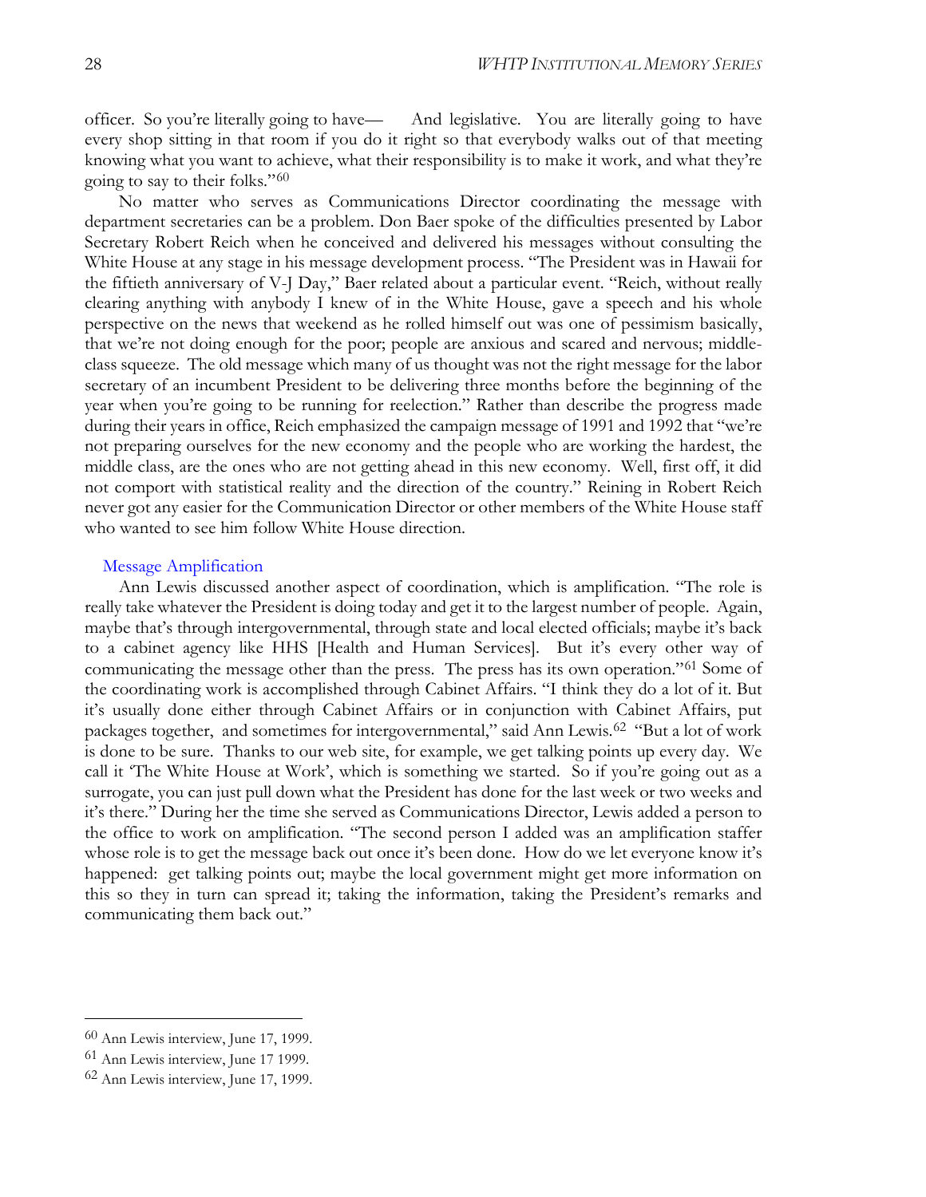officer. So you're literally going to have— And legislative. You are literally going to have every shop sitting in that room if you do it right so that everybody walks out of that meeting knowing what you want to achieve, what their responsibility is to make it work, and what they're going to say to their folks."[60]

No matter who serves as Communications Director coordinating the message with department secretaries can be a problem. Don Baer spoke of the difficulties presented by Labor Secretary Robert Reich when he conceived and delivered his messages without consulting the White House at any stage in his message development process. "The President was in Hawaii for the fiftieth anniversary of V-J Day," Baer related about a particular event. "Reich, without really clearing anything with anybody I knew of in the White House, gave a speech and his whole perspective on the news that weekend as he rolled himself out was one of pessimism basically, that we're not doing enough for the poor; people are anxious and scared and nervous; middle-class squeeze. The old message which many of us thought was not the right message for the labor secretary of an incumbent President to be delivering three months before the beginning of the year when you're going to be running for reelection." Rather than describe the progress made during their years in office, Reich emphasized the campaign message of 1991 and 1992 that "we're not preparing ourselves for the new economy and the people who are working the hardest, the middle class, are the ones who are not getting ahead in this new economy. Well, first off, it did not comport with statistical reality and the direction of the country." Reining in Robert Reich never got any easier for the Communication Director or other members of the White House staff who wanted to see him follow White House direction.

### Message Amplification

Ann Lewis discussed another aspect of coordination, which is amplification. "The role is really take whatever the President is doing today and get it to the largest number of people. Again, maybe that's through intergovernmental, through state and local elected officials; maybe it's back to a cabinet agency like HHS [Health and Human Services]. But it's every other way of communicating the message other than the press. The press has its own operation."[61] Some of the coordinating work is accomplished through Cabinet Affairs. "I think they do a lot of it. But it's usually done either through Cabinet Affairs or in conjunction with Cabinet Affairs, put packages together, and sometimes for intergovernmental," said Ann Lewis.[62] "But a lot of work is done to be sure. Thanks to our web site, for example, we get talking points up every day. We call it 'The White House at Work', which is something we started. So if you're going out as a surrogate, you can just pull down what the President has done for the last week or two weeks and it's there." During her the time she served as Communications Director, Lewis added a person to the office to work on amplification. "The second person I added was an amplification staffer whose role is to get the message back out once it's been done. How do we let everyone know it's happened: get talking points out; maybe the local government might get more information on this so they in turn can spread it; taking the information, taking the President's remarks and communicating them back out."

---

[60] Ann Lewis interview, June 17, 1999.

[61] Ann Lewis interview, June 17 1999.

[62] Ann Lewis interview, June 17, 1999.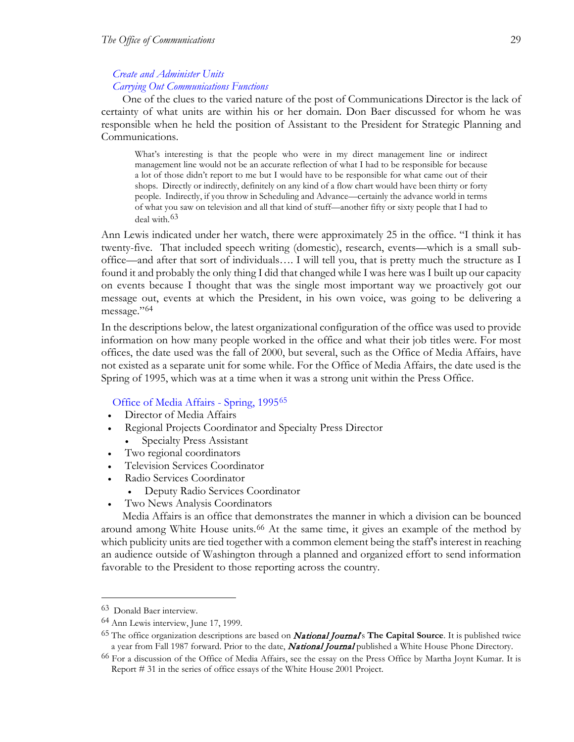*Create and Administer Units*
*Carrying Out Communications Functions*

One of the clues to the varied nature of the post of Communications Director is the lack of certainty of what units are within his or her domain. Don Baer discussed for whom he was responsible when he held the position of Assistant to the President for Strategic Planning and Communications.

> What's interesting is that the people who were in my direct management line or indirect management line would not be an accurate reflection of what I had to be responsible for because a lot of those didn't report to me but I would have to be responsible for what came out of their shops. Directly or indirectly, definitely on any kind of a flow chart would have been thirty or forty people. Indirectly, if you throw in Scheduling and Advance—certainly the advance world in terms of what you saw on television and all that kind of stuff—another fifty or sixty people that I had to deal with.[63]

Ann Lewis indicated under her watch, there were approximately 25 in the office. "I think it has twenty-five. That included speech writing (domestic), research, events—which is a small sub-office—and after that sort of individuals…. I will tell you, that is pretty much the structure as I found it and probably the only thing I did that changed while I was here was I built up our capacity on events because I thought that was the single most important way we proactively got our message out, events at which the President, in his own voice, was going to be delivering a message."[64]

In the descriptions below, the latest organizational configuration of the office was used to provide information on how many people worked in the office and what their job titles were. For most offices, the date used was the fall of 2000, but several, such as the Office of Media Affairs, have not existed as a separate unit for some while. For the Office of Media Affairs, the date used is the Spring of 1995, which was at a time when it was a strong unit within the Press Office.

Office of Media Affairs - Spring, 1995[65]

- Director of Media Affairs
- Regional Projects Coordinator and Specialty Press Director
  - Specialty Press Assistant
- Two regional coordinators
- Television Services Coordinator
- Radio Services Coordinator
  - Deputy Radio Services Coordinator
- Two News Analysis Coordinators

Media Affairs is an office that demonstrates the manner in which a division can be bounced around among White House units.[66] At the same time, it gives an example of the method by which publicity units are tied together with a common element being the staff's interest in reaching an audience outside of Washington through a planned and organized effort to send information favorable to the President to those reporting across the country.

---

[63] Donald Baer interview.

[64] Ann Lewis interview, June 17, 1999.

[65] The office organization descriptions are based on ***National Journal***'s **The Capital Source**. It is published twice a year from Fall 1987 forward. Prior to the date, ***National Journal*** published a White House Phone Directory.

[66] For a discussion of the Office of Media Affairs, see the essay on the Press Office by Martha Joynt Kumar. It is Report # 31 in the series of office essays of the White House 2001 Project.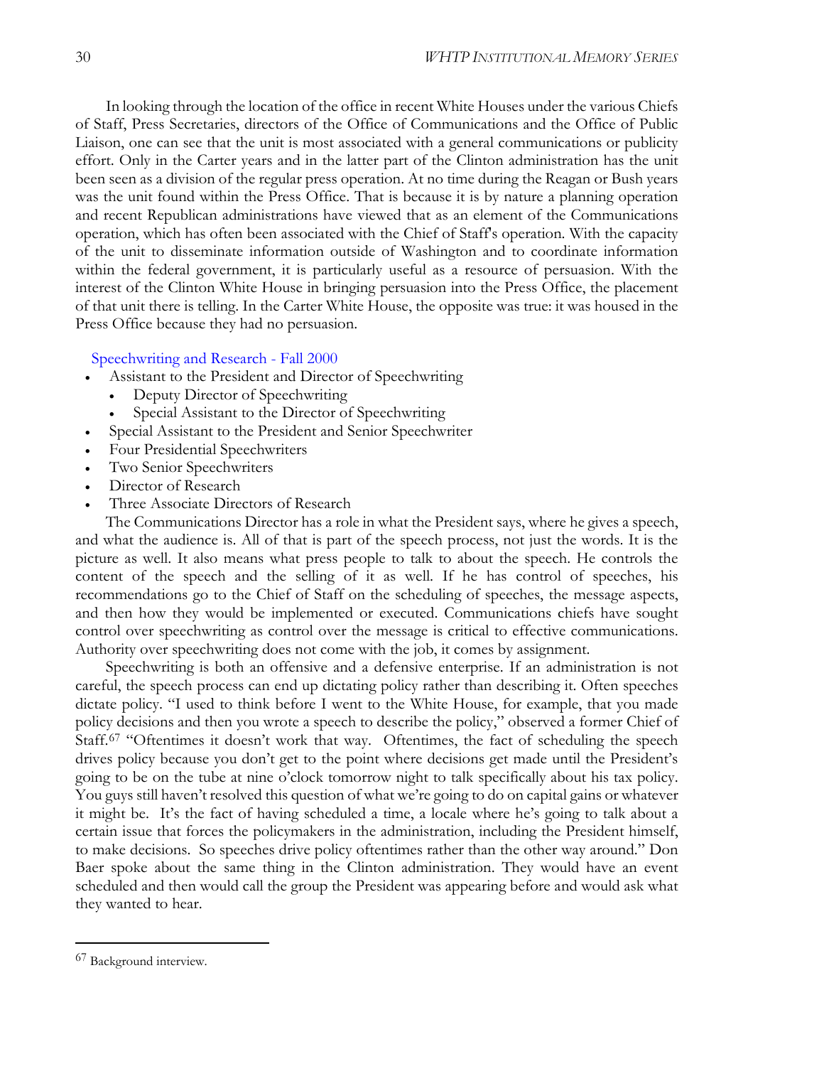In looking through the location of the office in recent White Houses under the various Chiefs of Staff, Press Secretaries, directors of the Office of Communications and the Office of Public Liaison, one can see that the unit is most associated with a general communications or publicity effort. Only in the Carter years and in the latter part of the Clinton administration has the unit been seen as a division of the regular press operation. At no time during the Reagan or Bush years was the unit found within the Press Office. That is because it is by nature a planning operation and recent Republican administrations have viewed that as an element of the Communications operation, which has often been associated with the Chief of Staff's operation. With the capacity of the unit to disseminate information outside of Washington and to coordinate information within the federal government, it is particularly useful as a resource of persuasion. With the interest of the Clinton White House in bringing persuasion into the Press Office, the placement of that unit there is telling. In the Carter White House, the opposite was true: it was housed in the Press Office because they had no persuasion.

### Speechwriting and Research - Fall 2000

- Assistant to the President and Director of Speechwriting
  - Deputy Director of Speechwriting
  - Special Assistant to the Director of Speechwriting
- Special Assistant to the President and Senior Speechwriter
- Four Presidential Speechwriters
- Two Senior Speechwriters
- Director of Research
- Three Associate Directors of Research

The Communications Director has a role in what the President says, where he gives a speech, and what the audience is. All of that is part of the speech process, not just the words. It is the picture as well. It also means what press people to talk to about the speech. He controls the content of the speech and the selling of it as well. If he has control of speeches, his recommendations go to the Chief of Staff on the scheduling of speeches, the message aspects, and then how they would be implemented or executed. Communications chiefs have sought control over speechwriting as control over the message is critical to effective communications. Authority over speechwriting does not come with the job, it comes by assignment.

Speechwriting is both an offensive and a defensive enterprise. If an administration is not careful, the speech process can end up dictating policy rather than describing it. Often speeches dictate policy. "I used to think before I went to the White House, for example, that you made policy decisions and then you wrote a speech to describe the policy," observed a former Chief of Staff.[67] "Oftentimes it doesn't work that way. Oftentimes, the fact of scheduling the speech drives policy because you don't get to the point where decisions get made until the President's going to be on the tube at nine o'clock tomorrow night to talk specifically about his tax policy. You guys still haven't resolved this question of what we're going to do on capital gains or whatever it might be. It's the fact of having scheduled a time, a locale where he's going to talk about a certain issue that forces the policymakers in the administration, including the President himself, to make decisions. So speeches drive policy oftentimes rather than the other way around." Don Baer spoke about the same thing in the Clinton administration. They would have an event scheduled and then would call the group the President was appearing before and would ask what they wanted to hear.

---

[67] Background interview.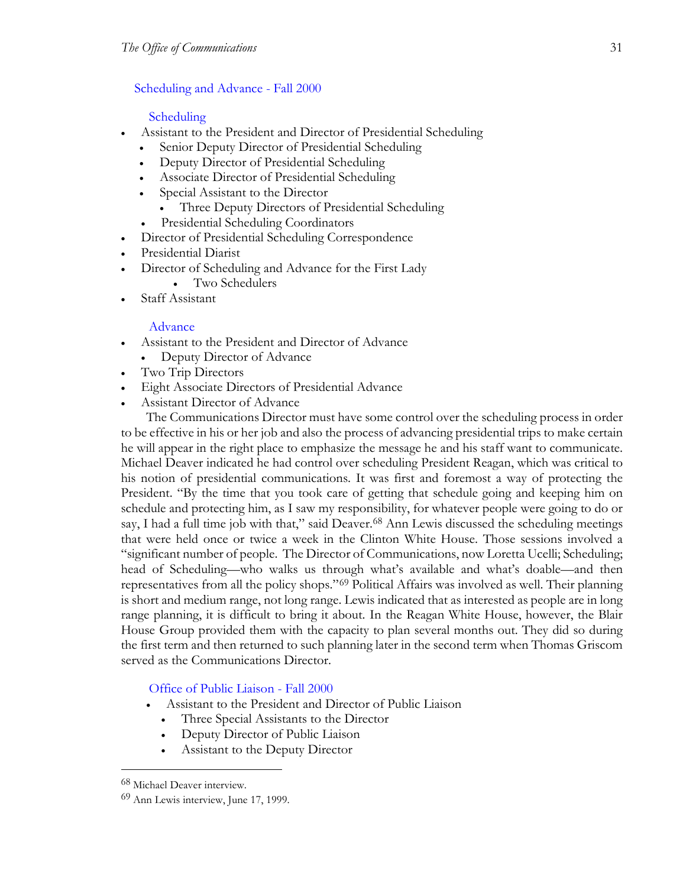### Scheduling and Advance - Fall 2000

#### Scheduling

- Assistant to the President and Director of Presidential Scheduling
  - Senior Deputy Director of Presidential Scheduling
  - Deputy Director of Presidential Scheduling
  - Associate Director of Presidential Scheduling
  - Special Assistant to the Director
    - Three Deputy Directors of Presidential Scheduling
  - Presidential Scheduling Coordinators
- Director of Presidential Scheduling Correspondence
- Presidential Diarist
- Director of Scheduling and Advance for the First Lady
  - Two Schedulers
- Staff Assistant

#### Advance

- Assistant to the President and Director of Advance
  - Deputy Director of Advance
- Two Trip Directors
- Eight Associate Directors of Presidential Advance
- Assistant Director of Advance

The Communications Director must have some control over the scheduling process in order to be effective in his or her job and also the process of advancing presidential trips to make certain he will appear in the right place to emphasize the message he and his staff want to communicate. Michael Deaver indicated he had control over scheduling President Reagan, which was critical to his notion of presidential communications. It was first and foremost a way of protecting the President. "By the time that you took care of getting that schedule going and keeping him on schedule and protecting him, as I saw my responsibility, for whatever people were going to do or say, I had a full time job with that," said Deaver.[68] Ann Lewis discussed the scheduling meetings that were held once or twice a week in the Clinton White House. Those sessions involved a "significant number of people. The Director of Communications, now Loretta Ucelli; Scheduling; head of Scheduling—who walks us through what's available and what's doable—and then representatives from all the policy shops."[69] Political Affairs was involved as well. Their planning is short and medium range, not long range. Lewis indicated that as interested as people are in long range planning, it is difficult to bring it about. In the Reagan White House, however, the Blair House Group provided them with the capacity to plan several months out. They did so during the first term and then returned to such planning later in the second term when Thomas Griscom served as the Communications Director.

### Office of Public Liaison - Fall 2000

- Assistant to the President and Director of Public Liaison
  - Three Special Assistants to the Director
  - Deputy Director of Public Liaison
  - Assistant to the Deputy Director

---

[68] Michael Deaver interview.

[69] Ann Lewis interview, June 17, 1999.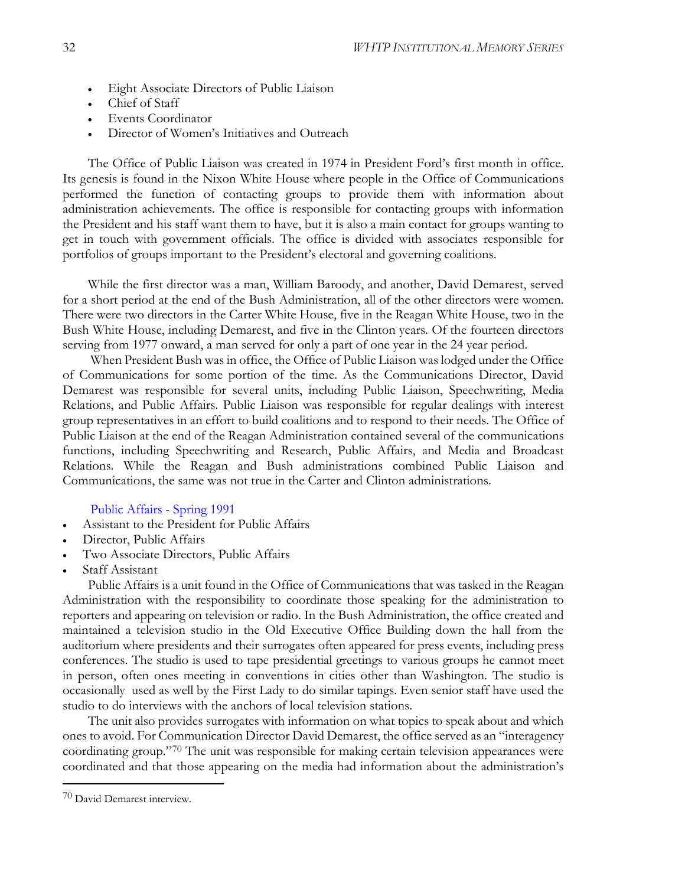- Eight Associate Directors of Public Liaison
- Chief of Staff
- Events Coordinator
- Director of Women's Initiatives and Outreach

The Office of Public Liaison was created in 1974 in President Ford's first month in office. Its genesis is found in the Nixon White House where people in the Office of Communications performed the function of contacting groups to provide them with information about administration achievements. The office is responsible for contacting groups with information the President and his staff want them to have, but it is also a main contact for groups wanting to get in touch with government officials. The office is divided with associates responsible for portfolios of groups important to the President's electoral and governing coalitions.

While the first director was a man, William Baroody, and another, David Demarest, served for a short period at the end of the Bush Administration, all of the other directors were women. There were two directors in the Carter White House, five in the Reagan White House, two in the Bush White House, including Demarest, and five in the Clinton years. Of the fourteen directors serving from 1977 onward, a man served for only a part of one year in the 24 year period.

When President Bush was in office, the Office of Public Liaison was lodged under the Office of Communications for some portion of the time. As the Communications Director, David Demarest was responsible for several units, including Public Liaison, Speechwriting, Media Relations, and Public Affairs. Public Liaison was responsible for regular dealings with interest group representatives in an effort to build coalitions and to respond to their needs. The Office of Public Liaison at the end of the Reagan Administration contained several of the communications functions, including Speechwriting and Research, Public Affairs, and Media and Broadcast Relations. While the Reagan and Bush administrations combined Public Liaison and Communications, the same was not true in the Carter and Clinton administrations.

Public Affairs - Spring 1991

- Assistant to the President for Public Affairs
- Director, Public Affairs
- Two Associate Directors, Public Affairs
- Staff Assistant

Public Affairs is a unit found in the Office of Communications that was tasked in the Reagan Administration with the responsibility to coordinate those speaking for the administration to reporters and appearing on television or radio. In the Bush Administration, the office created and maintained a television studio in the Old Executive Office Building down the hall from the auditorium where presidents and their surrogates often appeared for press events, including press conferences. The studio is used to tape presidential greetings to various groups he cannot meet in person, often ones meeting in conventions in cities other than Washington. The studio is occasionally used as well by the First Lady to do similar tapings. Even senior staff have used the studio to do interviews with the anchors of local television stations.

The unit also provides surrogates with information on what topics to speak about and which ones to avoid. For Communication Director David Demarest, the office served as an "interagency coordinating group."[70] The unit was responsible for making certain television appearances were coordinated and that those appearing on the media had information about the administration's

[70] David Demarest interview.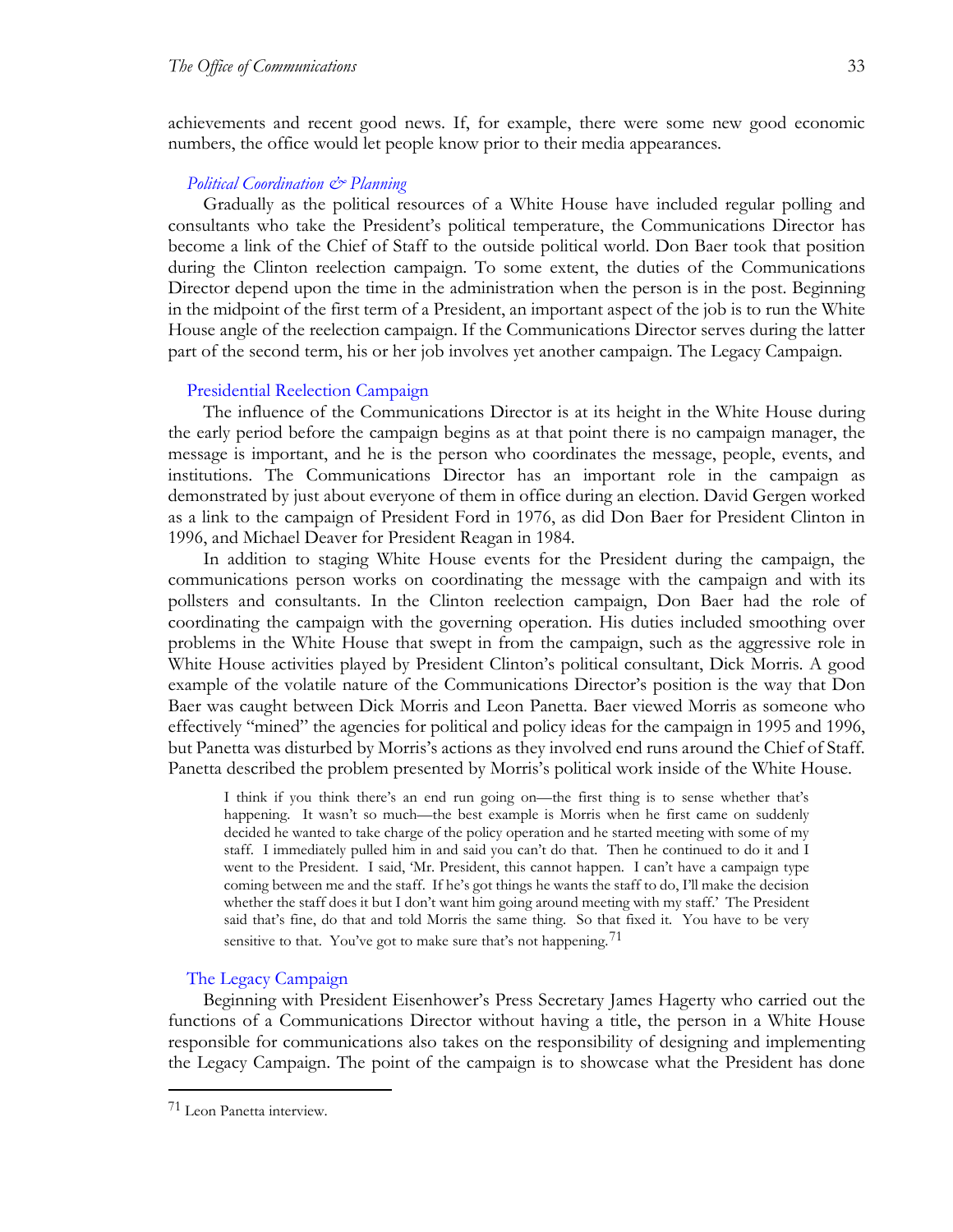achievements and recent good news. If, for example, there were some new good economic numbers, the office would let people know prior to their media appearances.

### *Political Coordination & Planning*

Gradually as the political resources of a White House have included regular polling and consultants who take the President's political temperature, the Communications Director has become a link of the Chief of Staff to the outside political world. Don Baer took that position during the Clinton reelection campaign. To some extent, the duties of the Communications Director depend upon the time in the administration when the person is in the post. Beginning in the midpoint of the first term of a President, an important aspect of the job is to run the White House angle of the reelection campaign. If the Communications Director serves during the latter part of the second term, his or her job involves yet another campaign. The Legacy Campaign.

### Presidential Reelection Campaign

The influence of the Communications Director is at its height in the White House during the early period before the campaign begins as at that point there is no campaign manager, the message is important, and he is the person who coordinates the message, people, events, and institutions. The Communications Director has an important role in the campaign as demonstrated by just about everyone of them in office during an election. David Gergen worked as a link to the campaign of President Ford in 1976, as did Don Baer for President Clinton in 1996, and Michael Deaver for President Reagan in 1984.

In addition to staging White House events for the President during the campaign, the communications person works on coordinating the message with the campaign and with its pollsters and consultants. In the Clinton reelection campaign, Don Baer had the role of coordinating the campaign with the governing operation. His duties included smoothing over problems in the White House that swept in from the campaign, such as the aggressive role in White House activities played by President Clinton's political consultant, Dick Morris. A good example of the volatile nature of the Communications Director's position is the way that Don Baer was caught between Dick Morris and Leon Panetta. Baer viewed Morris as someone who effectively "mined" the agencies for political and policy ideas for the campaign in 1995 and 1996, but Panetta was disturbed by Morris's actions as they involved end runs around the Chief of Staff. Panetta described the problem presented by Morris's political work inside of the White House.

> I think if you think there's an end run going on—the first thing is to sense whether that's happening. It wasn't so much—the best example is Morris when he first came on suddenly decided he wanted to take charge of the policy operation and he started meeting with some of my staff. I immediately pulled him in and said you can't do that. Then he continued to do it and I went to the President. I said, 'Mr. President, this cannot happen. I can't have a campaign type coming between me and the staff. If he's got things he wants the staff to do, I'll make the decision whether the staff does it but I don't want him going around meeting with my staff.' The President said that's fine, do that and told Morris the same thing. So that fixed it. You have to be very sensitive to that. You've got to make sure that's not happening.[71]

### The Legacy Campaign

Beginning with President Eisenhower's Press Secretary James Hagerty who carried out the functions of a Communications Director without having a title, the person in a White House responsible for communications also takes on the responsibility of designing and implementing the Legacy Campaign. The point of the campaign is to showcase what the President has done

---

[71] Leon Panetta interview.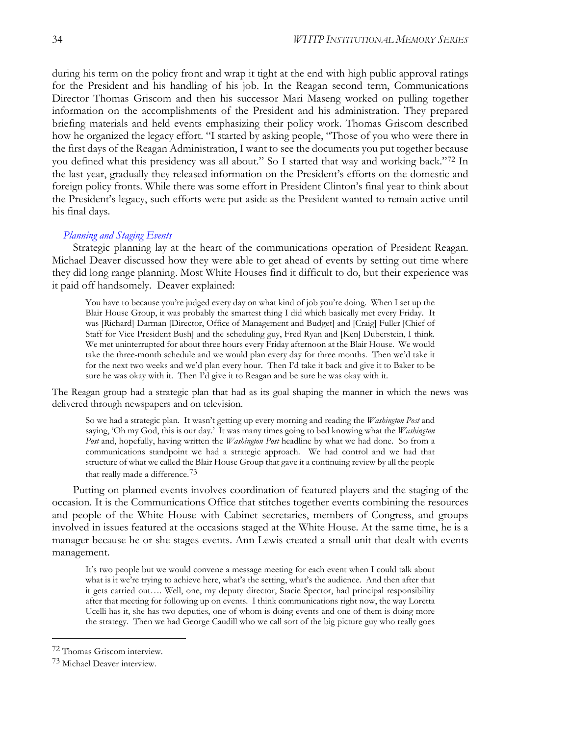during his term on the policy front and wrap it tight at the end with high public approval ratings for the President and his handling of his job. In the Reagan second term, Communications Director Thomas Griscom and then his successor Mari Maseng worked on pulling together information on the accomplishments of the President and his administration. They prepared briefing materials and held events emphasizing their policy work. Thomas Griscom described how he organized the legacy effort. "I started by asking people, "Those of you who were there in the first days of the Reagan Administration, I want to see the documents you put together because you defined what this presidency was all about." So I started that way and working back."[72] In the last year, gradually they released information on the President's efforts on the domestic and foreign policy fronts. While there was some effort in President Clinton's final year to think about the President's legacy, such efforts were put aside as the President wanted to remain active until his final days.

### *Planning and Staging Events*

Strategic planning lay at the heart of the communications operation of President Reagan. Michael Deaver discussed how they were able to get ahead of events by setting out time where they did long range planning. Most White Houses find it difficult to do, but their experience was it paid off handsomely. Deaver explained:

> You have to because you're judged every day on what kind of job you're doing. When I set up the Blair House Group, it was probably the smartest thing I did which basically met every Friday. It was [Richard] Darman [Director, Office of Management and Budget] and [Craig] Fuller [Chief of Staff for Vice President Bush] and the scheduling guy, Fred Ryan and [Ken] Duberstein, I think. We met uninterrupted for about three hours every Friday afternoon at the Blair House. We would take the three-month schedule and we would plan every day for three months. Then we'd take it for the next two weeks and we'd plan every hour. Then I'd take it back and give it to Baker to be sure he was okay with it. Then I'd give it to Reagan and be sure he was okay with it.

The Reagan group had a strategic plan that had as its goal shaping the manner in which the news was delivered through newspapers and on television.

> So we had a strategic plan. It wasn't getting up every morning and reading the *Washington Post* and saying, 'Oh my God, this is our day.' It was many times going to bed knowing what the *Washington Post* and, hopefully, having written the *Washington Post* headline by what we had done. So from a communications standpoint we had a strategic approach. We had control and we had that structure of what we called the Blair House Group that gave it a continuing review by all the people that really made a difference.[73]

Putting on planned events involves coordination of featured players and the staging of the occasion. It is the Communications Office that stitches together events combining the resources and people of the White House with Cabinet secretaries, members of Congress, and groups involved in issues featured at the occasions staged at the White House. At the same time, he is a manager because he or she stages events. Ann Lewis created a small unit that dealt with events management.

> It's two people but we would convene a message meeting for each event when I could talk about what is it we're trying to achieve here, what's the setting, what's the audience. And then after that it gets carried out…. Well, one, my deputy director, Stacie Spector, had principal responsibility after that meeting for following up on events. I think communications right now, the way Loretta Ucelli has it, she has two deputies, one of whom is doing events and one of them is doing more the strategy. Then we had George Caudill who we call sort of the big picture guy who really goes

---

[72] Thomas Griscom interview.

[73] Michael Deaver interview.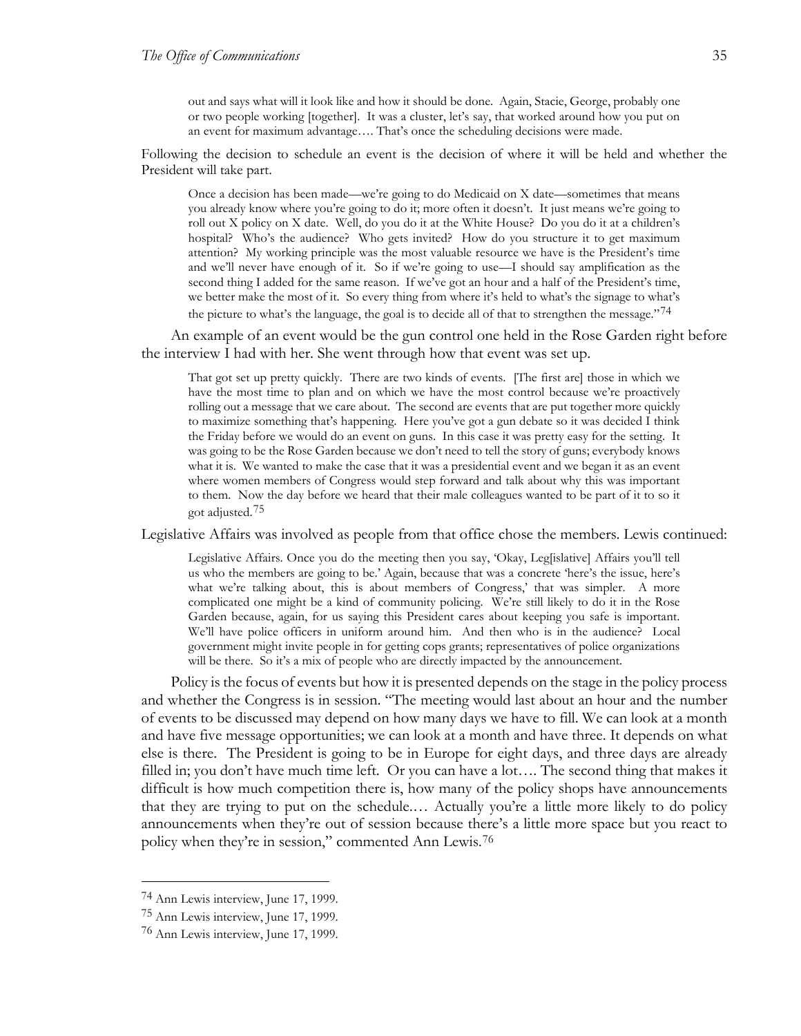> out and says what will it look like and how it should be done. Again, Stacie, George, probably one or two people working [together]. It was a cluster, let's say, that worked around how you put on an event for maximum advantage…. That's once the scheduling decisions were made.

Following the decision to schedule an event is the decision of where it will be held and whether the President will take part.

> Once a decision has been made—we're going to do Medicaid on X date—sometimes that means you already know where you're going to do it; more often it doesn't. It just means we're going to roll out X policy on X date. Well, do you do it at the White House? Do you do it at a children's hospital? Who's the audience? Who gets invited? How do you structure it to get maximum attention? My working principle was the most valuable resource we have is the President's time and we'll never have enough of it. So if we're going to use—I should say amplification as the second thing I added for the same reason. If we've got an hour and a half of the President's time, we better make the most of it. So every thing from where it's held to what's the signage to what's the picture to what's the language, the goal is to decide all of that to strengthen the message."[74]

An example of an event would be the gun control one held in the Rose Garden right before the interview I had with her. She went through how that event was set up.

> That got set up pretty quickly. There are two kinds of events. [The first are] those in which we have the most time to plan and on which we have the most control because we're proactively rolling out a message that we care about. The second are events that are put together more quickly to maximize something that's happening. Here you've got a gun debate so it was decided I think the Friday before we would do an event on guns. In this case it was pretty easy for the setting. It was going to be the Rose Garden because we don't need to tell the story of guns; everybody knows what it is. We wanted to make the case that it was a presidential event and we began it as an event where women members of Congress would step forward and talk about why this was important to them. Now the day before we heard that their male colleagues wanted to be part of it to so it got adjusted.[75]

Legislative Affairs was involved as people from that office chose the members. Lewis continued:

> Legislative Affairs. Once you do the meeting then you say, 'Okay, Leg[islative] Affairs you'll tell us who the members are going to be.' Again, because that was a concrete 'here's the issue, here's what we're talking about, this is about members of Congress,' that was simpler. A more complicated one might be a kind of community policing. We're still likely to do it in the Rose Garden because, again, for us saying this President cares about keeping you safe is important. We'll have police officers in uniform around him. And then who is in the audience? Local government might invite people in for getting cops grants; representatives of police organizations will be there. So it's a mix of people who are directly impacted by the announcement.

Policy is the focus of events but how it is presented depends on the stage in the policy process and whether the Congress is in session. "The meeting would last about an hour and the number of events to be discussed may depend on how many days we have to fill. We can look at a month and have five message opportunities; we can look at a month and have three. It depends on what else is there. The President is going to be in Europe for eight days, and three days are already filled in; you don't have much time left. Or you can have a lot…. The second thing that makes it difficult is how much competition there is, how many of the policy shops have announcements that they are trying to put on the schedule.… Actually you're a little more likely to do policy announcements when they're out of session because there's a little more space but you react to policy when they're in session," commented Ann Lewis.[76]

---

[74] Ann Lewis interview, June 17, 1999.

[75] Ann Lewis interview, June 17, 1999.

[76] Ann Lewis interview, June 17, 1999.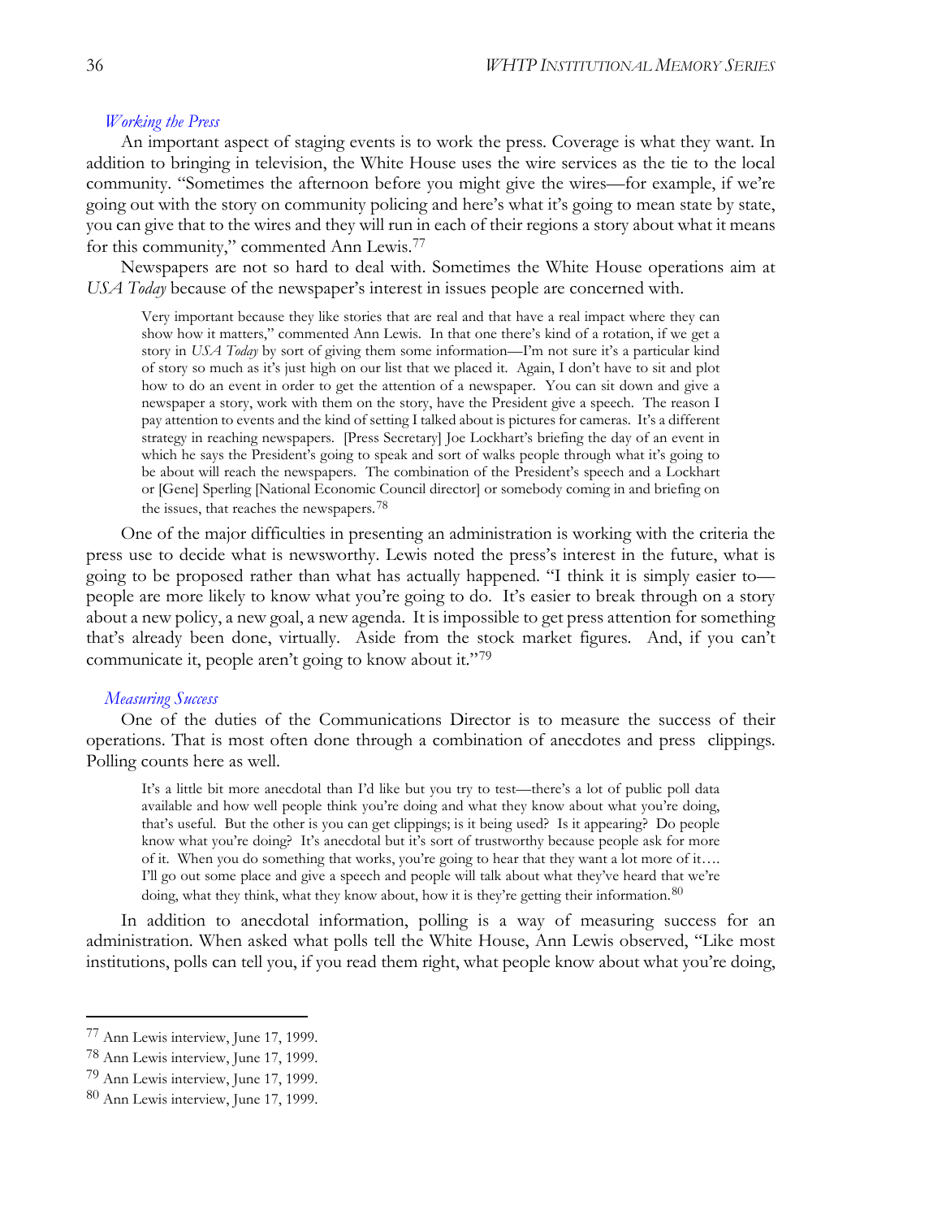### *Working the Press*

An important aspect of staging events is to work the press. Coverage is what they want. In addition to bringing in television, the White House uses the wire services as the tie to the local community. "Sometimes the afternoon before you might give the wires—for example, if we're going out with the story on community policing and here's what it's going to mean state by state, you can give that to the wires and they will run in each of their regions a story about what it means for this community," commented Ann Lewis.[77]

Newspapers are not so hard to deal with. Sometimes the White House operations aim at *USA Today* because of the newspaper's interest in issues people are concerned with.

> Very important because they like stories that are real and that have a real impact where they can show how it matters," commented Ann Lewis. In that one there's kind of a rotation, if we get a story in *USA Today* by sort of giving them some information—I'm not sure it's a particular kind of story so much as it's just high on our list that we placed it. Again, I don't have to sit and plot how to do an event in order to get the attention of a newspaper. You can sit down and give a newspaper a story, work with them on the story, have the President give a speech. The reason I pay attention to events and the kind of setting I talked about is pictures for cameras. It's a different strategy in reaching newspapers. [Press Secretary] Joe Lockhart's briefing the day of an event in which he says the President's going to speak and sort of walks people through what it's going to be about will reach the newspapers. The combination of the President's speech and a Lockhart or [Gene] Sperling [National Economic Council director] or somebody coming in and briefing on the issues, that reaches the newspapers.[78]

One of the major difficulties in presenting an administration is working with the criteria the press use to decide what is newsworthy. Lewis noted the press's interest in the future, what is going to be proposed rather than what has actually happened. "I think it is simply easier to—people are more likely to know what you're going to do. It's easier to break through on a story about a new policy, a new goal, a new agenda. It is impossible to get press attention for something that's already been done, virtually. Aside from the stock market figures. And, if you can't communicate it, people aren't going to know about it."[79]

### *Measuring Success*

One of the duties of the Communications Director is to measure the success of their operations. That is most often done through a combination of anecdotes and press clippings. Polling counts here as well.

> It's a little bit more anecdotal than I'd like but you try to test—there's a lot of public poll data available and how well people think you're doing and what they know about what you're doing, that's useful. But the other is you can get clippings; is it being used? Is it appearing? Do people know what you're doing? It's anecdotal but it's sort of trustworthy because people ask for more of it. When you do something that works, you're going to hear that they want a lot more of it…. I'll go out some place and give a speech and people will talk about what they've heard that we're doing, what they think, what they know about, how it is they're getting their information.[80]

In addition to anecdotal information, polling is a way of measuring success for an administration. When asked what polls tell the White House, Ann Lewis observed, "Like most institutions, polls can tell you, if you read them right, what people know about what you're doing,

---

[77] Ann Lewis interview, June 17, 1999.

[78] Ann Lewis interview, June 17, 1999.

[79] Ann Lewis interview, June 17, 1999.

[80] Ann Lewis interview, June 17, 1999.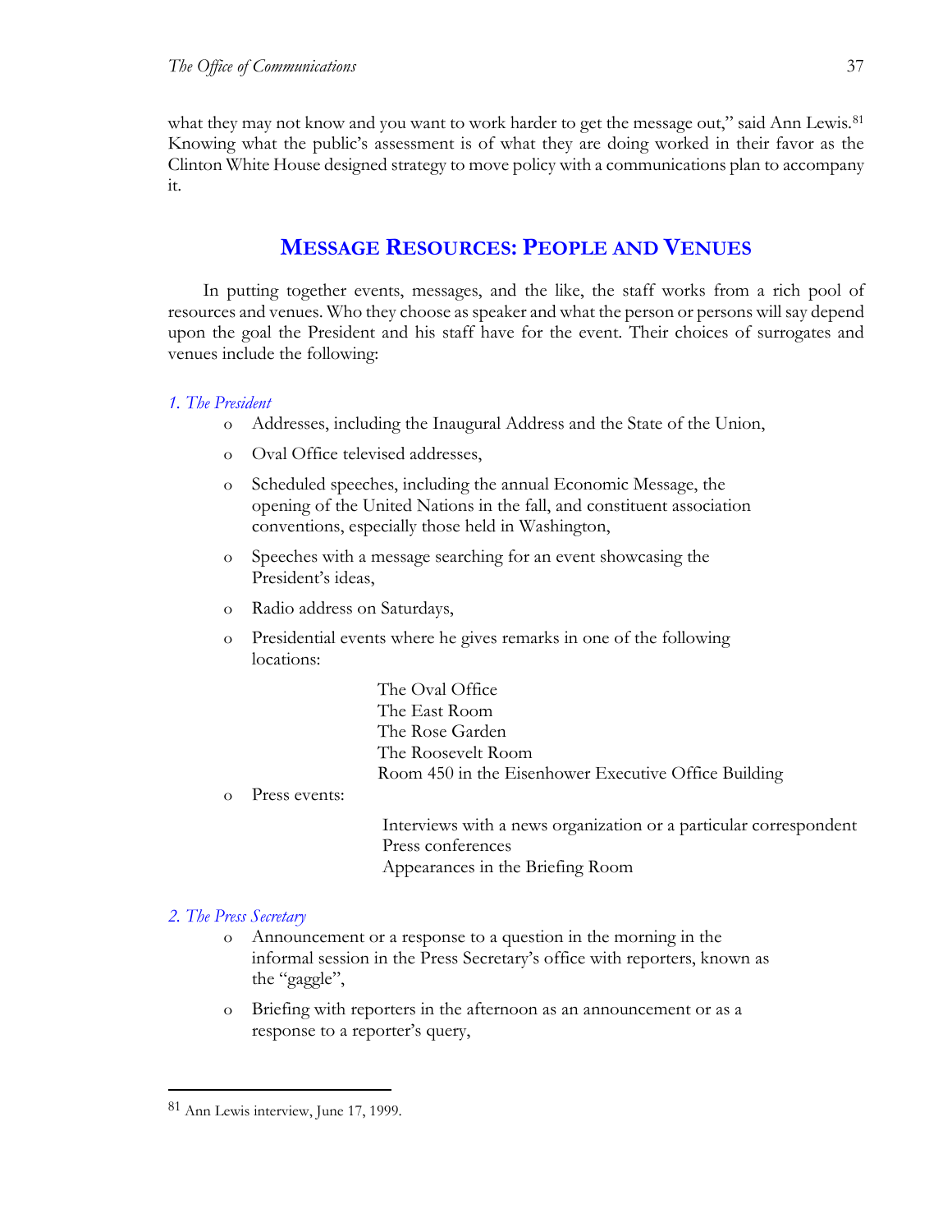what they may not know and you want to work harder to get the message out," said Ann Lewis.[81] Knowing what the public's assessment is of what they are doing worked in their favor as the Clinton White House designed strategy to move policy with a communications plan to accompany it.

## MESSAGE RESOURCES: PEOPLE AND VENUES

In putting together events, messages, and the like, the staff works from a rich pool of resources and venues. Who they choose as speaker and what the person or persons will say depend upon the goal the President and his staff have for the event. Their choices of surrogates and venues include the following:

*1. The President*

- Addresses, including the Inaugural Address and the State of the Union,
- Oval Office televised addresses,
- Scheduled speeches, including the annual Economic Message, the opening of the United Nations in the fall, and constituent association conventions, especially those held in Washington,
- Speeches with a message searching for an event showcasing the President's ideas,
- Radio address on Saturdays,
- Presidential events where he gives remarks in one of the following locations:

  The Oval Office
  The East Room
  The Rose Garden
  The Roosevelt Room
  Room 450 in the Eisenhower Executive Office Building

- Press events:

  Interviews with a news organization or a particular correspondent
  Press conferences
  Appearances in the Briefing Room

*2. The Press Secretary*

- Announcement or a response to a question in the morning in the informal session in the Press Secretary's office with reporters, known as the "gaggle",
- Briefing with reporters in the afternoon as an announcement or as a response to a reporter's query,

---

[81] Ann Lewis interview, June 17, 1999.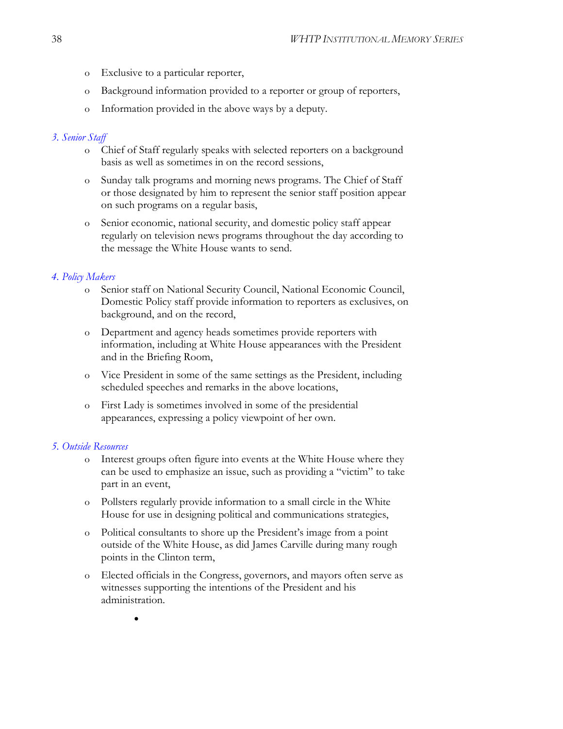- Exclusive to a particular reporter,
- Background information provided to a reporter or group of reporters,
- Information provided in the above ways by a deputy.

*3. Senior Staff*

- Chief of Staff regularly speaks with selected reporters on a background basis as well as sometimes in on the record sessions,
- Sunday talk programs and morning news programs. The Chief of Staff or those designated by him to represent the senior staff position appear on such programs on a regular basis,
- Senior economic, national security, and domestic policy staff appear regularly on television news programs throughout the day according to the message the White House wants to send.

*4. Policy Makers*

- Senior staff on National Security Council, National Economic Council, Domestic Policy staff provide information to reporters as exclusives, on background, and on the record,
- Department and agency heads sometimes provide reporters with information, including at White House appearances with the President and in the Briefing Room,
- Vice President in some of the same settings as the President, including scheduled speeches and remarks in the above locations,
- First Lady is sometimes involved in some of the presidential appearances, expressing a policy viewpoint of her own.

*5. Outside Resources*

- Interest groups often figure into events at the White House where they can be used to emphasize an issue, such as providing a "victim" to take part in an event,
- Pollsters regularly provide information to a small circle in the White House for use in designing political and communications strategies,
- Political consultants to shore up the President's image from a point outside of the White House, as did James Carville during many rough points in the Clinton term,
- Elected officials in the Congress, governors, and mayors often serve as witnesses supporting the intentions of the President and his administration.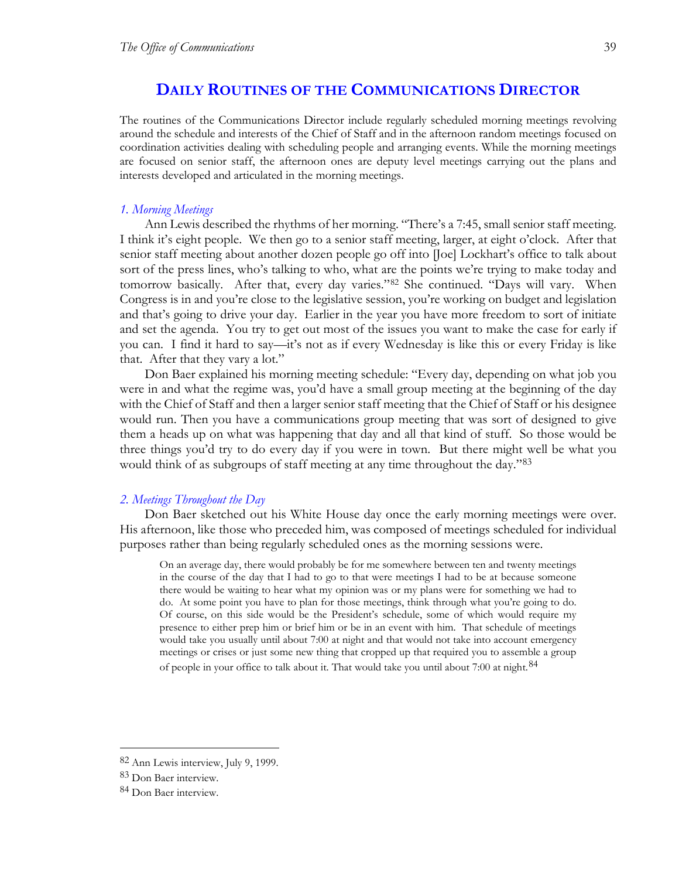## DAILY ROUTINES OF THE COMMUNICATIONS DIRECTOR

The routines of the Communications Director include regularly scheduled morning meetings revolving around the schedule and interests of the Chief of Staff and in the afternoon random meetings focused on coordination activities dealing with scheduling people and arranging events. While the morning meetings are focused on senior staff, the afternoon ones are deputy level meetings carrying out the plans and interests developed and articulated in the morning meetings.

### *1. Morning Meetings*

Ann Lewis described the rhythms of her morning. "There's a 7:45, small senior staff meeting. I think it's eight people. We then go to a senior staff meeting, larger, at eight o'clock. After that senior staff meeting about another dozen people go off into [Joe] Lockhart's office to talk about sort of the press lines, who's talking to who, what are the points we're trying to make today and tomorrow basically. After that, every day varies."[82] She continued. "Days will vary. When Congress is in and you're close to the legislative session, you're working on budget and legislation and that's going to drive your day. Earlier in the year you have more freedom to sort of initiate and set the agenda. You try to get out most of the issues you want to make the case for early if you can. I find it hard to say—it's not as if every Wednesday is like this or every Friday is like that. After that they vary a lot."

Don Baer explained his morning meeting schedule: "Every day, depending on what job you were in and what the regime was, you'd have a small group meeting at the beginning of the day with the Chief of Staff and then a larger senior staff meeting that the Chief of Staff or his designee would run. Then you have a communications group meeting that was sort of designed to give them a heads up on what was happening that day and all that kind of stuff. So those would be three things you'd try to do every day if you were in town. But there might well be what you would think of as subgroups of staff meeting at any time throughout the day."[83]

### *2. Meetings Throughout the Day*

Don Baer sketched out his White House day once the early morning meetings were over. His afternoon, like those who preceded him, was composed of meetings scheduled for individual purposes rather than being regularly scheduled ones as the morning sessions were.

> On an average day, there would probably be for me somewhere between ten and twenty meetings in the course of the day that I had to go to that were meetings I had to be at because someone there would be waiting to hear what my opinion was or my plans were for something we had to do. At some point you have to plan for those meetings, think through what you're going to do. Of course, on this side would be the President's schedule, some of which would require my presence to either prep him or brief him or be in an event with him. That schedule of meetings would take you usually until about 7:00 at night and that would not take into account emergency meetings or crises or just some new thing that cropped up that required you to assemble a group of people in your office to talk about it. That would take you until about 7:00 at night.[84]

---

[82] Ann Lewis interview, July 9, 1999.

[83] Don Baer interview.

[84] Don Baer interview.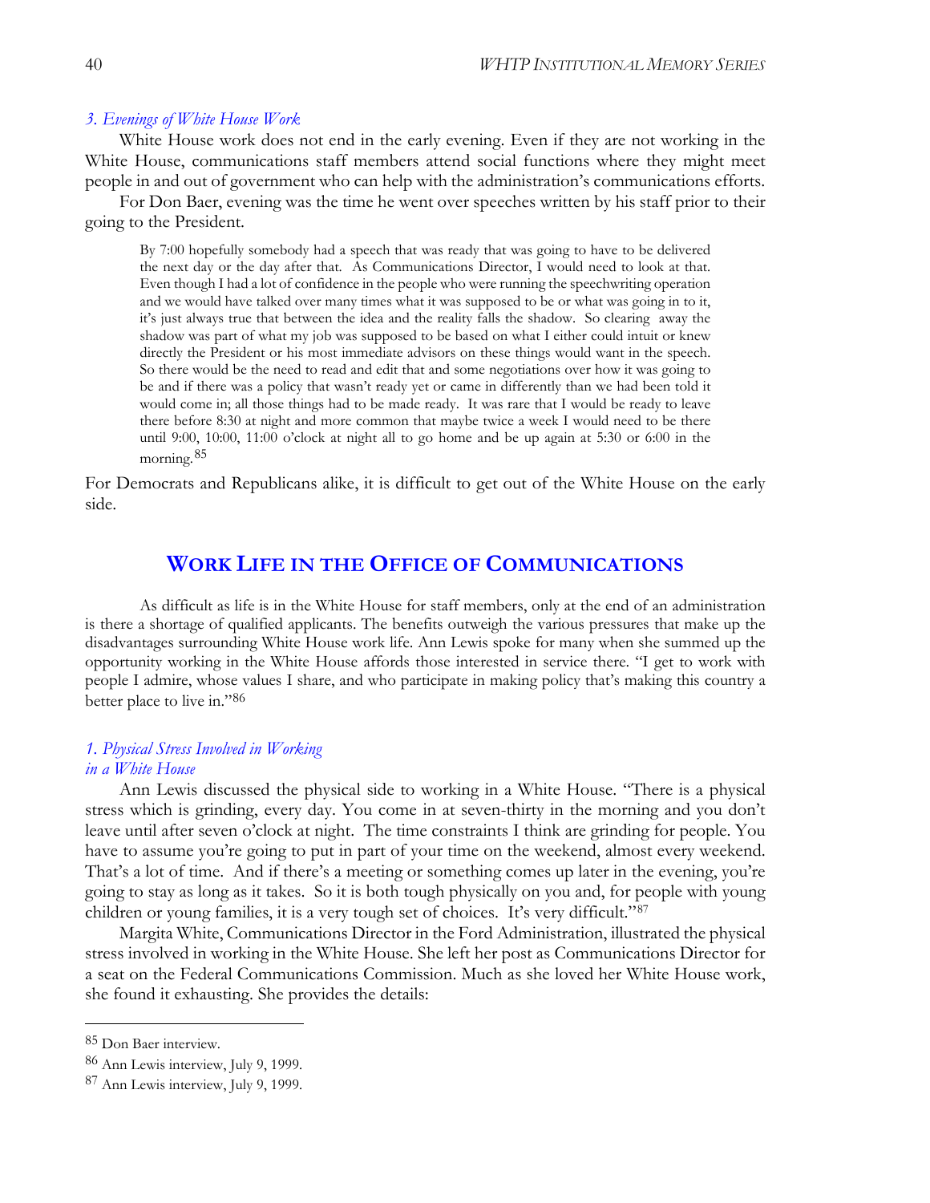### *3. Evenings of White House Work*

White House work does not end in the early evening. Even if they are not working in the White House, communications staff members attend social functions where they might meet people in and out of government who can help with the administration's communications efforts.

For Don Baer, evening was the time he went over speeches written by his staff prior to their going to the President.

> By 7:00 hopefully somebody had a speech that was ready that was going to have to be delivered the next day or the day after that. As Communications Director, I would need to look at that. Even though I had a lot of confidence in the people who were running the speechwriting operation and we would have talked over many times what it was supposed to be or what was going in to it, it's just always true that between the idea and the reality falls the shadow. So clearing away the shadow was part of what my job was supposed to be based on what I either could intuit or knew directly the President or his most immediate advisors on these things would want in the speech. So there would be the need to read and edit that and some negotiations over how it was going to be and if there was a policy that wasn't ready yet or came in differently than we had been told it would come in; all those things had to be made ready. It was rare that I would be ready to leave there before 8:30 at night and more common that maybe twice a week I would need to be there until 9:00, 10:00, 11:00 o'clock at night all to go home and be up again at 5:30 or 6:00 in the morning.[85]

For Democrats and Republicans alike, it is difficult to get out of the White House on the early side.

## WORK LIFE IN THE OFFICE OF COMMUNICATIONS

As difficult as life is in the White House for staff members, only at the end of an administration is there a shortage of qualified applicants. The benefits outweigh the various pressures that make up the disadvantages surrounding White House work life. Ann Lewis spoke for many when she summed up the opportunity working in the White House affords those interested in service there. "I get to work with people I admire, whose values I share, and who participate in making policy that's making this country a better place to live in."[86]

### *1. Physical Stress Involved in Working in a White House*

Ann Lewis discussed the physical side to working in a White House. "There is a physical stress which is grinding, every day. You come in at seven-thirty in the morning and you don't leave until after seven o'clock at night. The time constraints I think are grinding for people. You have to assume you're going to put in part of your time on the weekend, almost every weekend. That's a lot of time. And if there's a meeting or something comes up later in the evening, you're going to stay as long as it takes. So it is both tough physically on you and, for people with young children or young families, it is a very tough set of choices. It's very difficult."[87]

Margita White, Communications Director in the Ford Administration, illustrated the physical stress involved in working in the White House. She left her post as Communications Director for a seat on the Federal Communications Commission. Much as she loved her White House work, she found it exhausting. She provides the details:

---

[85] Don Baer interview.

[86] Ann Lewis interview, July 9, 1999.

[87] Ann Lewis interview, July 9, 1999.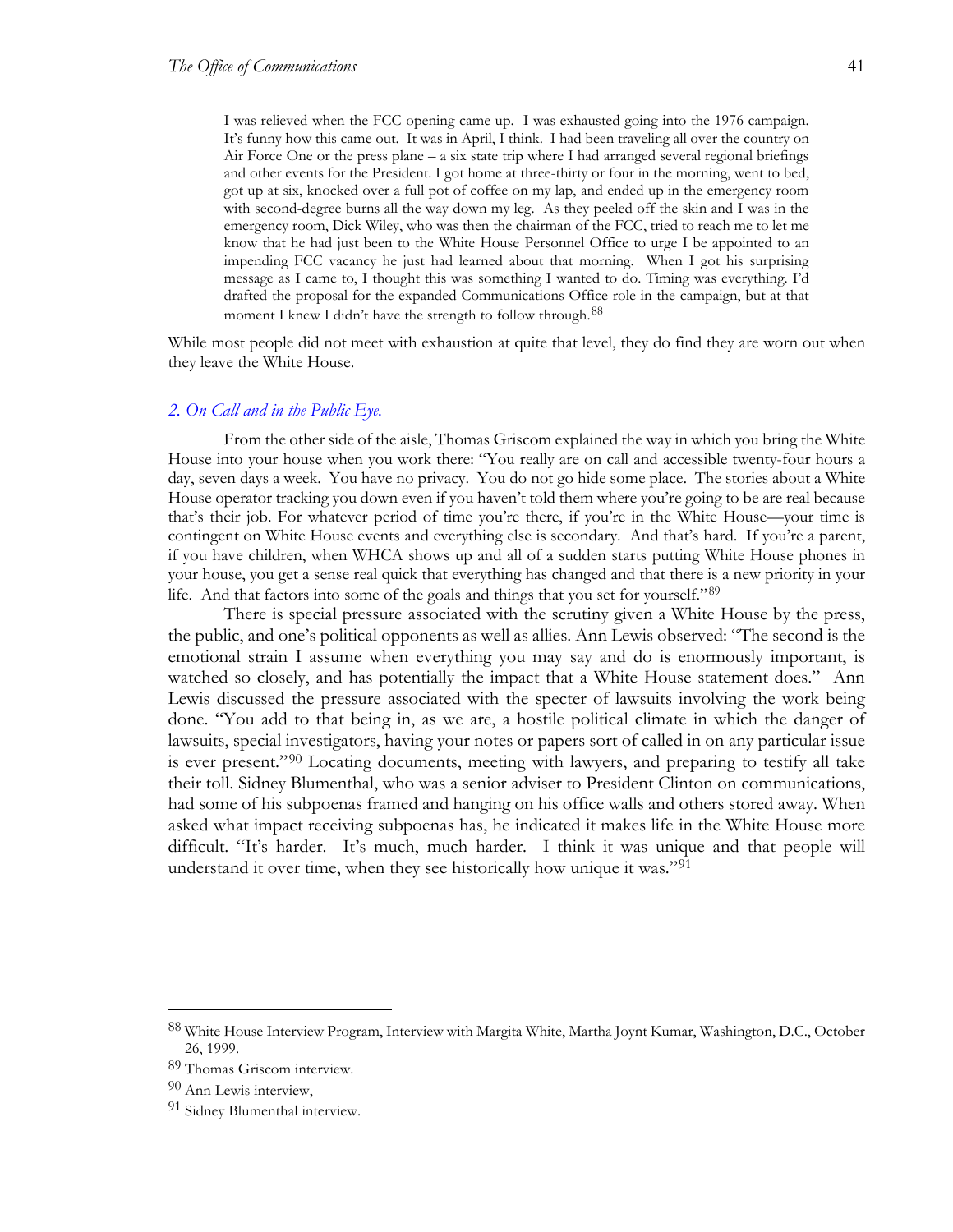> I was relieved when the FCC opening came up. I was exhausted going into the 1976 campaign. It's funny how this came out. It was in April, I think. I had been traveling all over the country on Air Force One or the press plane – a six state trip where I had arranged several regional briefings and other events for the President. I got home at three-thirty or four in the morning, went to bed, got up at six, knocked over a full pot of coffee on my lap, and ended up in the emergency room with second-degree burns all the way down my leg. As they peeled off the skin and I was in the emergency room, Dick Wiley, who was then the chairman of the FCC, tried to reach me to let me know that he had just been to the White House Personnel Office to urge I be appointed to an impending FCC vacancy he just had learned about that morning. When I got his surprising message as I came to, I thought this was something I wanted to do. Timing was everything. I'd drafted the proposal for the expanded Communications Office role in the campaign, but at that moment I knew I didn't have the strength to follow through.[88]

While most people did not meet with exhaustion at quite that level, they do find they are worn out when they leave the White House.

### *2. On Call and in the Public Eye.*

From the other side of the aisle, Thomas Griscom explained the way in which you bring the White House into your house when you work there: "You really are on call and accessible twenty-four hours a day, seven days a week. You have no privacy. You do not go hide some place. The stories about a White House operator tracking you down even if you haven't told them where you're going to be are real because that's their job. For whatever period of time you're there, if you're in the White House—your time is contingent on White House events and everything else is secondary. And that's hard. If you're a parent, if you have children, when WHCA shows up and all of a sudden starts putting White House phones in your house, you get a sense real quick that everything has changed and that there is a new priority in your life. And that factors into some of the goals and things that you set for yourself."[89]

There is special pressure associated with the scrutiny given a White House by the press, the public, and one's political opponents as well as allies. Ann Lewis observed: "The second is the emotional strain I assume when everything you may say and do is enormously important, is watched so closely, and has potentially the impact that a White House statement does." Ann Lewis discussed the pressure associated with the specter of lawsuits involving the work being done. "You add to that being in, as we are, a hostile political climate in which the danger of lawsuits, special investigators, having your notes or papers sort of called in on any particular issue is ever present."[90] Locating documents, meeting with lawyers, and preparing to testify all take their toll. Sidney Blumenthal, who was a senior adviser to President Clinton on communications, had some of his subpoenas framed and hanging on his office walls and others stored away. When asked what impact receiving subpoenas has, he indicated it makes life in the White House more difficult. "It's harder. It's much, much harder. I think it was unique and that people will understand it over time, when they see historically how unique it was."[91]

---

[88] White House Interview Program, Interview with Margita White, Martha Joynt Kumar, Washington, D.C., October 26, 1999.

[89] Thomas Griscom interview.

[90] Ann Lewis interview,

[91] Sidney Blumenthal interview.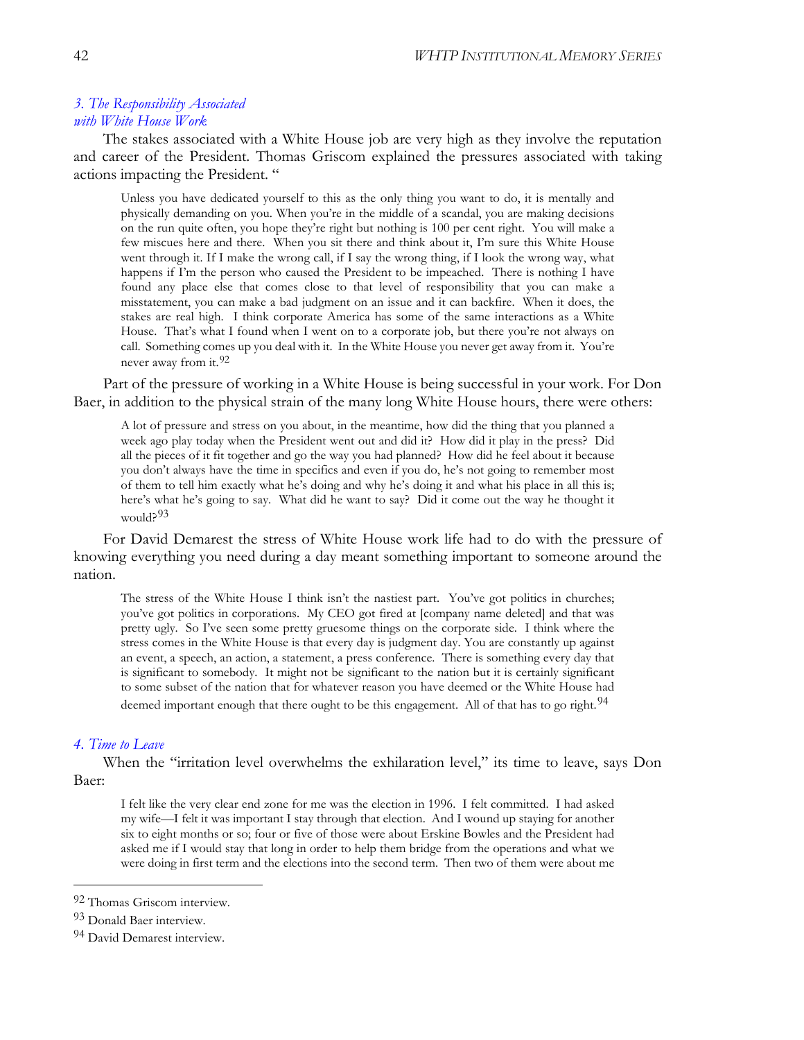### *3. The Responsibility Associated with White House Work*

The stakes associated with a White House job are very high as they involve the reputation and career of the President. Thomas Griscom explained the pressures associated with taking actions impacting the President. "

> Unless you have dedicated yourself to this as the only thing you want to do, it is mentally and physically demanding on you. When you're in the middle of a scandal, you are making decisions on the run quite often, you hope they're right but nothing is 100 per cent right. You will make a few miscues here and there. When you sit there and think about it, I'm sure this White House went through it. If I make the wrong call, if I say the wrong thing, if I look the wrong way, what happens if I'm the person who caused the President to be impeached. There is nothing I have found any place else that comes close to that level of responsibility that you can make a misstatement, you can make a bad judgment on an issue and it can backfire. When it does, the stakes are real high. I think corporate America has some of the same interactions as a White House. That's what I found when I went on to a corporate job, but there you're not always on call. Something comes up you deal with it. In the White House you never get away from it. You're never away from it.[92]

Part of the pressure of working in a White House is being successful in your work. For Don Baer, in addition to the physical strain of the many long White House hours, there were others:

> A lot of pressure and stress on you about, in the meantime, how did the thing that you planned a week ago play today when the President went out and did it? How did it play in the press? Did all the pieces of it fit together and go the way you had planned? How did he feel about it because you don't always have the time in specifics and even if you do, he's not going to remember most of them to tell him exactly what he's doing and why he's doing it and what his place in all this is; here's what he's going to say. What did he want to say? Did it come out the way he thought it would?[93]

For David Demarest the stress of White House work life had to do with the pressure of knowing everything you need during a day meant something important to someone around the nation.

> The stress of the White House I think isn't the nastiest part. You've got politics in churches; you've got politics in corporations. My CEO got fired at [company name deleted] and that was pretty ugly. So I've seen some pretty gruesome things on the corporate side. I think where the stress comes in the White House is that every day is judgment day. You are constantly up against an event, a speech, an action, a statement, a press conference. There is something every day that is significant to somebody. It might not be significant to the nation but it is certainly significant to some subset of the nation that for whatever reason you have deemed or the White House had deemed important enough that there ought to be this engagement. All of that has to go right.[94]

### *4. Time to Leave*

When the "irritation level overwhelms the exhilaration level," its time to leave, says Don Baer:

> I felt like the very clear end zone for me was the election in 1996. I felt committed. I had asked my wife—I felt it was important I stay through that election. And I wound up staying for another six to eight months or so; four or five of those were about Erskine Bowles and the President had asked me if I would stay that long in order to help them bridge from the operations and what we were doing in first term and the elections into the second term. Then two of them were about me

---

[92] Thomas Griscom interview.

[93] Donald Baer interview.

[94] David Demarest interview.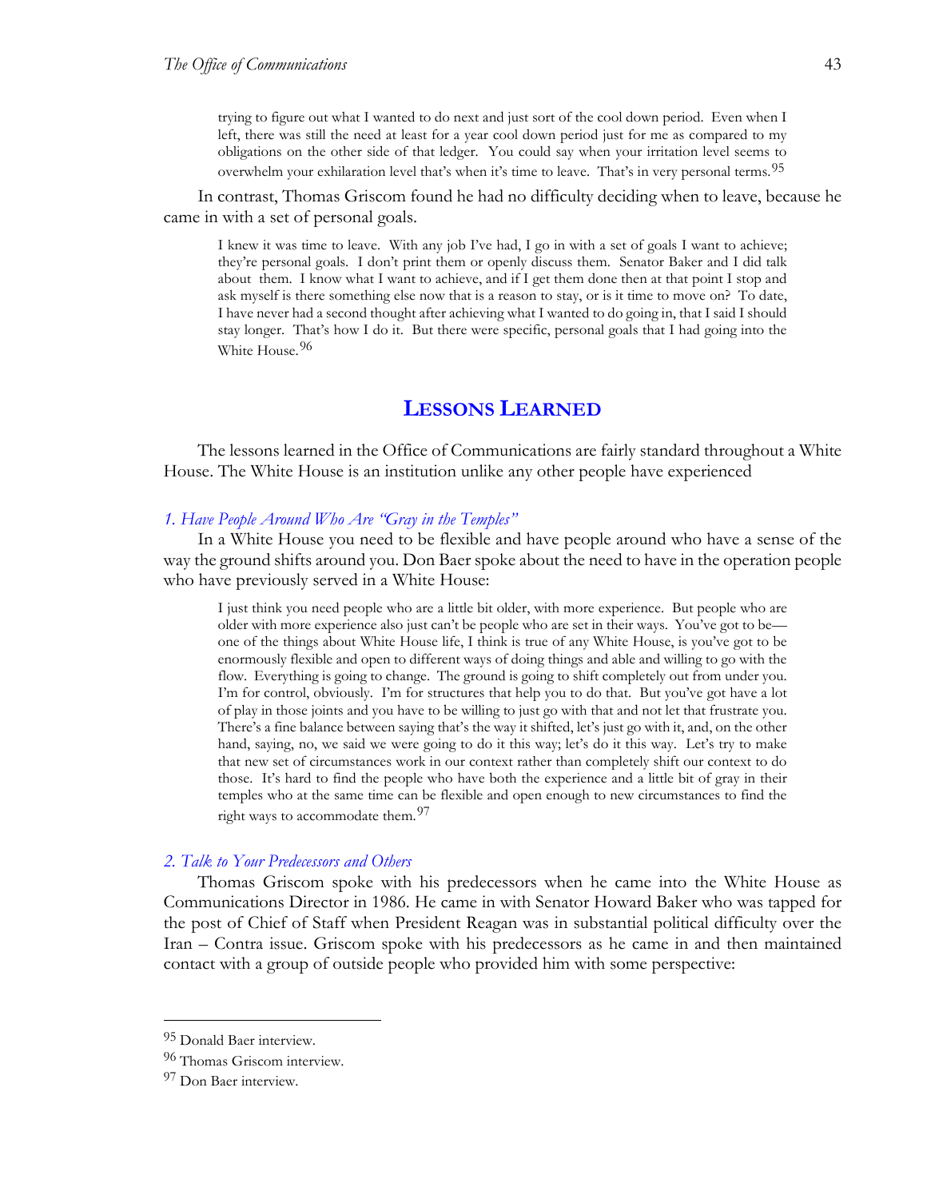> trying to figure out what I wanted to do next and just sort of the cool down period. Even when I left, there was still the need at least for a year cool down period just for me as compared to my obligations on the other side of that ledger. You could say when your irritation level seems to overwhelm your exhilaration level that's when it's time to leave. That's in very personal terms.[95]

In contrast, Thomas Griscom found he had no difficulty deciding when to leave, because he came in with a set of personal goals.

> I knew it was time to leave. With any job I've had, I go in with a set of goals I want to achieve; they're personal goals. I don't print them or openly discuss them. Senator Baker and I did talk about them. I know what I want to achieve, and if I get them done then at that point I stop and ask myself is there something else now that is a reason to stay, or is it time to move on? To date, I have never had a second thought after achieving what I wanted to do going in, that I said I should stay longer. That's how I do it. But there were specific, personal goals that I had going into the White House.[96]

## Lessons Learned

The lessons learned in the Office of Communications are fairly standard throughout a White House. The White House is an institution unlike any other people have experienced

### *1. Have People Around Who Are "Gray in the Temples"*

In a White House you need to be flexible and have people around who have a sense of the way the ground shifts around you. Don Baer spoke about the need to have in the operation people who have previously served in a White House:

> I just think you need people who are a little bit older, with more experience. But people who are older with more experience also just can't be people who are set in their ways. You've got to be—one of the things about White House life, I think is true of any White House, is you've got to be enormously flexible and open to different ways of doing things and able and willing to go with the flow. Everything is going to change. The ground is going to shift completely out from under you. I'm for control, obviously. I'm for structures that help you to do that. But you've got have a lot of play in those joints and you have to be willing to just go with that and not let that frustrate you. There's a fine balance between saying that's the way it shifted, let's just go with it, and, on the other hand, saying, no, we said we were going to do it this way; let's do it this way. Let's try to make that new set of circumstances work in our context rather than completely shift our context to do those. It's hard to find the people who have both the experience and a little bit of gray in their temples who at the same time can be flexible and open enough to new circumstances to find the right ways to accommodate them.[97]

### *2. Talk to Your Predecessors and Others*

Thomas Griscom spoke with his predecessors when he came into the White House as Communications Director in 1986. He came in with Senator Howard Baker who was tapped for the post of Chief of Staff when President Reagan was in substantial political difficulty over the Iran – Contra issue. Griscom spoke with his predecessors as he came in and then maintained contact with a group of outside people who provided him with some perspective:

---

[95] Donald Baer interview.

[96] Thomas Griscom interview.

[97] Don Baer interview.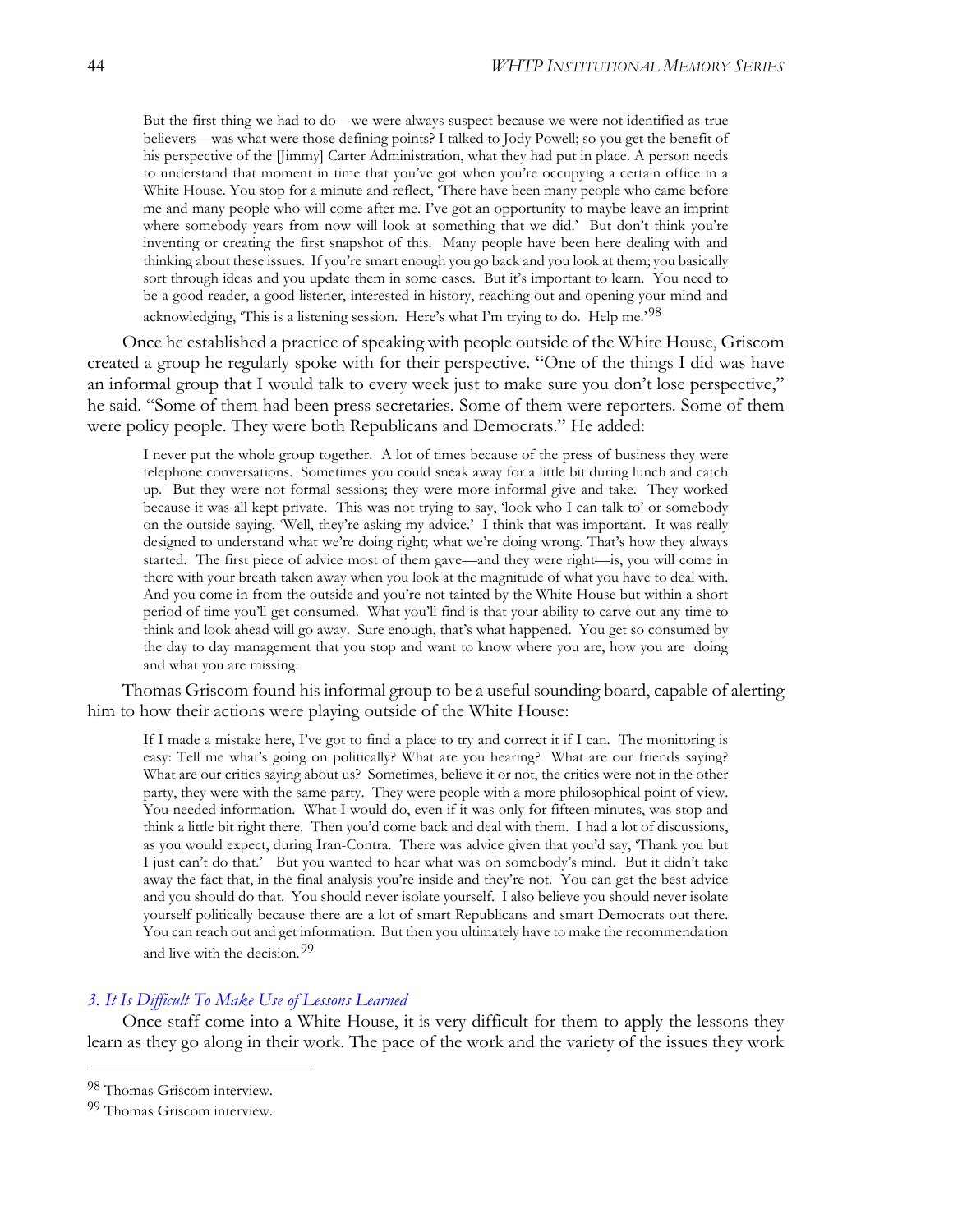> But the first thing we had to do—we were always suspect because we were not identified as true believers—was what were those defining points? I talked to Jody Powell; so you get the benefit of his perspective of the [Jimmy] Carter Administration, what they had put in place. A person needs to understand that moment in time that you've got when you're occupying a certain office in a White House. You stop for a minute and reflect, 'There have been many people who came before me and many people who will come after me. I've got an opportunity to maybe leave an imprint where somebody years from now will look at something that we did.' But don't think you're inventing or creating the first snapshot of this. Many people have been here dealing with and thinking about these issues. If you're smart enough you go back and you look at them; you basically sort through ideas and you update them in some cases. But it's important to learn. You need to be a good reader, a good listener, interested in history, reaching out and opening your mind and acknowledging, 'This is a listening session. Here's what I'm trying to do. Help me.'[98]

Once he established a practice of speaking with people outside of the White House, Griscom created a group he regularly spoke with for their perspective. "One of the things I did was have an informal group that I would talk to every week just to make sure you don't lose perspective," he said. "Some of them had been press secretaries. Some of them were reporters. Some of them were policy people. They were both Republicans and Democrats." He added:

> I never put the whole group together. A lot of times because of the press of business they were telephone conversations. Sometimes you could sneak away for a little bit during lunch and catch up. But they were not formal sessions; they were more informal give and take. They worked because it was all kept private. This was not trying to say, 'look who I can talk to' or somebody on the outside saying, 'Well, they're asking my advice.' I think that was important. It was really designed to understand what we're doing right; what we're doing wrong. That's how they always started. The first piece of advice most of them gave—and they were right—is, you will come in there with your breath taken away when you look at the magnitude of what you have to deal with. And you come in from the outside and you're not tainted by the White House but within a short period of time you'll get consumed. What you'll find is that your ability to carve out any time to think and look ahead will go away. Sure enough, that's what happened. You get so consumed by the day to day management that you stop and want to know where you are, how you are doing and what you are missing.

Thomas Griscom found his informal group to be a useful sounding board, capable of alerting him to how their actions were playing outside of the White House:

> If I made a mistake here, I've got to find a place to try and correct it if I can. The monitoring is easy: Tell me what's going on politically? What are you hearing? What are our friends saying? What are our critics saying about us? Sometimes, believe it or not, the critics were not in the other party, they were with the same party. They were people with a more philosophical point of view. You needed information. What I would do, even if it was only for fifteen minutes, was stop and think a little bit right there. Then you'd come back and deal with them. I had a lot of discussions, as you would expect, during Iran-Contra. There was advice given that you'd say, 'Thank you but I just can't do that.' But you wanted to hear what was on somebody's mind. But it didn't take away the fact that, in the final analysis you're inside and they're not. You can get the best advice and you should do that. You should never isolate yourself. I also believe you should never isolate yourself politically because there are a lot of smart Republicans and smart Democrats out there. You can reach out and get information. But then you ultimately have to make the recommendation and live with the decision.[99]

### *3. It Is Difficult To Make Use of Lessons Learned*

Once staff come into a White House, it is very difficult for them to apply the lessons they learn as they go along in their work. The pace of the work and the variety of the issues they work

---

[98] Thomas Griscom interview.

[99] Thomas Griscom interview.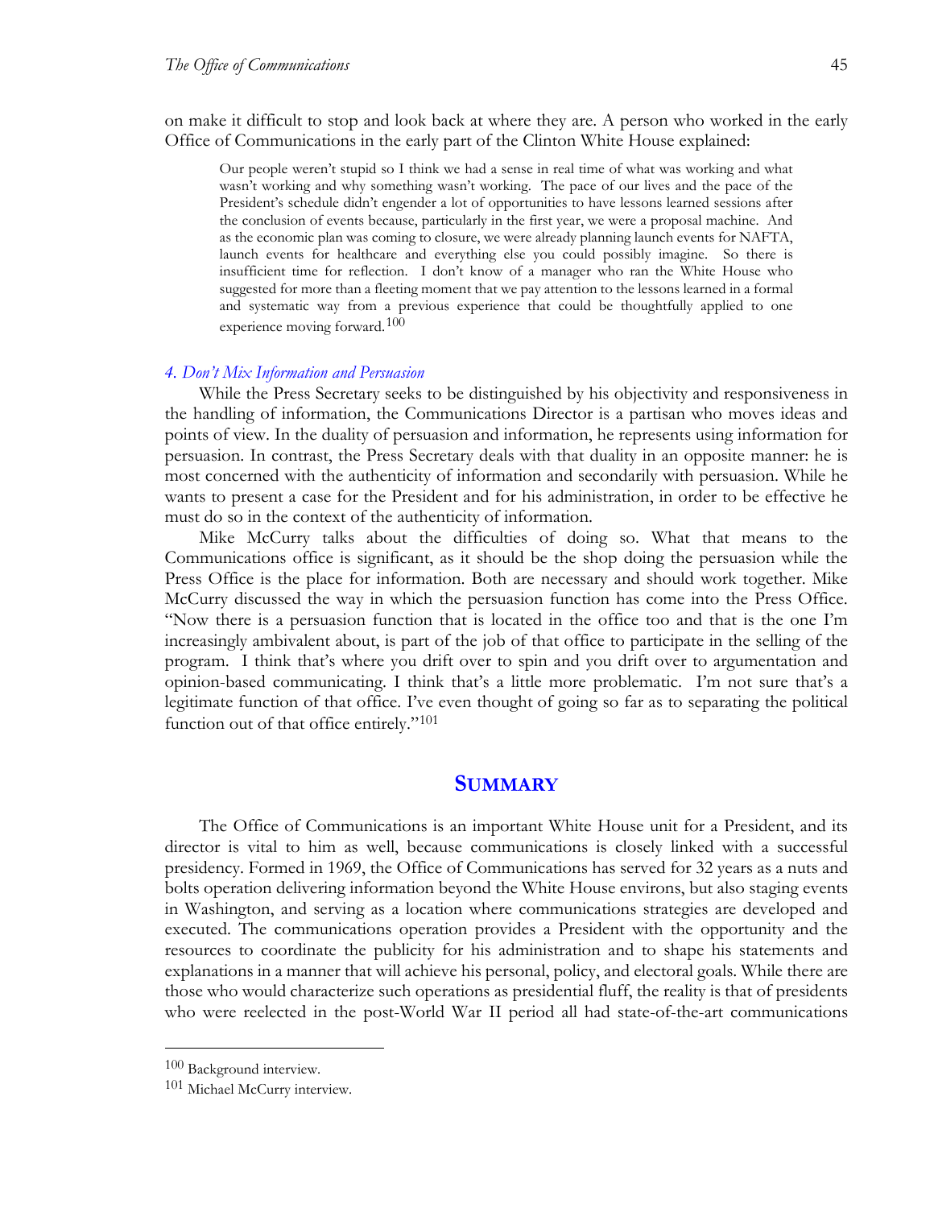on make it difficult to stop and look back at where they are. A person who worked in the early Office of Communications in the early part of the Clinton White House explained:

> Our people weren't stupid so I think we had a sense in real time of what was working and what wasn't working and why something wasn't working. The pace of our lives and the pace of the President's schedule didn't engender a lot of opportunities to have lessons learned sessions after the conclusion of events because, particularly in the first year, we were a proposal machine. And as the economic plan was coming to closure, we were already planning launch events for NAFTA, launch events for healthcare and everything else you could possibly imagine. So there is insufficient time for reflection. I don't know of a manager who ran the White House who suggested for more than a fleeting moment that we pay attention to the lessons learned in a formal and systematic way from a previous experience that could be thoughtfully applied to one experience moving forward.[100]

#### *4. Don't Mix Information and Persuasion*

While the Press Secretary seeks to be distinguished by his objectivity and responsiveness in the handling of information, the Communications Director is a partisan who moves ideas and points of view. In the duality of persuasion and information, he represents using information for persuasion. In contrast, the Press Secretary deals with that duality in an opposite manner: he is most concerned with the authenticity of information and secondarily with persuasion. While he wants to present a case for the President and for his administration, in order to be effective he must do so in the context of the authenticity of information.

Mike McCurry talks about the difficulties of doing so. What that means to the Communications office is significant, as it should be the shop doing the persuasion while the Press Office is the place for information. Both are necessary and should work together. Mike McCurry discussed the way in which the persuasion function has come into the Press Office. "Now there is a persuasion function that is located in the office too and that is the one I'm increasingly ambivalent about, is part of the job of that office to participate in the selling of the program. I think that's where you drift over to spin and you drift over to argumentation and opinion-based communicating. I think that's a little more problematic. I'm not sure that's a legitimate function of that office. I've even thought of going so far as to separating the political function out of that office entirely."[101]

## SUMMARY

The Office of Communications is an important White House unit for a President, and its director is vital to him as well, because communications is closely linked with a successful presidency. Formed in 1969, the Office of Communications has served for 32 years as a nuts and bolts operation delivering information beyond the White House environs, but also staging events in Washington, and serving as a location where communications strategies are developed and executed. The communications operation provides a President with the opportunity and the resources to coordinate the publicity for his administration and to shape his statements and explanations in a manner that will achieve his personal, policy, and electoral goals. While there are those who would characterize such operations as presidential fluff, the reality is that of presidents who were reelected in the post-World War II period all had state-of-the-art communications

---

[100] Background interview.

[101] Michael McCurry interview.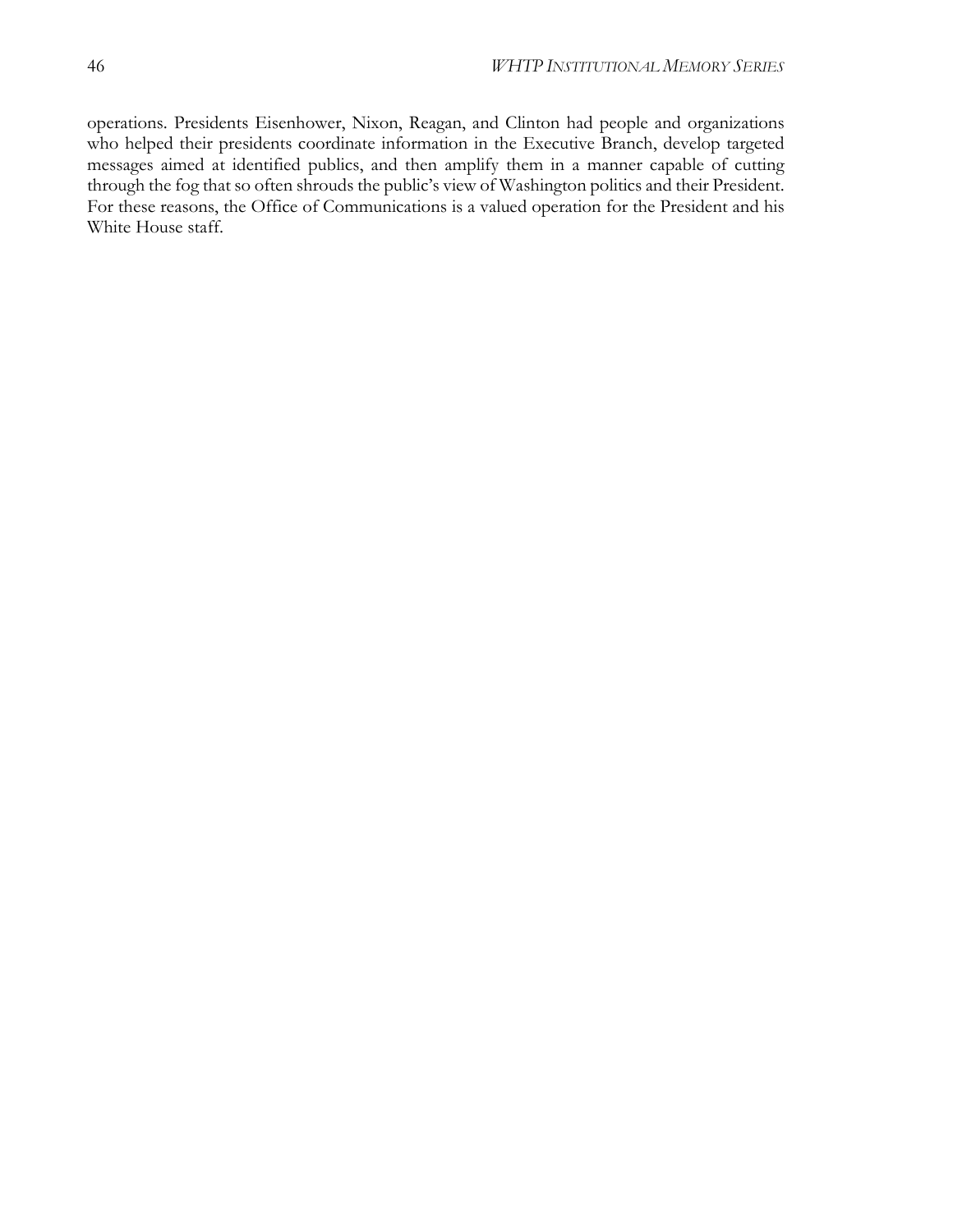operations. Presidents Eisenhower, Nixon, Reagan, and Clinton had people and organizations who helped their presidents coordinate information in the Executive Branch, develop targeted messages aimed at identified publics, and then amplify them in a manner capable of cutting through the fog that so often shrouds the public's view of Washington politics and their President. For these reasons, the Office of Communications is a valued operation for the President and his White House staff.